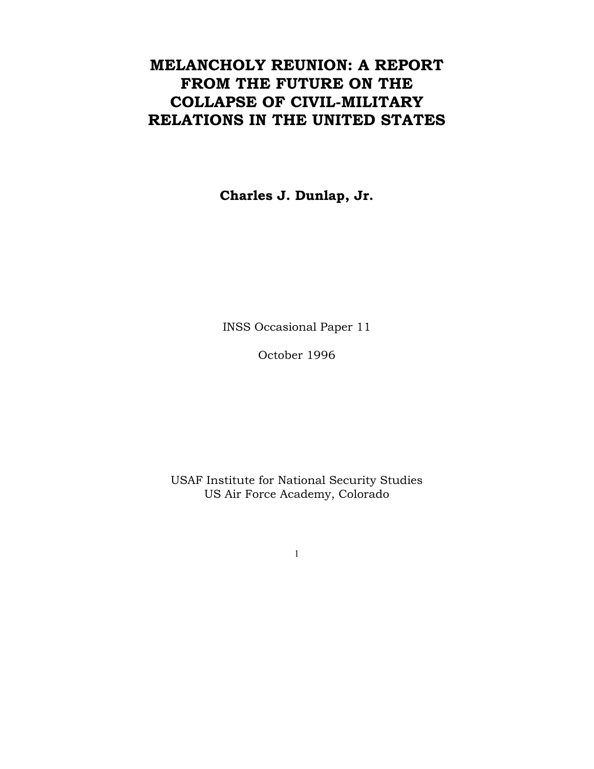# MELANCHOLY REUNION: A REPORT FROM THE FUTURE ON THE COLLAPSE OF CIVIL-MILITARY RELATIONS IN THE UNITED STATES

**Charles J. Dunlap, Jr.**

INSS Occasional Paper 11

October 1996

USAF Institute for National Security Studies
US Air Force Academy, Colorado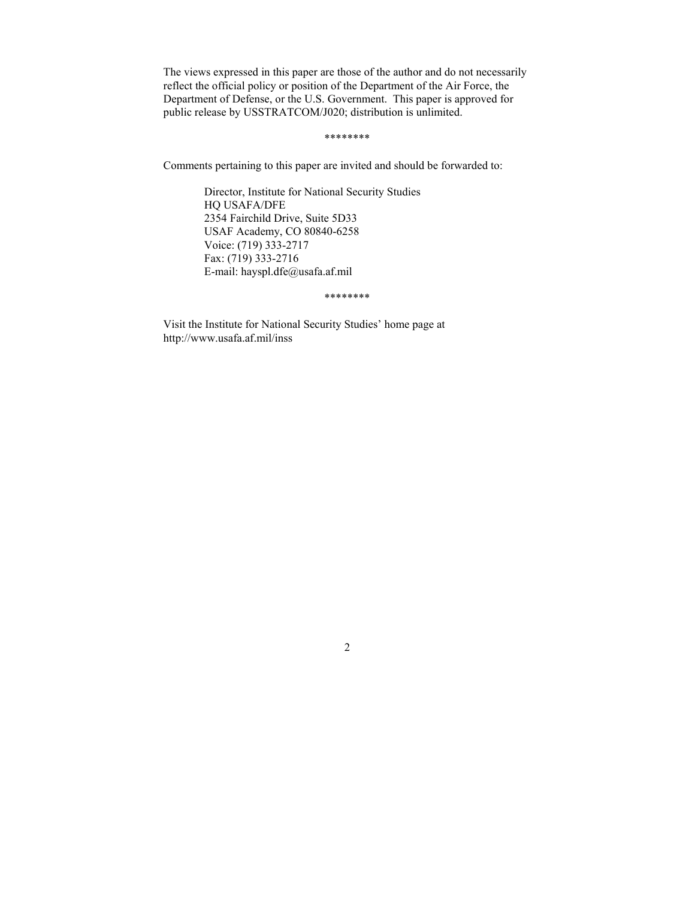The views expressed in this paper are those of the author and do not necessarily reflect the official policy or position of the Department of the Air Force, the Department of Defense, or the U.S. Government. This paper is approved for public release by USSTRATCOM/J020; distribution is unlimited.

********

Comments pertaining to this paper are invited and should be forwarded to:

Director, Institute for National Security Studies
HQ USAFA/DFE
2354 Fairchild Drive, Suite 5D33
USAF Academy, CO 80840-6258
Voice: (719) 333-2717
Fax: (719) 333-2716
E-mail: hayspl.dfe@usafa.af.mil

********

Visit the Institute for National Security Studies' home page at
http://www.usafa.af.mil/inss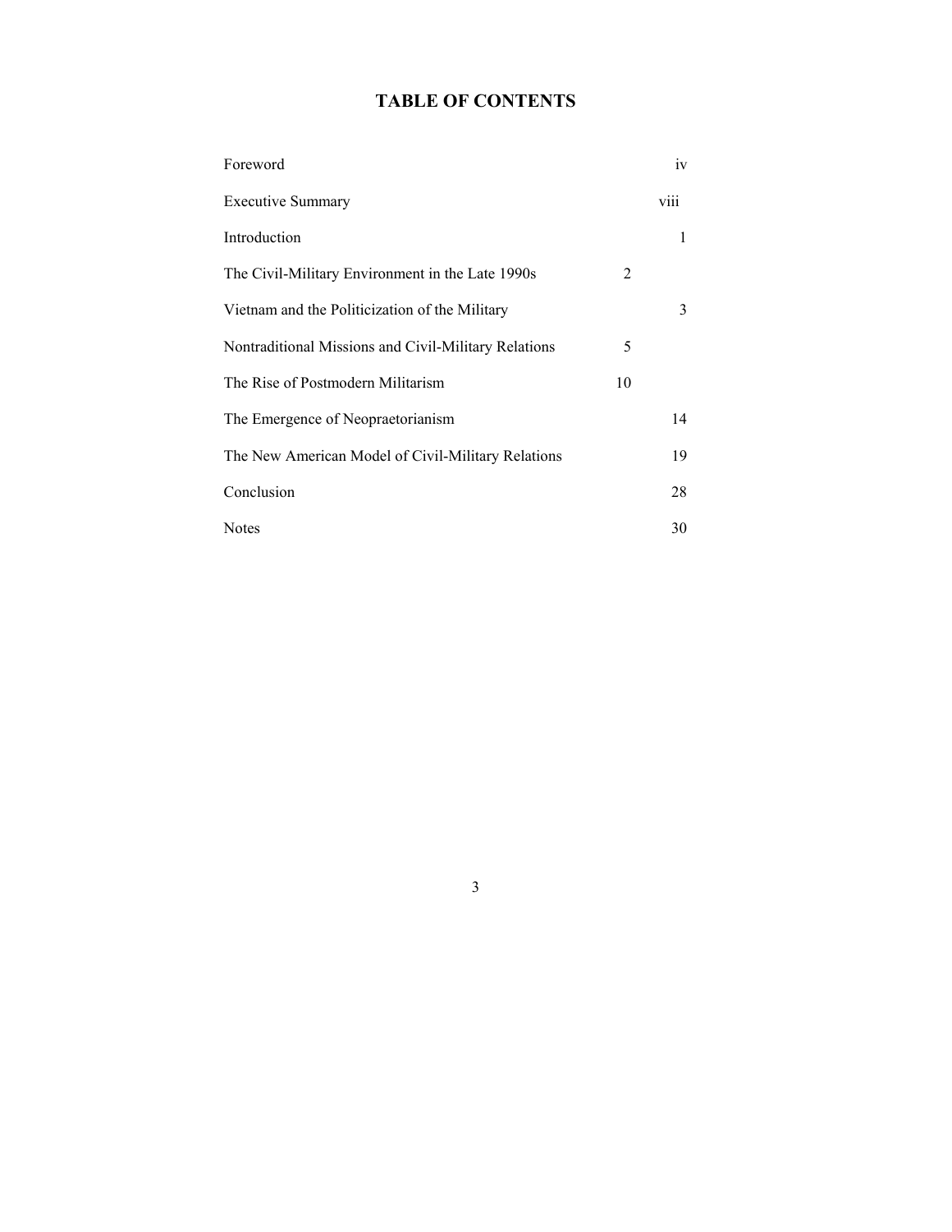# TABLE OF CONTENTS

| | |
|---|---|
| Foreword | iv |
| Executive Summary | viii |
| Introduction | 1 |
| The Civil-Military Environment in the Late 1990s | 2 |
| Vietnam and the Politicization of the Military | 3 |
| Nontraditional Missions and Civil-Military Relations | 5 |
| The Rise of Postmodern Militarism | 10 |
| The Emergence of Neopraetorianism | 14 |
| The New American Model of Civil-Military Relations | 19 |
| Conclusion | 28 |
| Notes | 30 |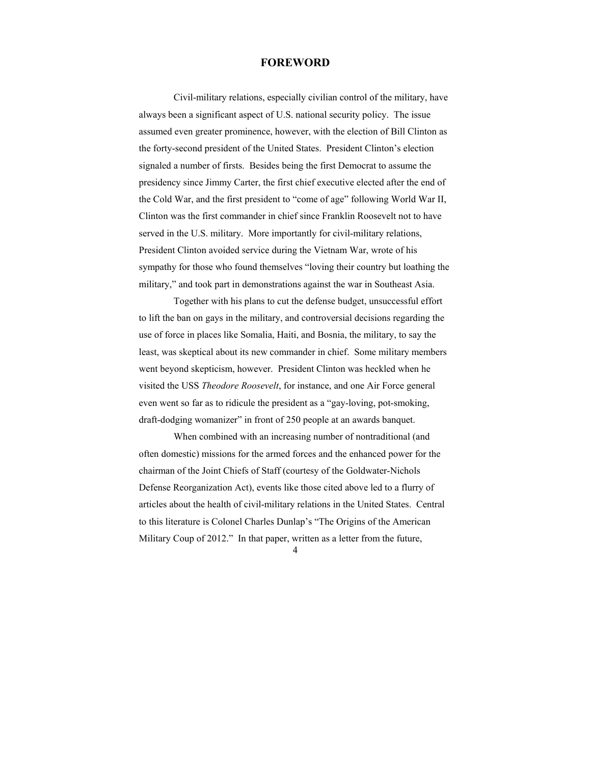# FOREWORD

Civil-military relations, especially civilian control of the military, have always been a significant aspect of U.S. national security policy. The issue assumed even greater prominence, however, with the election of Bill Clinton as the forty-second president of the United States. President Clinton's election signaled a number of firsts. Besides being the first Democrat to assume the presidency since Jimmy Carter, the first chief executive elected after the end of the Cold War, and the first president to "come of age" following World War II, Clinton was the first commander in chief since Franklin Roosevelt not to have served in the U.S. military. More importantly for civil-military relations, President Clinton avoided service during the Vietnam War, wrote of his sympathy for those who found themselves "loving their country but loathing the military," and took part in demonstrations against the war in Southeast Asia.

Together with his plans to cut the defense budget, unsuccessful effort to lift the ban on gays in the military, and controversial decisions regarding the use of force in places like Somalia, Haiti, and Bosnia, the military, to say the least, was skeptical about its new commander in chief. Some military members went beyond skepticism, however. President Clinton was heckled when he visited the USS *Theodore Roosevelt*, for instance, and one Air Force general even went so far as to ridicule the president as a "gay-loving, pot-smoking, draft-dodging womanizer" in front of 250 people at an awards banquet.

When combined with an increasing number of nontraditional (and often domestic) missions for the armed forces and the enhanced power for the chairman of the Joint Chiefs of Staff (courtesy of the Goldwater-Nichols Defense Reorganization Act), events like those cited above led to a flurry of articles about the health of civil-military relations in the United States. Central to this literature is Colonel Charles Dunlap's "The Origins of the American Military Coup of 2012." In that paper, written as a letter from the future,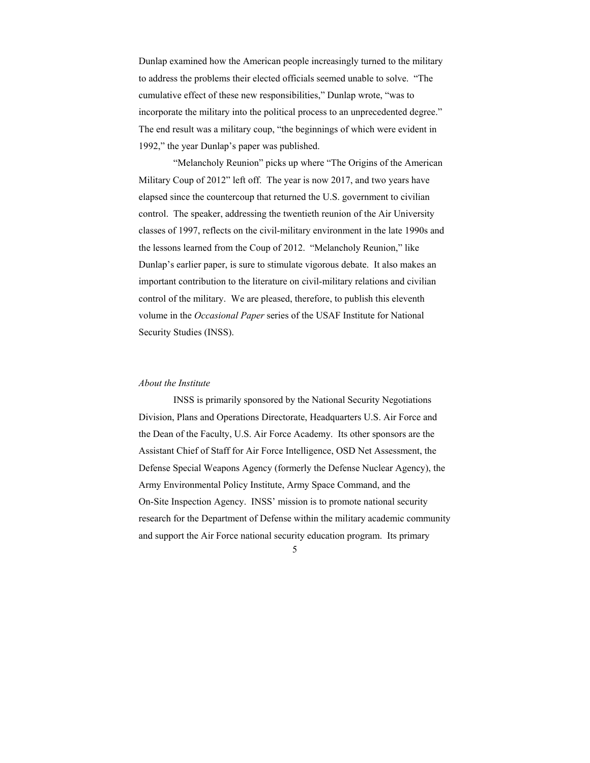Dunlap examined how the American people increasingly turned to the military to address the problems their elected officials seemed unable to solve. "The cumulative effect of these new responsibilities," Dunlap wrote, "was to incorporate the military into the political process to an unprecedented degree." The end result was a military coup, "the beginnings of which were evident in 1992," the year Dunlap's paper was published.

"Melancholy Reunion" picks up where "The Origins of the American Military Coup of 2012" left off. The year is now 2017, and two years have elapsed since the countercoup that returned the U.S. government to civilian control. The speaker, addressing the twentieth reunion of the Air University classes of 1997, reflects on the civil-military environment in the late 1990s and the lessons learned from the Coup of 2012. "Melancholy Reunion," like Dunlap's earlier paper, is sure to stimulate vigorous debate. It also makes an important contribution to the literature on civil-military relations and civilian control of the military. We are pleased, therefore, to publish this eleventh volume in the *Occasional Paper* series of the USAF Institute for National Security Studies (INSS).

*About the Institute*

INSS is primarily sponsored by the National Security Negotiations Division, Plans and Operations Directorate, Headquarters U.S. Air Force and the Dean of the Faculty, U.S. Air Force Academy. Its other sponsors are the Assistant Chief of Staff for Air Force Intelligence, OSD Net Assessment, the Defense Special Weapons Agency (formerly the Defense Nuclear Agency), the Army Environmental Policy Institute, Army Space Command, and the On-Site Inspection Agency. INSS' mission is to promote national security research for the Department of Defense within the military academic community and support the Air Force national security education program. Its primary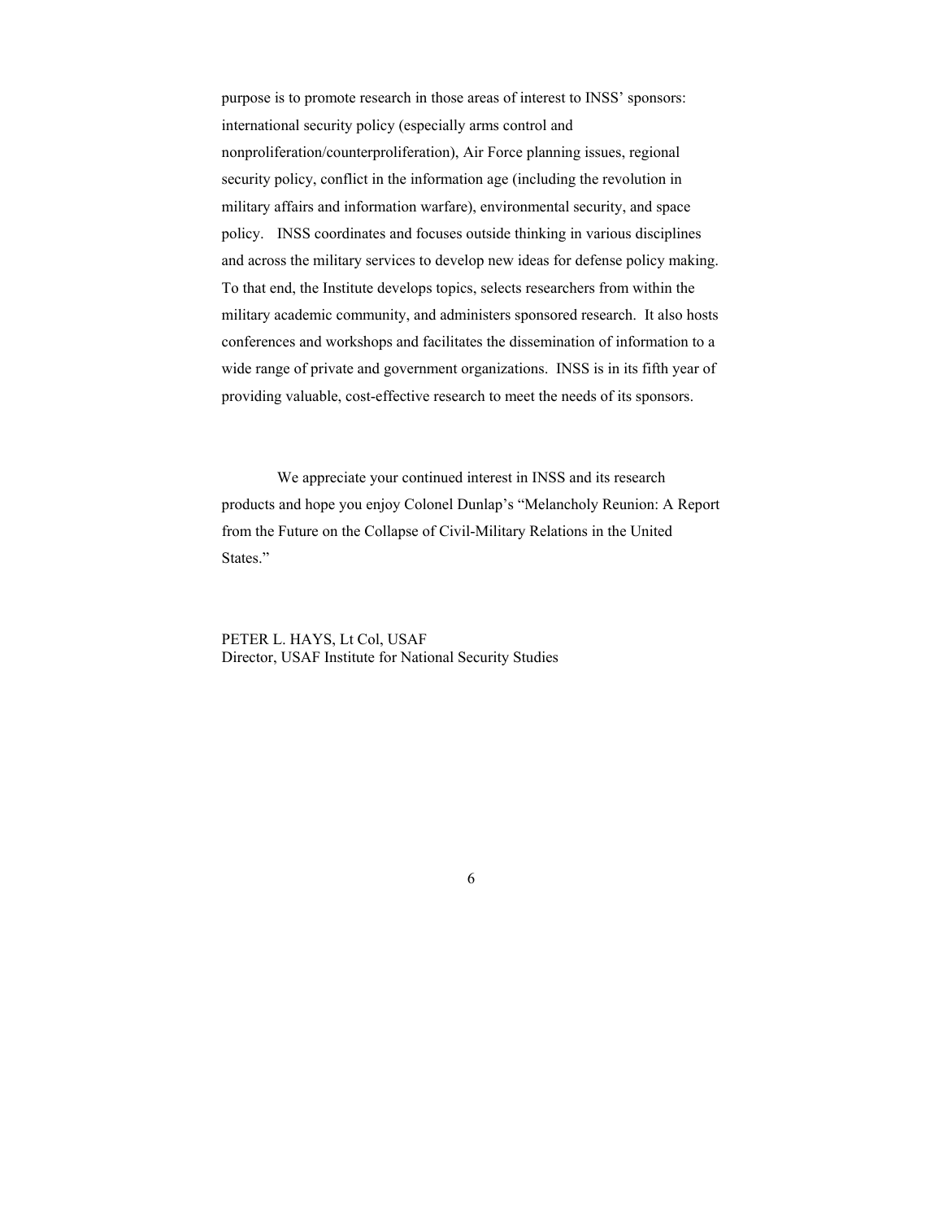purpose is to promote research in those areas of interest to INSS' sponsors: international security policy (especially arms control and nonproliferation/counterproliferation), Air Force planning issues, regional security policy, conflict in the information age (including the revolution in military affairs and information warfare), environmental security, and space policy. INSS coordinates and focuses outside thinking in various disciplines and across the military services to develop new ideas for defense policy making. To that end, the Institute develops topics, selects researchers from within the military academic community, and administers sponsored research. It also hosts conferences and workshops and facilitates the dissemination of information to a wide range of private and government organizations. INSS is in its fifth year of providing valuable, cost-effective research to meet the needs of its sponsors.

We appreciate your continued interest in INSS and its research products and hope you enjoy Colonel Dunlap's "Melancholy Reunion: A Report from the Future on the Collapse of Civil-Military Relations in the United States."

PETER L. HAYS, Lt Col, USAF
Director, USAF Institute for National Security Studies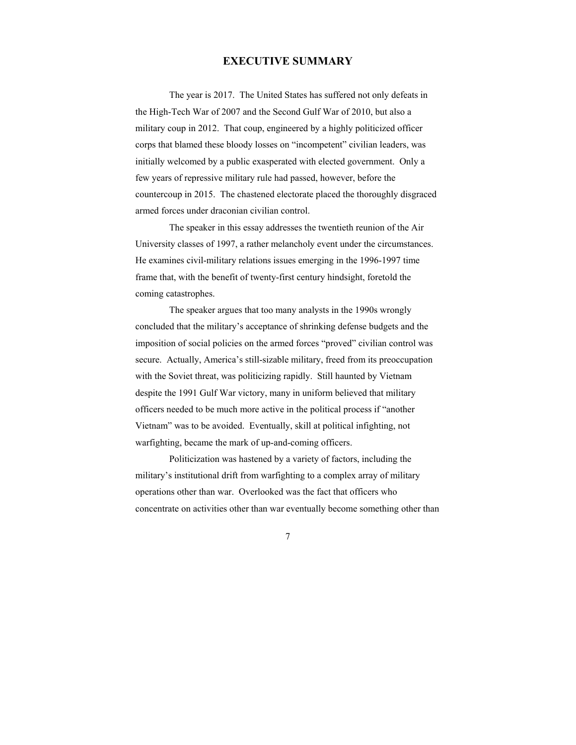# EXECUTIVE SUMMARY

The year is 2017. The United States has suffered not only defeats in the High-Tech War of 2007 and the Second Gulf War of 2010, but also a military coup in 2012. That coup, engineered by a highly politicized officer corps that blamed these bloody losses on "incompetent" civilian leaders, was initially welcomed by a public exasperated with elected government. Only a few years of repressive military rule had passed, however, before the countercoup in 2015. The chastened electorate placed the thoroughly disgraced armed forces under draconian civilian control.

The speaker in this essay addresses the twentieth reunion of the Air University classes of 1997, a rather melancholy event under the circumstances. He examines civil-military relations issues emerging in the 1996-1997 time frame that, with the benefit of twenty-first century hindsight, foretold the coming catastrophes.

The speaker argues that too many analysts in the 1990s wrongly concluded that the military's acceptance of shrinking defense budgets and the imposition of social policies on the armed forces "proved" civilian control was secure. Actually, America's still-sizable military, freed from its preoccupation with the Soviet threat, was politicizing rapidly. Still haunted by Vietnam despite the 1991 Gulf War victory, many in uniform believed that military officers needed to be much more active in the political process if "another Vietnam" was to be avoided. Eventually, skill at political infighting, not warfighting, became the mark of up-and-coming officers.

Politicization was hastened by a variety of factors, including the military's institutional drift from warfighting to a complex array of military operations other than war. Overlooked was the fact that officers who concentrate on activities other than war eventually become something other than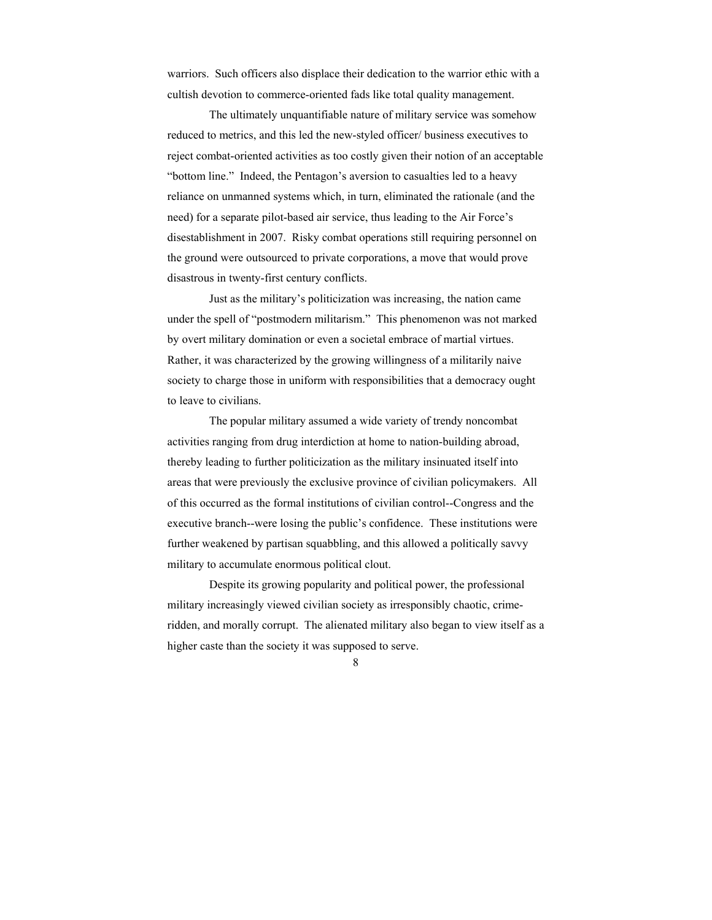warriors. Such officers also displace their dedication to the warrior ethic with a cultish devotion to commerce-oriented fads like total quality management.

The ultimately unquantifiable nature of military service was somehow reduced to metrics, and this led the new-styled officer/ business executives to reject combat-oriented activities as too costly given their notion of an acceptable "bottom line." Indeed, the Pentagon's aversion to casualties led to a heavy reliance on unmanned systems which, in turn, eliminated the rationale (and the need) for a separate pilot-based air service, thus leading to the Air Force's disestablishment in 2007. Risky combat operations still requiring personnel on the ground were outsourced to private corporations, a move that would prove disastrous in twenty-first century conflicts.

Just as the military's politicization was increasing, the nation came under the spell of "postmodern militarism." This phenomenon was not marked by overt military domination or even a societal embrace of martial virtues. Rather, it was characterized by the growing willingness of a militarily naive society to charge those in uniform with responsibilities that a democracy ought to leave to civilians.

The popular military assumed a wide variety of trendy noncombat activities ranging from drug interdiction at home to nation-building abroad, thereby leading to further politicization as the military insinuated itself into areas that were previously the exclusive province of civilian policymakers. All of this occurred as the formal institutions of civilian control--Congress and the executive branch--were losing the public's confidence. These institutions were further weakened by partisan squabbling, and this allowed a politically savvy military to accumulate enormous political clout.

Despite its growing popularity and political power, the professional military increasingly viewed civilian society as irresponsibly chaotic, crime-ridden, and morally corrupt. The alienated military also began to view itself as a higher caste than the society it was supposed to serve.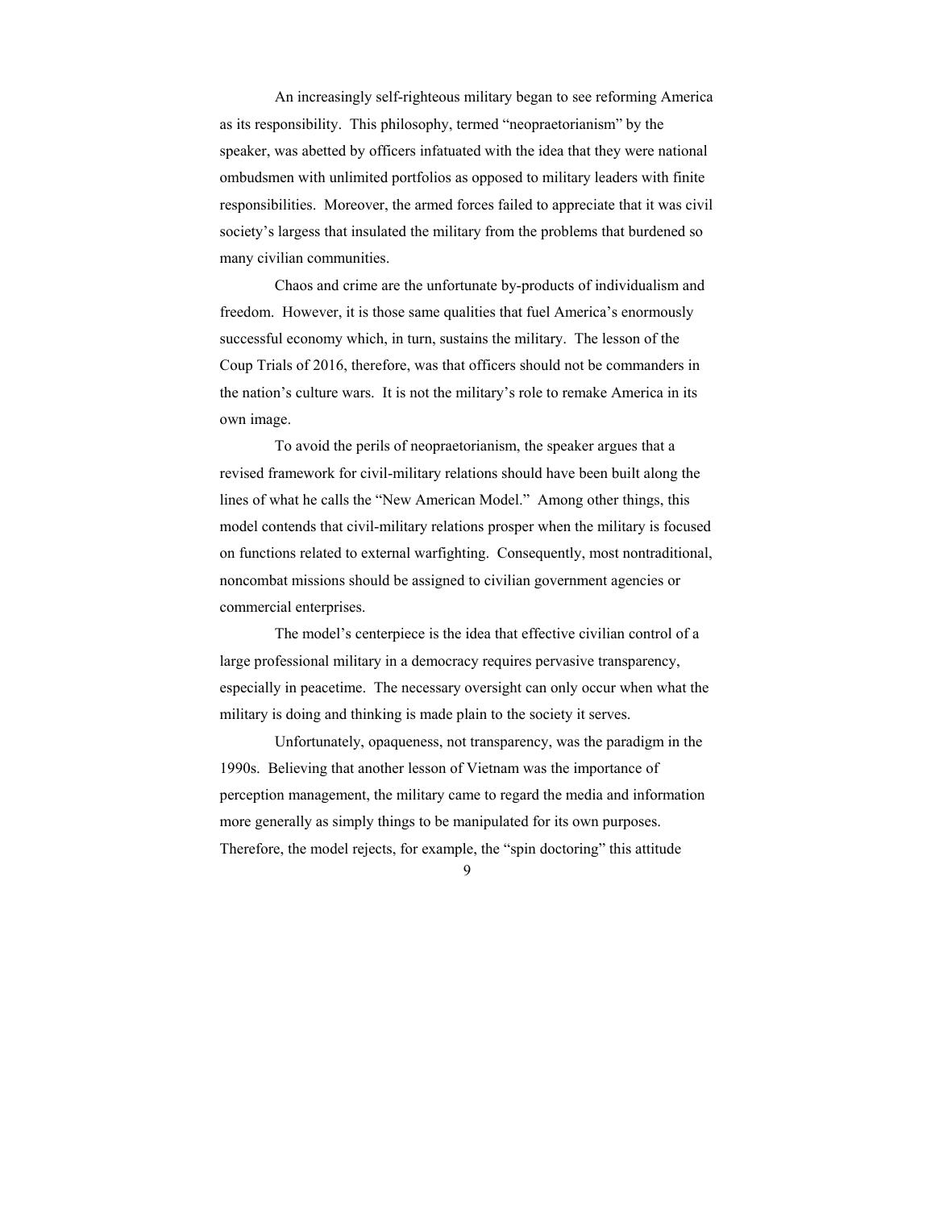An increasingly self-righteous military began to see reforming America as its responsibility. This philosophy, termed "neopraetorianism" by the speaker, was abetted by officers infatuated with the idea that they were national ombudsmen with unlimited portfolios as opposed to military leaders with finite responsibilities. Moreover, the armed forces failed to appreciate that it was civil society's largess that insulated the military from the problems that burdened so many civilian communities.

Chaos and crime are the unfortunate by-products of individualism and freedom. However, it is those same qualities that fuel America's enormously successful economy which, in turn, sustains the military. The lesson of the Coup Trials of 2016, therefore, was that officers should not be commanders in the nation's culture wars. It is not the military's role to remake America in its own image.

To avoid the perils of neopraetorianism, the speaker argues that a revised framework for civil-military relations should have been built along the lines of what he calls the "New American Model." Among other things, this model contends that civil-military relations prosper when the military is focused on functions related to external warfighting. Consequently, most nontraditional, noncombat missions should be assigned to civilian government agencies or commercial enterprises.

The model's centerpiece is the idea that effective civilian control of a large professional military in a democracy requires pervasive transparency, especially in peacetime. The necessary oversight can only occur when what the military is doing and thinking is made plain to the society it serves.

Unfortunately, opaqueness, not transparency, was the paradigm in the 1990s. Believing that another lesson of Vietnam was the importance of perception management, the military came to regard the media and information more generally as simply things to be manipulated for its own purposes. Therefore, the model rejects, for example, the "spin doctoring" this attitude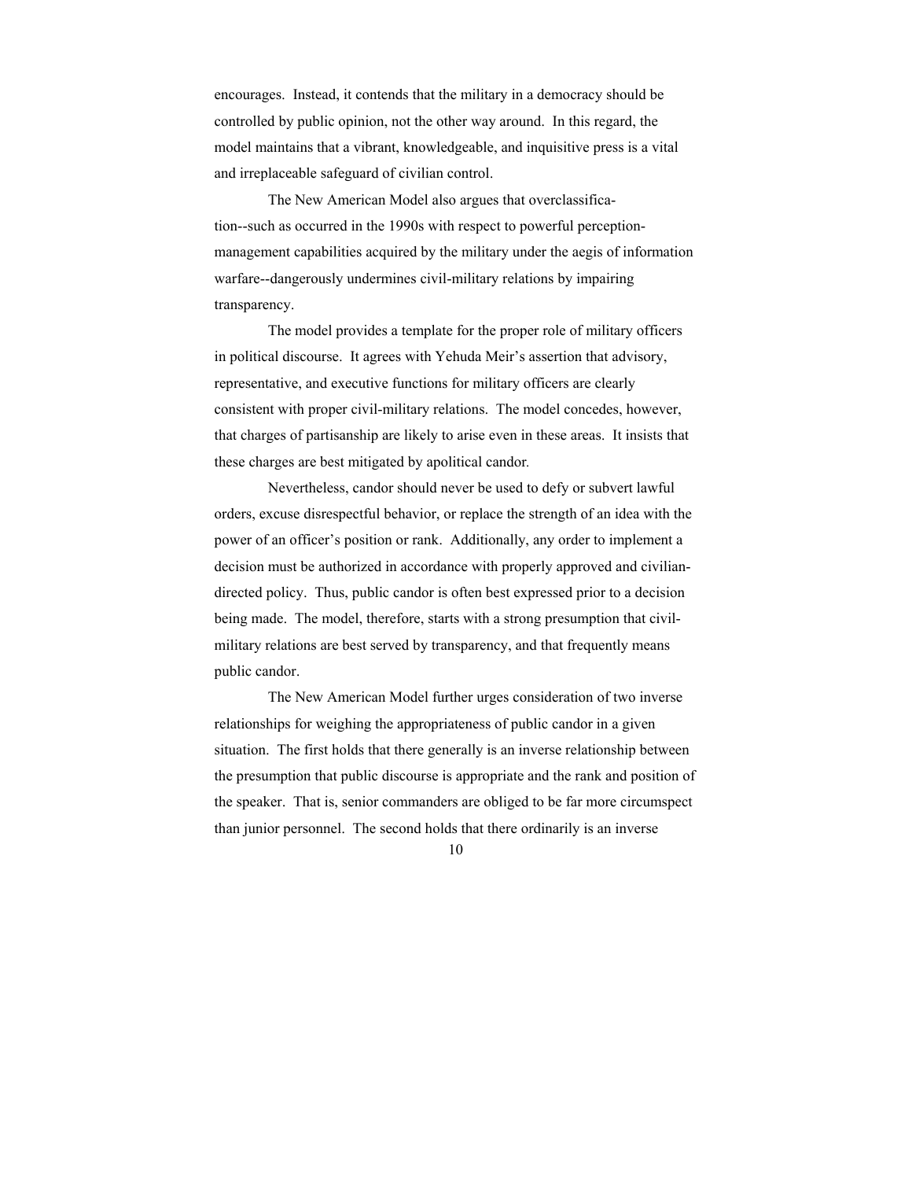encourages. Instead, it contends that the military in a democracy should be controlled by public opinion, not the other way around. In this regard, the model maintains that a vibrant, knowledgeable, and inquisitive press is a vital and irreplaceable safeguard of civilian control.

The New American Model also argues that overclassification--such as occurred in the 1990s with respect to powerful perception-management capabilities acquired by the military under the aegis of information warfare--dangerously undermines civil-military relations by impairing transparency.

The model provides a template for the proper role of military officers in political discourse. It agrees with Yehuda Meir's assertion that advisory, representative, and executive functions for military officers are clearly consistent with proper civil-military relations. The model concedes, however, that charges of partisanship are likely to arise even in these areas. It insists that these charges are best mitigated by apolitical candor.

Nevertheless, candor should never be used to defy or subvert lawful orders, excuse disrespectful behavior, or replace the strength of an idea with the power of an officer's position or rank. Additionally, any order to implement a decision must be authorized in accordance with properly approved and civilian-directed policy. Thus, public candor is often best expressed prior to a decision being made. The model, therefore, starts with a strong presumption that civil-military relations are best served by transparency, and that frequently means public candor.

The New American Model further urges consideration of two inverse relationships for weighing the appropriateness of public candor in a given situation. The first holds that there generally is an inverse relationship between the presumption that public discourse is appropriate and the rank and position of the speaker. That is, senior commanders are obliged to be far more circumspect than junior personnel. The second holds that there ordinarily is an inverse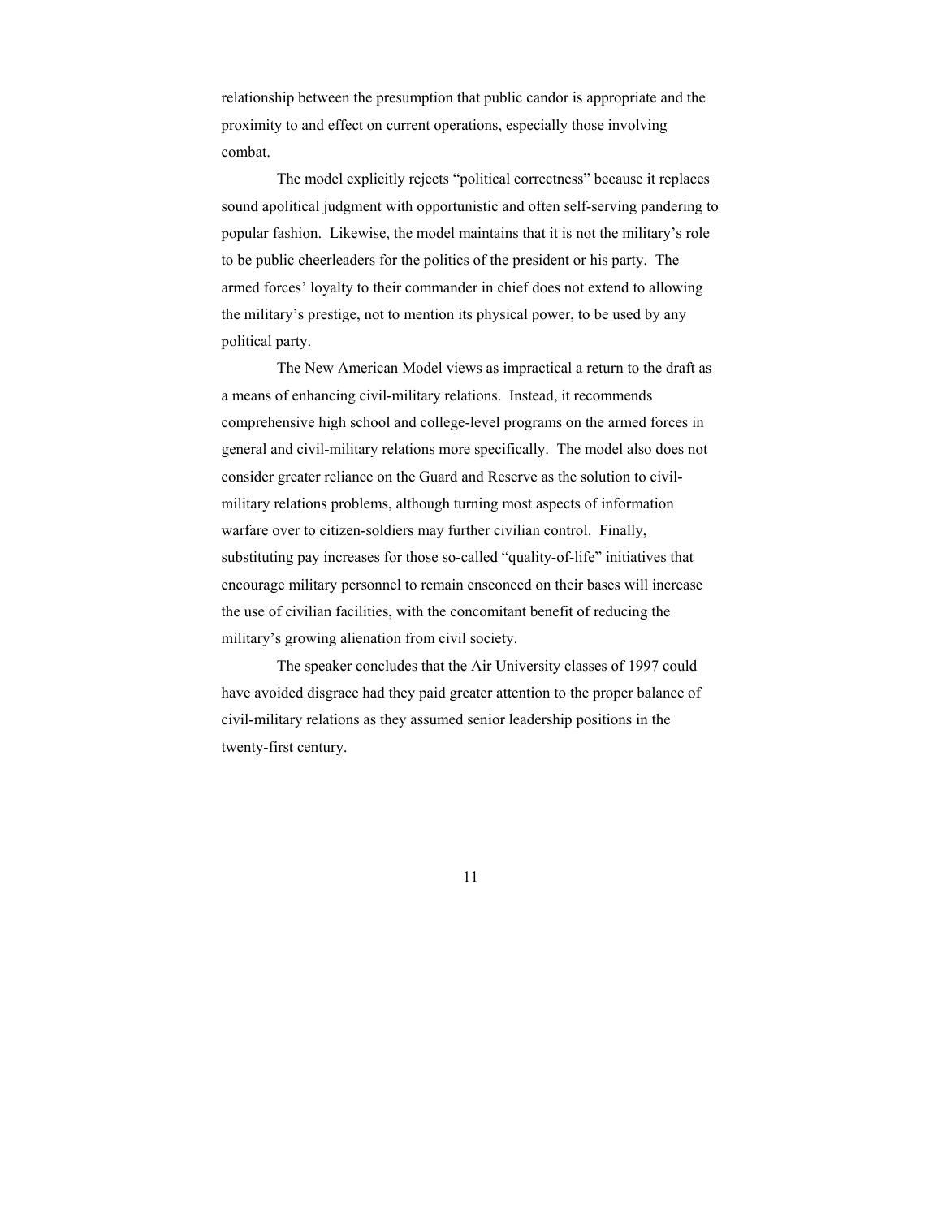relationship between the presumption that public candor is appropriate and the proximity to and effect on current operations, especially those involving combat.

The model explicitly rejects "political correctness" because it replaces sound apolitical judgment with opportunistic and often self-serving pandering to popular fashion. Likewise, the model maintains that it is not the military's role to be public cheerleaders for the politics of the president or his party. The armed forces' loyalty to their commander in chief does not extend to allowing the military's prestige, not to mention its physical power, to be used by any political party.

The New American Model views as impractical a return to the draft as a means of enhancing civil-military relations. Instead, it recommends comprehensive high school and college-level programs on the armed forces in general and civil-military relations more specifically. The model also does not consider greater reliance on the Guard and Reserve as the solution to civil-military relations problems, although turning most aspects of information warfare over to citizen-soldiers may further civilian control. Finally, substituting pay increases for those so-called "quality-of-life" initiatives that encourage military personnel to remain ensconced on their bases will increase the use of civilian facilities, with the concomitant benefit of reducing the military's growing alienation from civil society.

The speaker concludes that the Air University classes of 1997 could have avoided disgrace had they paid greater attention to the proper balance of civil-military relations as they assumed senior leadership positions in the twenty-first century.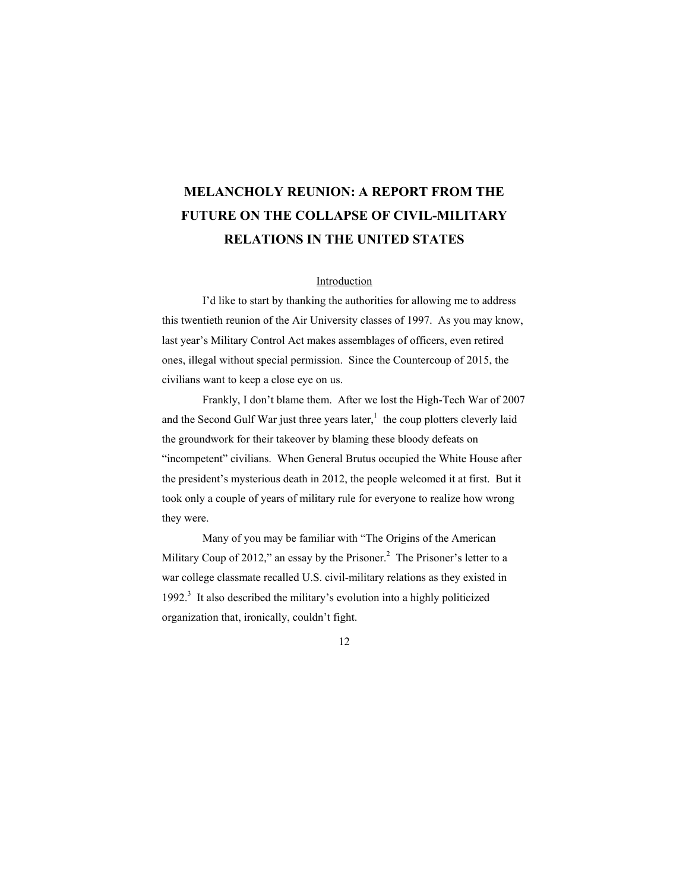# MELANCHOLY REUNION: A REPORT FROM THE FUTURE ON THE COLLAPSE OF CIVIL-MILITARY RELATIONS IN THE UNITED STATES

## Introduction

I'd like to start by thanking the authorities for allowing me to address this twentieth reunion of the Air University classes of 1997. As you may know, last year's Military Control Act makes assemblages of officers, even retired ones, illegal without special permission. Since the Countercoup of 2015, the civilians want to keep a close eye on us.

Frankly, I don't blame them. After we lost the High-Tech War of 2007 and the Second Gulf War just three years later,[1] the coup plotters cleverly laid the groundwork for their takeover by blaming these bloody defeats on "incompetent" civilians. When General Brutus occupied the White House after the president's mysterious death in 2012, the people welcomed it at first. But it took only a couple of years of military rule for everyone to realize how wrong they were.

Many of you may be familiar with "The Origins of the American Military Coup of 2012," an essay by the Prisoner.[2] The Prisoner's letter to a war college classmate recalled U.S. civil-military relations as they existed in 1992.[3] It also described the military's evolution into a highly politicized organization that, ironically, couldn't fight.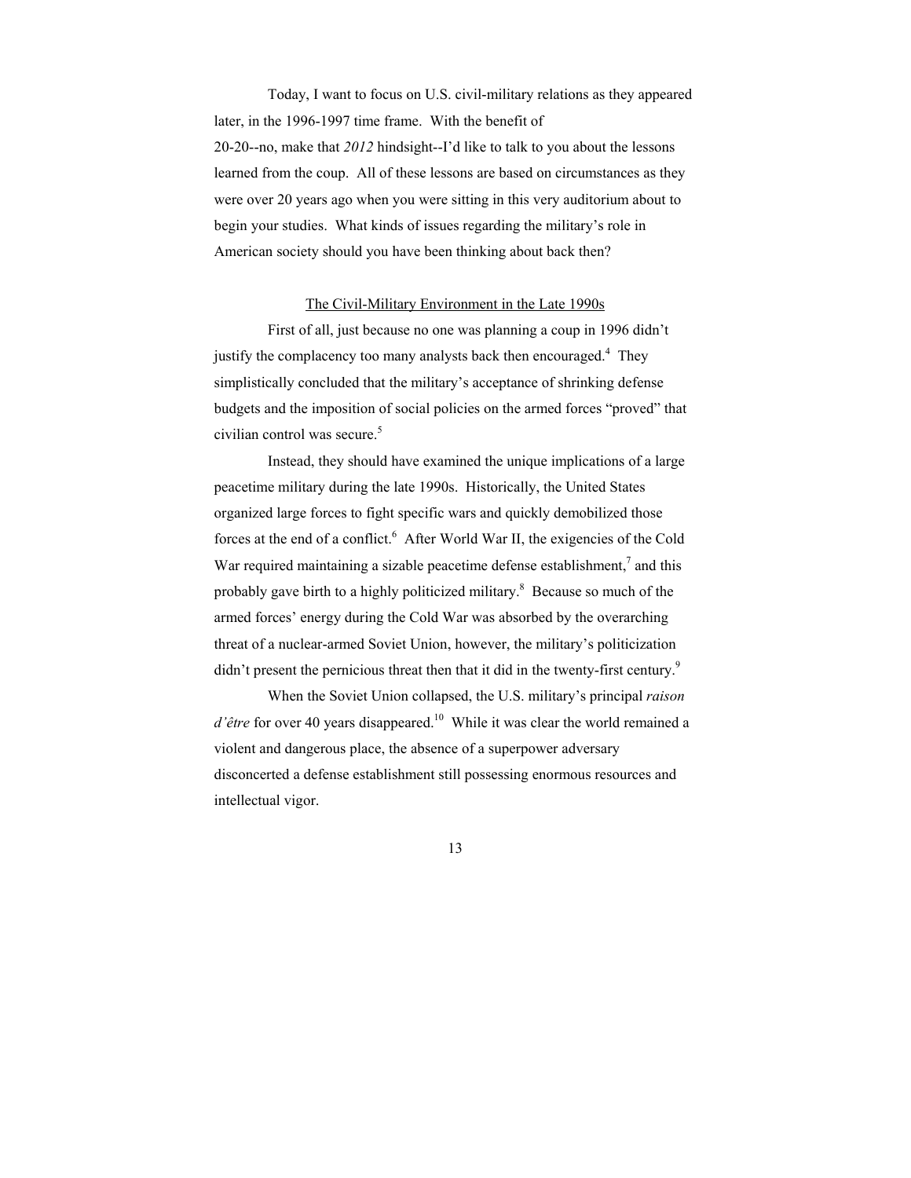Today, I want to focus on U.S. civil-military relations as they appeared later, in the 1996-1997 time frame. With the benefit of 20-20--no, make that *2012* hindsight--I'd like to talk to you about the lessons learned from the coup. All of these lessons are based on circumstances as they were over 20 years ago when you were sitting in this very auditorium about to begin your studies. What kinds of issues regarding the military's role in American society should you have been thinking about back then?

## The Civil-Military Environment in the Late 1990s

First of all, just because no one was planning a coup in 1996 didn't justify the complacency too many analysts back then encouraged.[4] They simplistically concluded that the military's acceptance of shrinking defense budgets and the imposition of social policies on the armed forces "proved" that civilian control was secure.[5]

Instead, they should have examined the unique implications of a large peacetime military during the late 1990s. Historically, the United States organized large forces to fight specific wars and quickly demobilized those forces at the end of a conflict.[6] After World War II, the exigencies of the Cold War required maintaining a sizable peacetime defense establishment,[7] and this probably gave birth to a highly politicized military.[8] Because so much of the armed forces' energy during the Cold War was absorbed by the overarching threat of a nuclear-armed Soviet Union, however, the military's politicization didn't present the pernicious threat then that it did in the twenty-first century.[9]

When the Soviet Union collapsed, the U.S. military's principal *raison d'être* for over 40 years disappeared.[10] While it was clear the world remained a violent and dangerous place, the absence of a superpower adversary disconcerted a defense establishment still possessing enormous resources and intellectual vigor.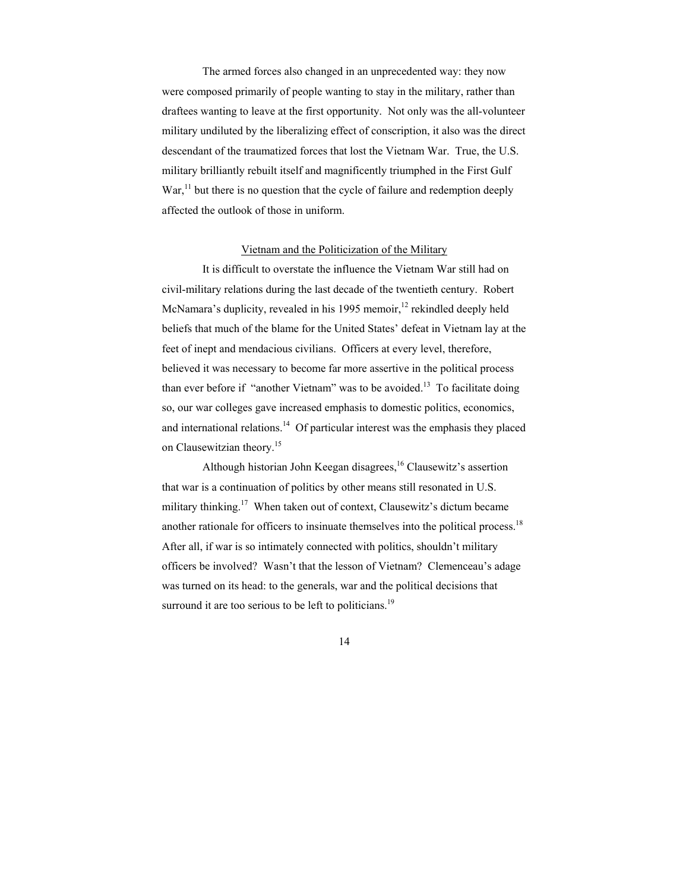The armed forces also changed in an unprecedented way: they now were composed primarily of people wanting to stay in the military, rather than draftees wanting to leave at the first opportunity. Not only was the all-volunteer military undiluted by the liberalizing effect of conscription, it also was the direct descendant of the traumatized forces that lost the Vietnam War. True, the U.S. military brilliantly rebuilt itself and magnificently triumphed in the First Gulf War,[11] but there is no question that the cycle of failure and redemption deeply affected the outlook of those in uniform.

## Vietnam and the Politicization of the Military

It is difficult to overstate the influence the Vietnam War still had on civil-military relations during the last decade of the twentieth century. Robert McNamara's duplicity, revealed in his 1995 memoir,[12] rekindled deeply held beliefs that much of the blame for the United States' defeat in Vietnam lay at the feet of inept and mendacious civilians. Officers at every level, therefore, believed it was necessary to become far more assertive in the political process than ever before if "another Vietnam" was to be avoided.[13] To facilitate doing so, our war colleges gave increased emphasis to domestic politics, economics, and international relations.[14] Of particular interest was the emphasis they placed on Clausewitzian theory.[15]

Although historian John Keegan disagrees,[16] Clausewitz's assertion that war is a continuation of politics by other means still resonated in U.S. military thinking.[17] When taken out of context, Clausewitz's dictum became another rationale for officers to insinuate themselves into the political process.[18] After all, if war is so intimately connected with politics, shouldn't military officers be involved? Wasn't that the lesson of Vietnam? Clemenceau's adage was turned on its head: to the generals, war and the political decisions that surround it are too serious to be left to politicians.[19]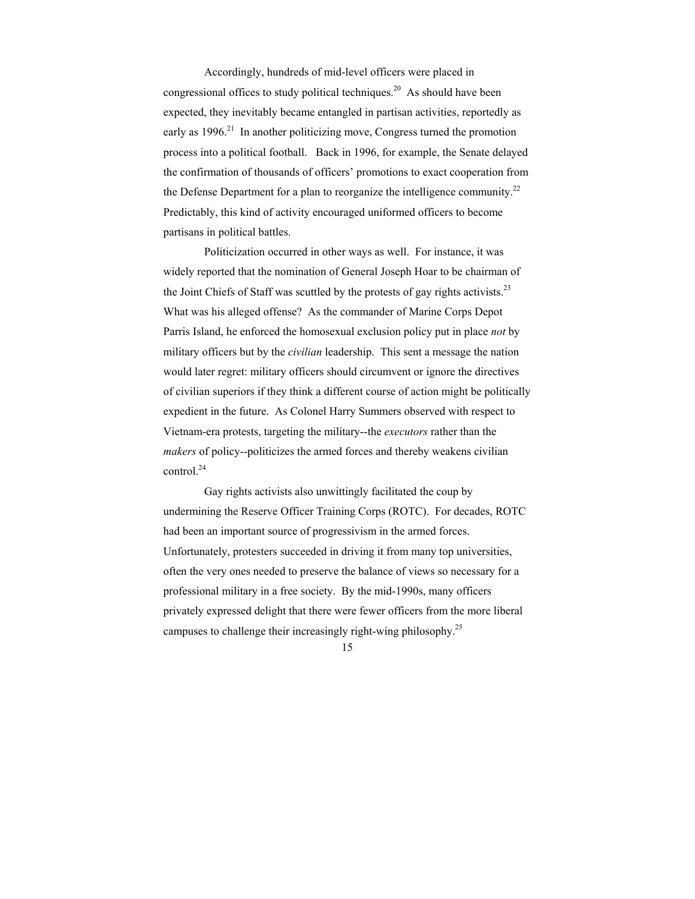Accordingly, hundreds of mid-level officers were placed in congressional offices to study political techniques.[20] As should have been expected, they inevitably became entangled in partisan activities, reportedly as early as 1996.[21] In another politicizing move, Congress turned the promotion process into a political football. Back in 1996, for example, the Senate delayed the confirmation of thousands of officers' promotions to exact cooperation from the Defense Department for a plan to reorganize the intelligence community.[22] Predictably, this kind of activity encouraged uniformed officers to become partisans in political battles.

Politicization occurred in other ways as well. For instance, it was widely reported that the nomination of General Joseph Hoar to be chairman of the Joint Chiefs of Staff was scuttled by the protests of gay rights activists.[23] What was his alleged offense? As the commander of Marine Corps Depot Parris Island, he enforced the homosexual exclusion policy put in place *not* by military officers but by the *civilian* leadership. This sent a message the nation would later regret: military officers should circumvent or ignore the directives of civilian superiors if they think a different course of action might be politically expedient in the future. As Colonel Harry Summers observed with respect to Vietnam-era protests, targeting the military--the *executors* rather than the *makers* of policy--politicizes the armed forces and thereby weakens civilian control.[24]

Gay rights activists also unwittingly facilitated the coup by undermining the Reserve Officer Training Corps (ROTC). For decades, ROTC had been an important source of progressivism in the armed forces. Unfortunately, protesters succeeded in driving it from many top universities, often the very ones needed to preserve the balance of views so necessary for a professional military in a free society. By the mid-1990s, many officers privately expressed delight that there were fewer officers from the more liberal campuses to challenge their increasingly right-wing philosophy.[25]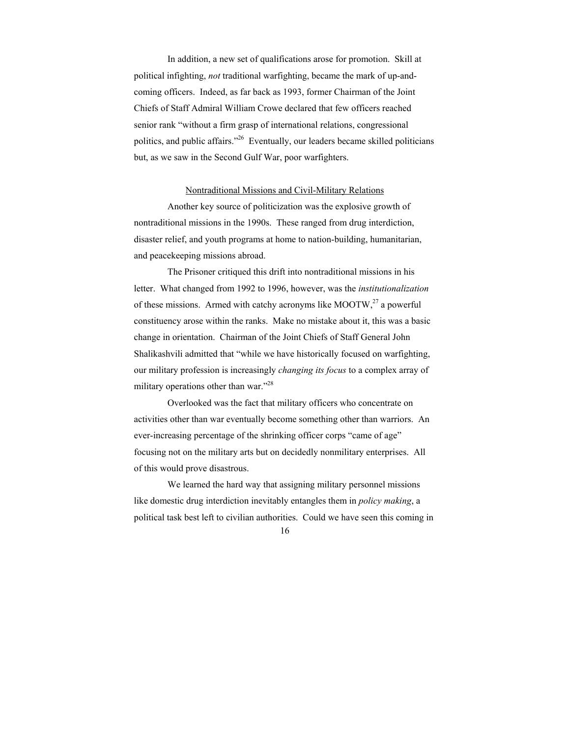In addition, a new set of qualifications arose for promotion. Skill at political infighting, *not* traditional warfighting, became the mark of up-and-coming officers. Indeed, as far back as 1993, former Chairman of the Joint Chiefs of Staff Admiral William Crowe declared that few officers reached senior rank "without a firm grasp of international relations, congressional politics, and public affairs."[26] Eventually, our leaders became skilled politicians but, as we saw in the Second Gulf War, poor warfighters.

## Nontraditional Missions and Civil-Military Relations

Another key source of politicization was the explosive growth of nontraditional missions in the 1990s. These ranged from drug interdiction, disaster relief, and youth programs at home to nation-building, humanitarian, and peacekeeping missions abroad.

The Prisoner critiqued this drift into nontraditional missions in his letter. What changed from 1992 to 1996, however, was the *institutionalization* of these missions. Armed with catchy acronyms like MOOTW,[27] a powerful constituency arose within the ranks. Make no mistake about it, this was a basic change in orientation. Chairman of the Joint Chiefs of Staff General John Shalikashvili admitted that "while we have historically focused on warfighting, our military profession is increasingly *changing its focus* to a complex array of military operations other than war."[28]

Overlooked was the fact that military officers who concentrate on activities other than war eventually become something other than warriors. An ever-increasing percentage of the shrinking officer corps "came of age" focusing not on the military arts but on decidedly nonmilitary enterprises. All of this would prove disastrous.

We learned the hard way that assigning military personnel missions like domestic drug interdiction inevitably entangles them in *policy making*, a political task best left to civilian authorities. Could we have seen this coming in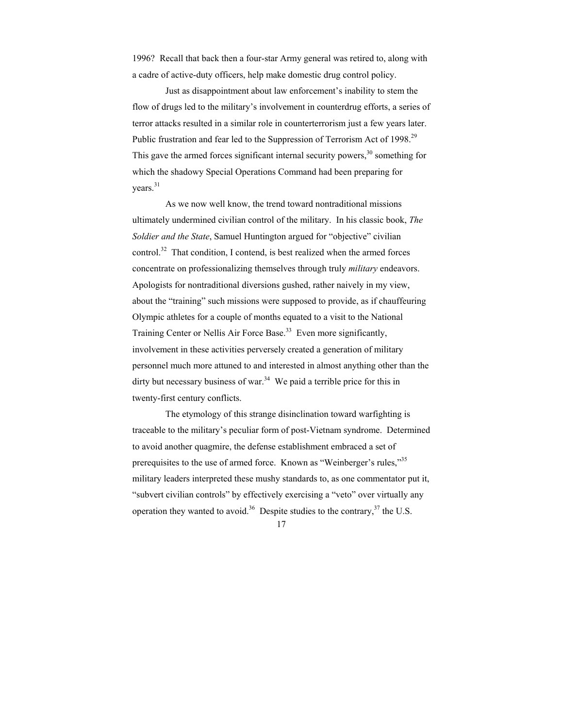1996? Recall that back then a four-star Army general was retired to, along with a cadre of active-duty officers, help make domestic drug control policy.

Just as disappointment about law enforcement's inability to stem the flow of drugs led to the military's involvement in counterdrug efforts, a series of terror attacks resulted in a similar role in counterterrorism just a few years later. Public frustration and fear led to the Suppression of Terrorism Act of 1998.[29] This gave the armed forces significant internal security powers,[30] something for which the shadowy Special Operations Command had been preparing for years.[31]

As we now well know, the trend toward nontraditional missions ultimately undermined civilian control of the military. In his classic book, *The Soldier and the State*, Samuel Huntington argued for "objective" civilian control.[32] That condition, I contend, is best realized when the armed forces concentrate on professionalizing themselves through truly *military* endeavors. Apologists for nontraditional diversions gushed, rather naively in my view, about the "training" such missions were supposed to provide, as if chauffeuring Olympic athletes for a couple of months equated to a visit to the National Training Center or Nellis Air Force Base.[33] Even more significantly, involvement in these activities perversely created a generation of military personnel much more attuned to and interested in almost anything other than the dirty but necessary business of war.[34] We paid a terrible price for this in twenty-first century conflicts.

The etymology of this strange disinclination toward warfighting is traceable to the military's peculiar form of post-Vietnam syndrome. Determined to avoid another quagmire, the defense establishment embraced a set of prerequisites to the use of armed force. Known as "Weinberger's rules,"[35] military leaders interpreted these mushy standards to, as one commentator put it, "subvert civilian controls" by effectively exercising a "veto" over virtually any operation they wanted to avoid.[36] Despite studies to the contrary,[37] the U.S.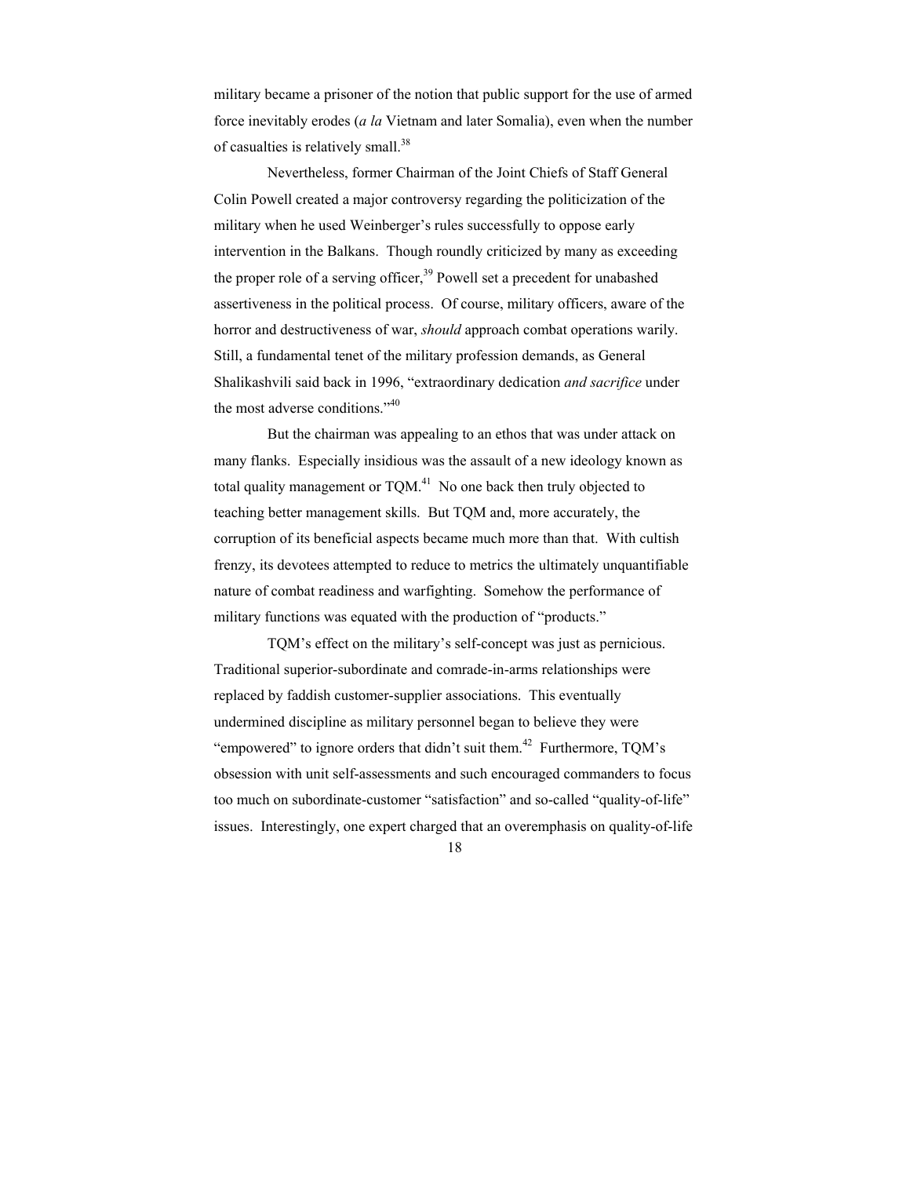military became a prisoner of the notion that public support for the use of armed force inevitably erodes (*a la* Vietnam and later Somalia), even when the number of casualties is relatively small.[38]

Nevertheless, former Chairman of the Joint Chiefs of Staff General Colin Powell created a major controversy regarding the politicization of the military when he used Weinberger's rules successfully to oppose early intervention in the Balkans. Though roundly criticized by many as exceeding the proper role of a serving officer,[39] Powell set a precedent for unabashed assertiveness in the political process. Of course, military officers, aware of the horror and destructiveness of war, *should* approach combat operations warily. Still, a fundamental tenet of the military profession demands, as General Shalikashvili said back in 1996, "extraordinary dedication *and sacrifice* under the most adverse conditions."[40]

But the chairman was appealing to an ethos that was under attack on many flanks. Especially insidious was the assault of a new ideology known as total quality management or TQM.[41] No one back then truly objected to teaching better management skills. But TQM and, more accurately, the corruption of its beneficial aspects became much more than that. With cultish frenzy, its devotees attempted to reduce to metrics the ultimately unquantifiable nature of combat readiness and warfighting. Somehow the performance of military functions was equated with the production of "products."

TQM's effect on the military's self-concept was just as pernicious. Traditional superior-subordinate and comrade-in-arms relationships were replaced by faddish customer-supplier associations. This eventually undermined discipline as military personnel began to believe they were "empowered" to ignore orders that didn't suit them.[42] Furthermore, TQM's obsession with unit self-assessments and such encouraged commanders to focus too much on subordinate-customer "satisfaction" and so-called "quality-of-life" issues. Interestingly, one expert charged that an overemphasis on quality-of-life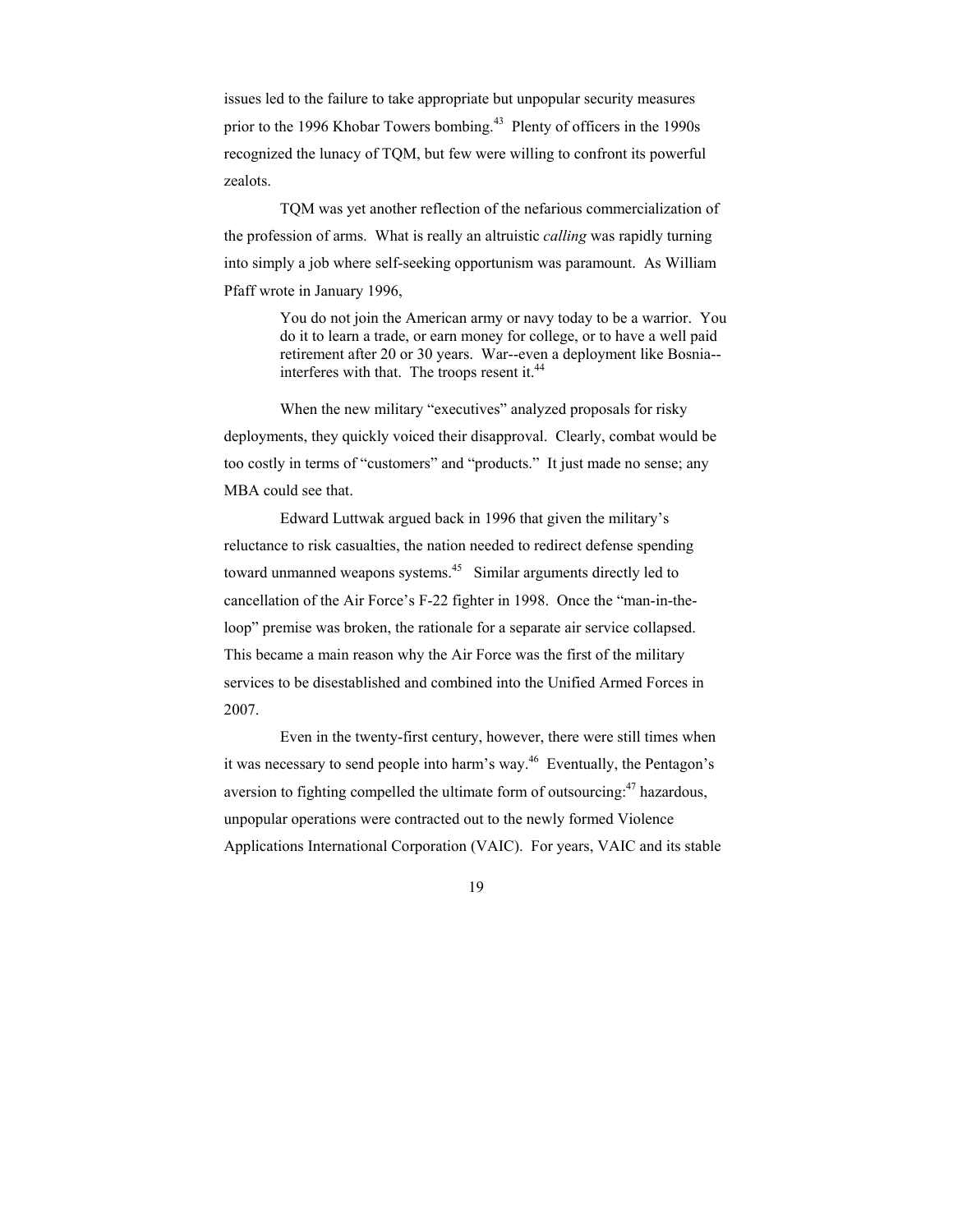issues led to the failure to take appropriate but unpopular security measures prior to the 1996 Khobar Towers bombing.[43] Plenty of officers in the 1990s recognized the lunacy of TQM, but few were willing to confront its powerful zealots.

TQM was yet another reflection of the nefarious commercialization of the profession of arms. What is really an altruistic *calling* was rapidly turning into simply a job where self-seeking opportunism was paramount. As William Pfaff wrote in January 1996,

> You do not join the American army or navy today to be a warrior. You do it to learn a trade, or earn money for college, or to have a well paid retirement after 20 or 30 years. War--even a deployment like Bosnia--interferes with that. The troops resent it.[44]

When the new military "executives" analyzed proposals for risky deployments, they quickly voiced their disapproval. Clearly, combat would be too costly in terms of "customers" and "products." It just made no sense; any MBA could see that.

Edward Luttwak argued back in 1996 that given the military's reluctance to risk casualties, the nation needed to redirect defense spending toward unmanned weapons systems.[45] Similar arguments directly led to cancellation of the Air Force's F-22 fighter in 1998. Once the "man-in-the-loop" premise was broken, the rationale for a separate air service collapsed. This became a main reason why the Air Force was the first of the military services to be disestablished and combined into the Unified Armed Forces in 2007.

Even in the twenty-first century, however, there were still times when it was necessary to send people into harm's way.[46] Eventually, the Pentagon's aversion to fighting compelled the ultimate form of outsourcing:[47] hazardous, unpopular operations were contracted out to the newly formed Violence Applications International Corporation (VAIC). For years, VAIC and its stable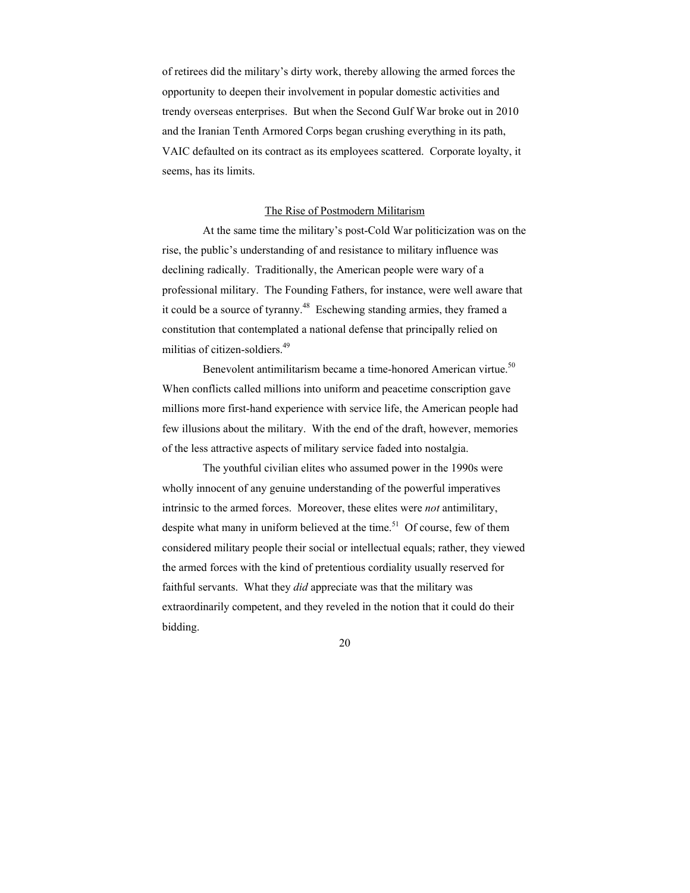of retirees did the military's dirty work, thereby allowing the armed forces the opportunity to deepen their involvement in popular domestic activities and trendy overseas enterprises. But when the Second Gulf War broke out in 2010 and the Iranian Tenth Armored Corps began crushing everything in its path, VAIC defaulted on its contract as its employees scattered. Corporate loyalty, it seems, has its limits.

## The Rise of Postmodern Militarism

At the same time the military's post-Cold War politicization was on the rise, the public's understanding of and resistance to military influence was declining radically. Traditionally, the American people were wary of a professional military. The Founding Fathers, for instance, were well aware that it could be a source of tyranny.[48] Eschewing standing armies, they framed a constitution that contemplated a national defense that principally relied on militias of citizen-soldiers.[49]

Benevolent antimilitarism became a time-honored American virtue.[50] When conflicts called millions into uniform and peacetime conscription gave millions more first-hand experience with service life, the American people had few illusions about the military. With the end of the draft, however, memories of the less attractive aspects of military service faded into nostalgia.

The youthful civilian elites who assumed power in the 1990s were wholly innocent of any genuine understanding of the powerful imperatives intrinsic to the armed forces. Moreover, these elites were *not* antimilitary, despite what many in uniform believed at the time.[51] Of course, few of them considered military people their social or intellectual equals; rather, they viewed the armed forces with the kind of pretentious cordiality usually reserved for faithful servants. What they *did* appreciate was that the military was extraordinarily competent, and they reveled in the notion that it could do their bidding.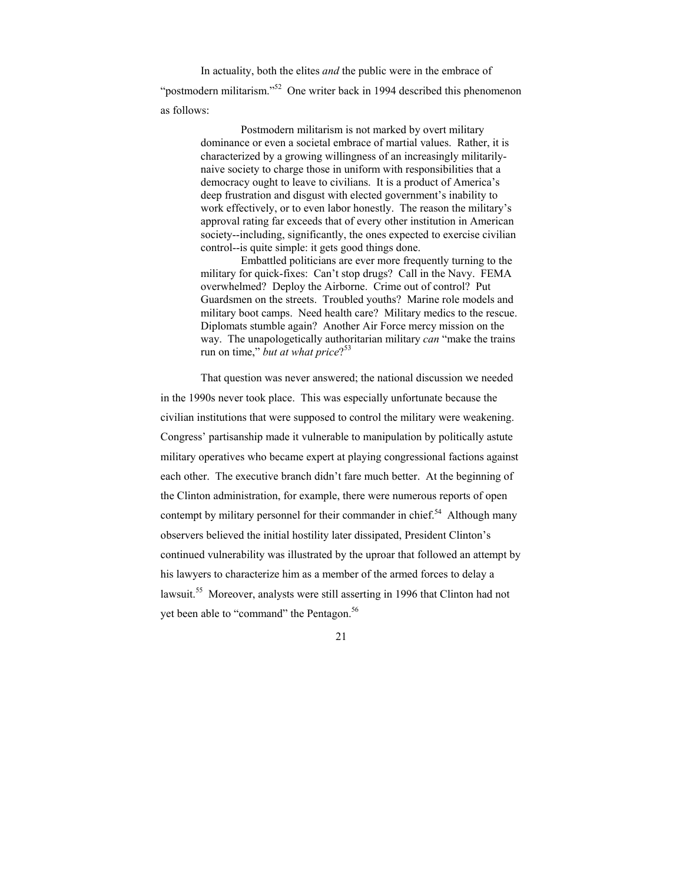In actuality, both the elites *and* the public were in the embrace of "postmodern militarism."[52] One writer back in 1994 described this phenomenon as follows:

> Postmodern militarism is not marked by overt military dominance or even a societal embrace of martial values. Rather, it is characterized by a growing willingness of an increasingly militarily-naive society to charge those in uniform with responsibilities that a democracy ought to leave to civilians. It is a product of America's deep frustration and disgust with elected government's inability to work effectively, or to even labor honestly. The reason the military's approval rating far exceeds that of every other institution in American society--including, significantly, the ones expected to exercise civilian control--is quite simple: it gets good things done.
>
> Embattled politicians are ever more frequently turning to the military for quick-fixes: Can't stop drugs? Call in the Navy. FEMA overwhelmed? Deploy the Airborne. Crime out of control? Put Guardsmen on the streets. Troubled youths? Marine role models and military boot camps. Need health care? Military medics to the rescue. Diplomats stumble again? Another Air Force mercy mission on the way. The unapologetically authoritarian military *can* "make the trains run on time," *but at what price*?[53]

That question was never answered; the national discussion we needed in the 1990s never took place. This was especially unfortunate because the civilian institutions that were supposed to control the military were weakening. Congress' partisanship made it vulnerable to manipulation by politically astute military operatives who became expert at playing congressional factions against each other. The executive branch didn't fare much better. At the beginning of the Clinton administration, for example, there were numerous reports of open contempt by military personnel for their commander in chief.[54] Although many observers believed the initial hostility later dissipated, President Clinton's continued vulnerability was illustrated by the uproar that followed an attempt by his lawyers to characterize him as a member of the armed forces to delay a lawsuit.[55] Moreover, analysts were still asserting in 1996 that Clinton had not yet been able to "command" the Pentagon.[56]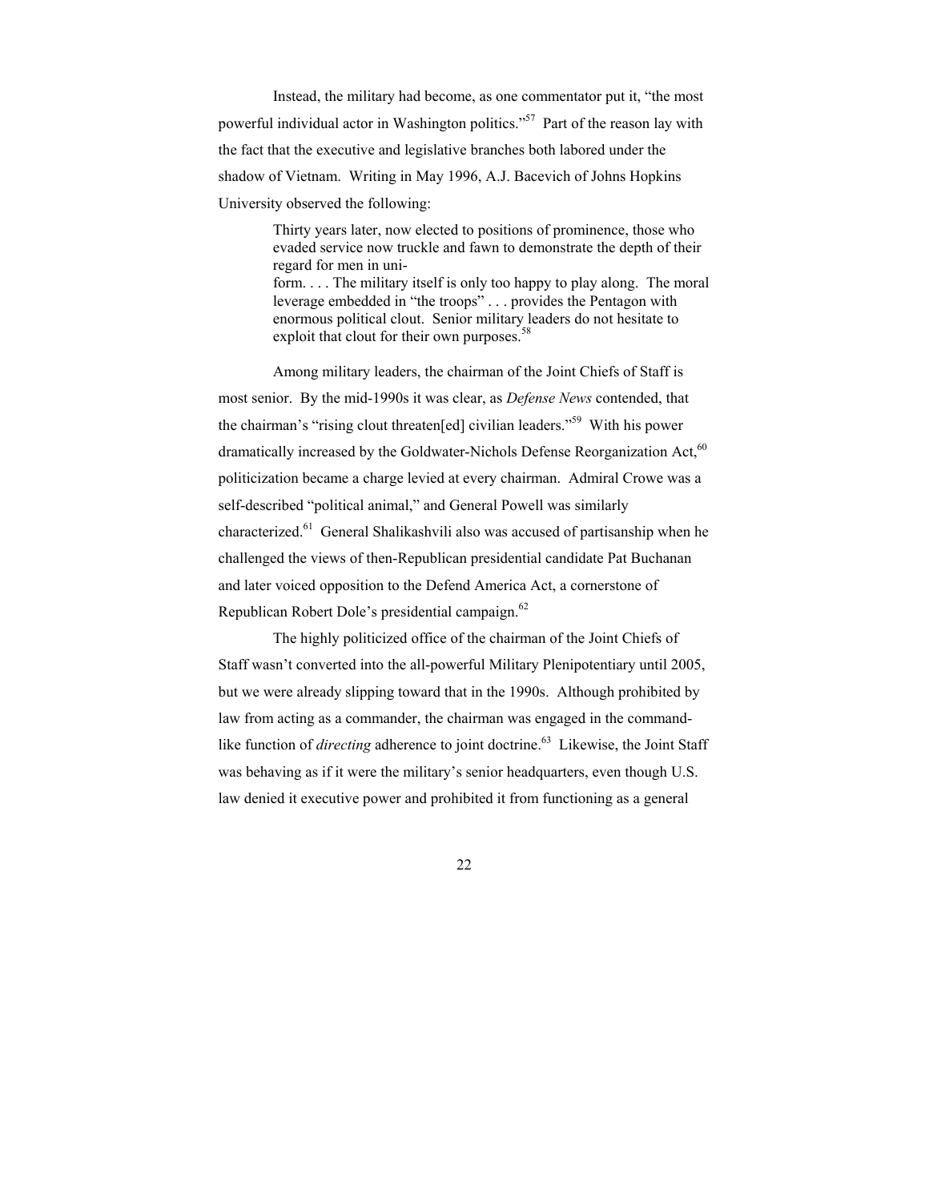Instead, the military had become, as one commentator put it, "the most powerful individual actor in Washington politics."[57] Part of the reason lay with the fact that the executive and legislative branches both labored under the shadow of Vietnam. Writing in May 1996, A.J. Bacevich of Johns Hopkins University observed the following:

> Thirty years later, now elected to positions of prominence, those who evaded service now truckle and fawn to demonstrate the depth of their regard for men in uniform. . . . The military itself is only too happy to play along. The moral leverage embedded in "the troops" . . . provides the Pentagon with enormous political clout. Senior military leaders do not hesitate to exploit that clout for their own purposes.[58]

Among military leaders, the chairman of the Joint Chiefs of Staff is most senior. By the mid-1990s it was clear, as *Defense News* contended, that the chairman's "rising clout threaten[ed] civilian leaders."[59] With his power dramatically increased by the Goldwater-Nichols Defense Reorganization Act,[60] politicization became a charge levied at every chairman. Admiral Crowe was a self-described "political animal," and General Powell was similarly characterized.[61] General Shalikashvili also was accused of partisanship when he challenged the views of then-Republican presidential candidate Pat Buchanan and later voiced opposition to the Defend America Act, a cornerstone of Republican Robert Dole's presidential campaign.[62]

The highly politicized office of the chairman of the Joint Chiefs of Staff wasn't converted into the all-powerful Military Plenipotentiary until 2005, but we were already slipping toward that in the 1990s. Although prohibited by law from acting as a commander, the chairman was engaged in the command-like function of *directing* adherence to joint doctrine.[63] Likewise, the Joint Staff was behaving as if it were the military's senior headquarters, even though U.S. law denied it executive power and prohibited it from functioning as a general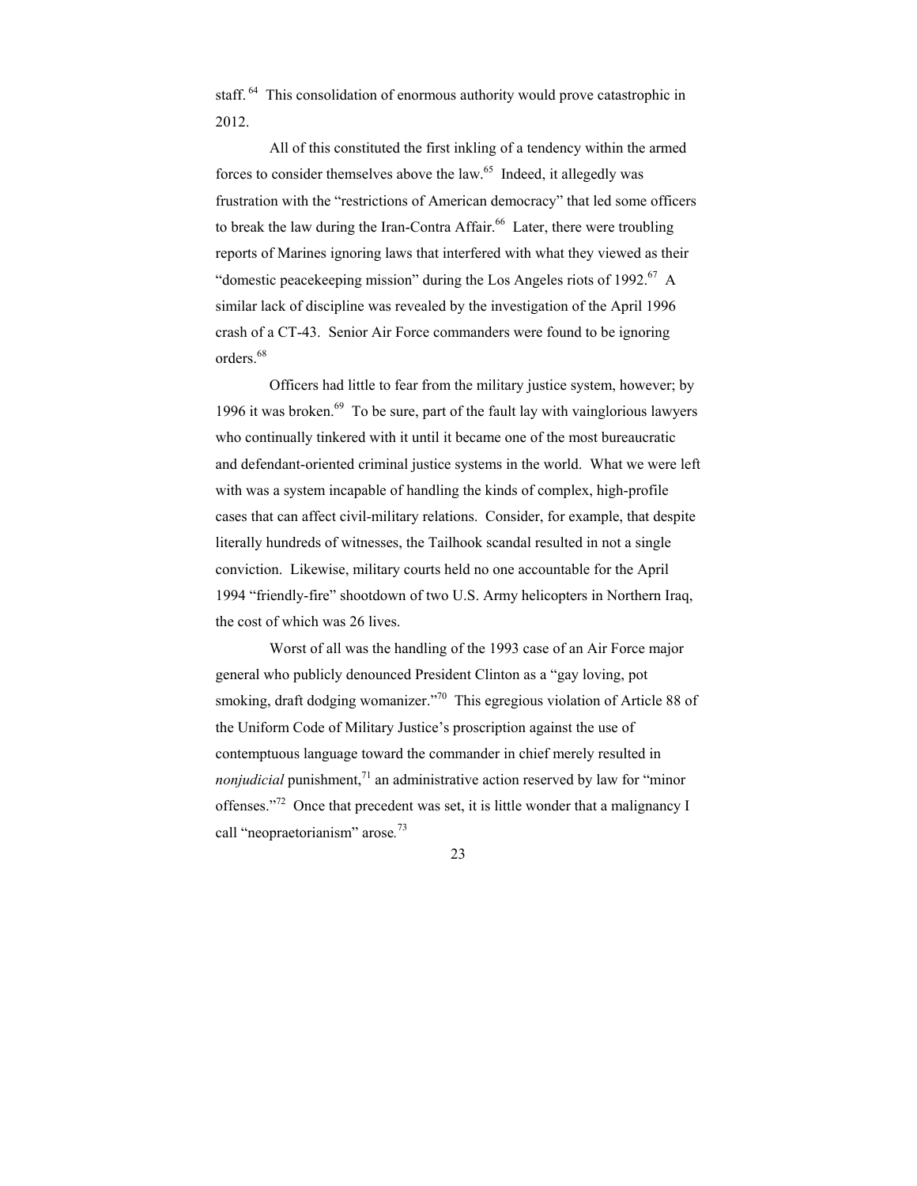staff.[64] This consolidation of enormous authority would prove catastrophic in 2012.

All of this constituted the first inkling of a tendency within the armed forces to consider themselves above the law.[65] Indeed, it allegedly was frustration with the "restrictions of American democracy" that led some officers to break the law during the Iran-Contra Affair.[66] Later, there were troubling reports of Marines ignoring laws that interfered with what they viewed as their "domestic peacekeeping mission" during the Los Angeles riots of 1992.[67] A similar lack of discipline was revealed by the investigation of the April 1996 crash of a CT-43. Senior Air Force commanders were found to be ignoring orders.[68]

Officers had little to fear from the military justice system, however; by 1996 it was broken.[69] To be sure, part of the fault lay with vainglorious lawyers who continually tinkered with it until it became one of the most bureaucratic and defendant-oriented criminal justice systems in the world. What we were left with was a system incapable of handling the kinds of complex, high-profile cases that can affect civil-military relations. Consider, for example, that despite literally hundreds of witnesses, the Tailhook scandal resulted in not a single conviction. Likewise, military courts held no one accountable for the April 1994 "friendly-fire" shootdown of two U.S. Army helicopters in Northern Iraq, the cost of which was 26 lives.

Worst of all was the handling of the 1993 case of an Air Force major general who publicly denounced President Clinton as a "gay loving, pot smoking, draft dodging womanizer."[70] This egregious violation of Article 88 of the Uniform Code of Military Justice's proscription against the use of contemptuous language toward the commander in chief merely resulted in *nonjudicial* punishment,[71] an administrative action reserved by law for "minor offenses."[72] Once that precedent was set, it is little wonder that a malignancy I call "neopraetorianism" arose.[73]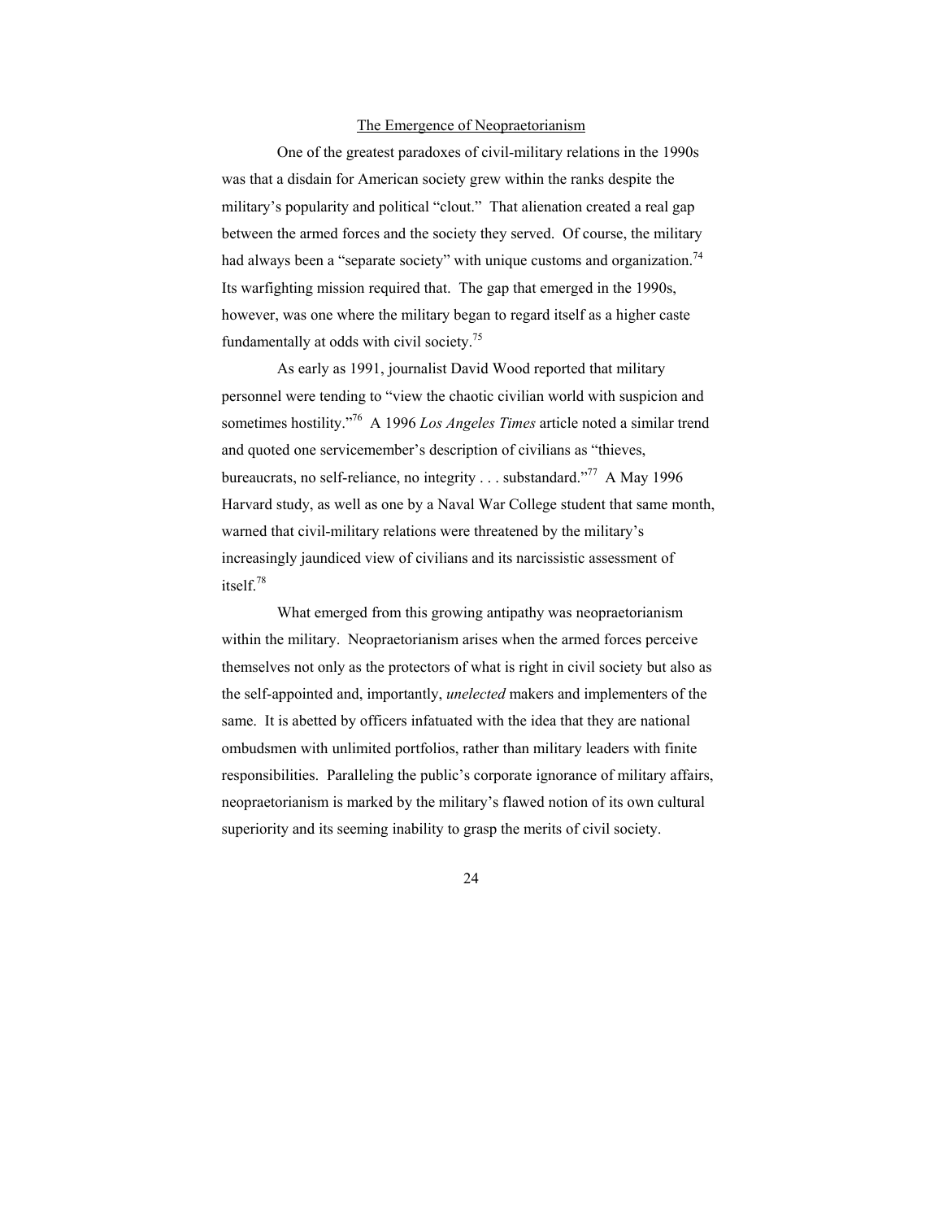## The Emergence of Neopraetorianism

One of the greatest paradoxes of civil-military relations in the 1990s was that a disdain for American society grew within the ranks despite the military's popularity and political "clout." That alienation created a real gap between the armed forces and the society they served. Of course, the military had always been a "separate society" with unique customs and organization.[74] Its warfighting mission required that. The gap that emerged in the 1990s, however, was one where the military began to regard itself as a higher caste fundamentally at odds with civil society.[75]

As early as 1991, journalist David Wood reported that military personnel were tending to "view the chaotic civilian world with suspicion and sometimes hostility."[76] A 1996 *Los Angeles Times* article noted a similar trend and quoted one servicemember's description of civilians as "thieves, bureaucrats, no self-reliance, no integrity . . . substandard."[77] A May 1996 Harvard study, as well as one by a Naval War College student that same month, warned that civil-military relations were threatened by the military's increasingly jaundiced view of civilians and its narcissistic assessment of itself.[78]

What emerged from this growing antipathy was neopraetorianism within the military. Neopraetorianism arises when the armed forces perceive themselves not only as the protectors of what is right in civil society but also as the self-appointed and, importantly, *unelected* makers and implementers of the same. It is abetted by officers infatuated with the idea that they are national ombudsmen with unlimited portfolios, rather than military leaders with finite responsibilities. Paralleling the public's corporate ignorance of military affairs, neopraetorianism is marked by the military's flawed notion of its own cultural superiority and its seeming inability to grasp the merits of civil society.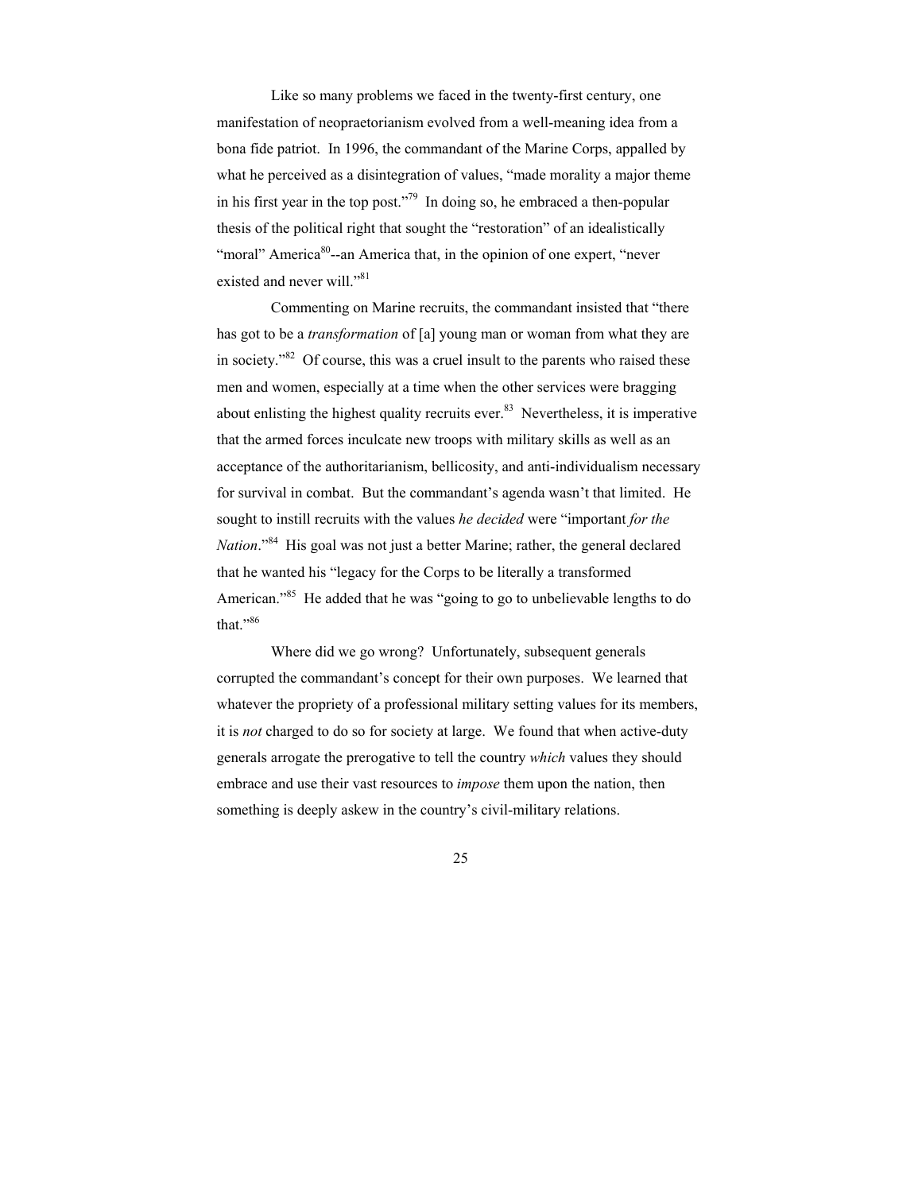Like so many problems we faced in the twenty-first century, one manifestation of neopraetorianism evolved from a well-meaning idea from a bona fide patriot. In 1996, the commandant of the Marine Corps, appalled by what he perceived as a disintegration of values, "made morality a major theme in his first year in the top post."[79] In doing so, he embraced a then-popular thesis of the political right that sought the "restoration" of an idealistically "moral" America[80]--an America that, in the opinion of one expert, "never existed and never will."[81]

Commenting on Marine recruits, the commandant insisted that "there has got to be a *transformation* of [a] young man or woman from what they are in society."[82] Of course, this was a cruel insult to the parents who raised these men and women, especially at a time when the other services were bragging about enlisting the highest quality recruits ever.[83] Nevertheless, it is imperative that the armed forces inculcate new troops with military skills as well as an acceptance of the authoritarianism, bellicosity, and anti-individualism necessary for survival in combat. But the commandant's agenda wasn't that limited. He sought to instill recruits with the values *he decided* were "important *for the Nation*."[84] His goal was not just a better Marine; rather, the general declared that he wanted his "legacy for the Corps to be literally a transformed American."[85] He added that he was "going to go to unbelievable lengths to do that."[86]

Where did we go wrong? Unfortunately, subsequent generals corrupted the commandant's concept for their own purposes. We learned that whatever the propriety of a professional military setting values for its members, it is *not* charged to do so for society at large. We found that when active-duty generals arrogate the prerogative to tell the country *which* values they should embrace and use their vast resources to *impose* them upon the nation, then something is deeply askew in the country's civil-military relations.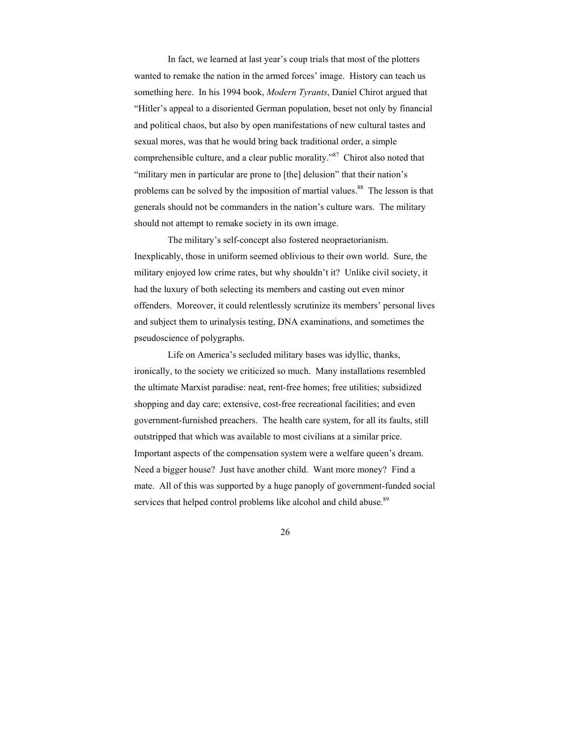In fact, we learned at last year's coup trials that most of the plotters wanted to remake the nation in the armed forces' image. History can teach us something here. In his 1994 book, *Modern Tyrants*, Daniel Chirot argued that "Hitler's appeal to a disoriented German population, beset not only by financial and political chaos, but also by open manifestations of new cultural tastes and sexual mores, was that he would bring back traditional order, a simple comprehensible culture, and a clear public morality."[87] Chirot also noted that "military men in particular are prone to [the] delusion" that their nation's problems can be solved by the imposition of martial values.[88] The lesson is that generals should not be commanders in the nation's culture wars. The military should not attempt to remake society in its own image.

The military's self-concept also fostered neopraetorianism. Inexplicably, those in uniform seemed oblivious to their own world. Sure, the military enjoyed low crime rates, but why shouldn't it? Unlike civil society, it had the luxury of both selecting its members and casting out even minor offenders. Moreover, it could relentlessly scrutinize its members' personal lives and subject them to urinalysis testing, DNA examinations, and sometimes the pseudoscience of polygraphs.

Life on America's secluded military bases was idyllic, thanks, ironically, to the society we criticized so much. Many installations resembled the ultimate Marxist paradise: neat, rent-free homes; free utilities; subsidized shopping and day care; extensive, cost-free recreational facilities; and even government-furnished preachers. The health care system, for all its faults, still outstripped that which was available to most civilians at a similar price. Important aspects of the compensation system were a welfare queen's dream. Need a bigger house? Just have another child. Want more money? Find a mate. All of this was supported by a huge panoply of government-funded social services that helped control problems like alcohol and child abuse.[89]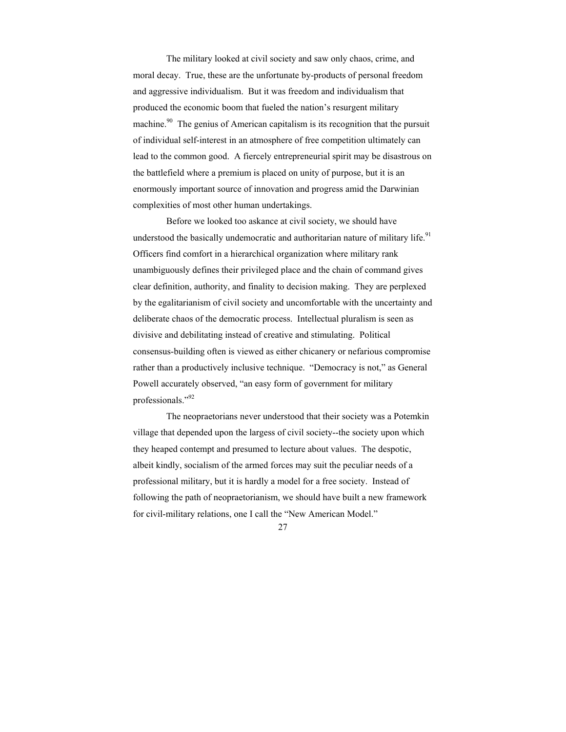The military looked at civil society and saw only chaos, crime, and moral decay. True, these are the unfortunate by-products of personal freedom and aggressive individualism. But it was freedom and individualism that produced the economic boom that fueled the nation's resurgent military machine.[90] The genius of American capitalism is its recognition that the pursuit of individual self-interest in an atmosphere of free competition ultimately can lead to the common good. A fiercely entrepreneurial spirit may be disastrous on the battlefield where a premium is placed on unity of purpose, but it is an enormously important source of innovation and progress amid the Darwinian complexities of most other human undertakings.

Before we looked too askance at civil society, we should have understood the basically undemocratic and authoritarian nature of military life.[91] Officers find comfort in a hierarchical organization where military rank unambiguously defines their privileged place and the chain of command gives clear definition, authority, and finality to decision making. They are perplexed by the egalitarianism of civil society and uncomfortable with the uncertainty and deliberate chaos of the democratic process. Intellectual pluralism is seen as divisive and debilitating instead of creative and stimulating. Political consensus-building often is viewed as either chicanery or nefarious compromise rather than a productively inclusive technique. "Democracy is not," as General Powell accurately observed, "an easy form of government for military professionals."[92]

The neopraetorians never understood that their society was a Potemkin village that depended upon the largess of civil society--the society upon which they heaped contempt and presumed to lecture about values. The despotic, albeit kindly, socialism of the armed forces may suit the peculiar needs of a professional military, but it is hardly a model for a free society. Instead of following the path of neopraetorianism, we should have built a new framework for civil-military relations, one I call the "New American Model."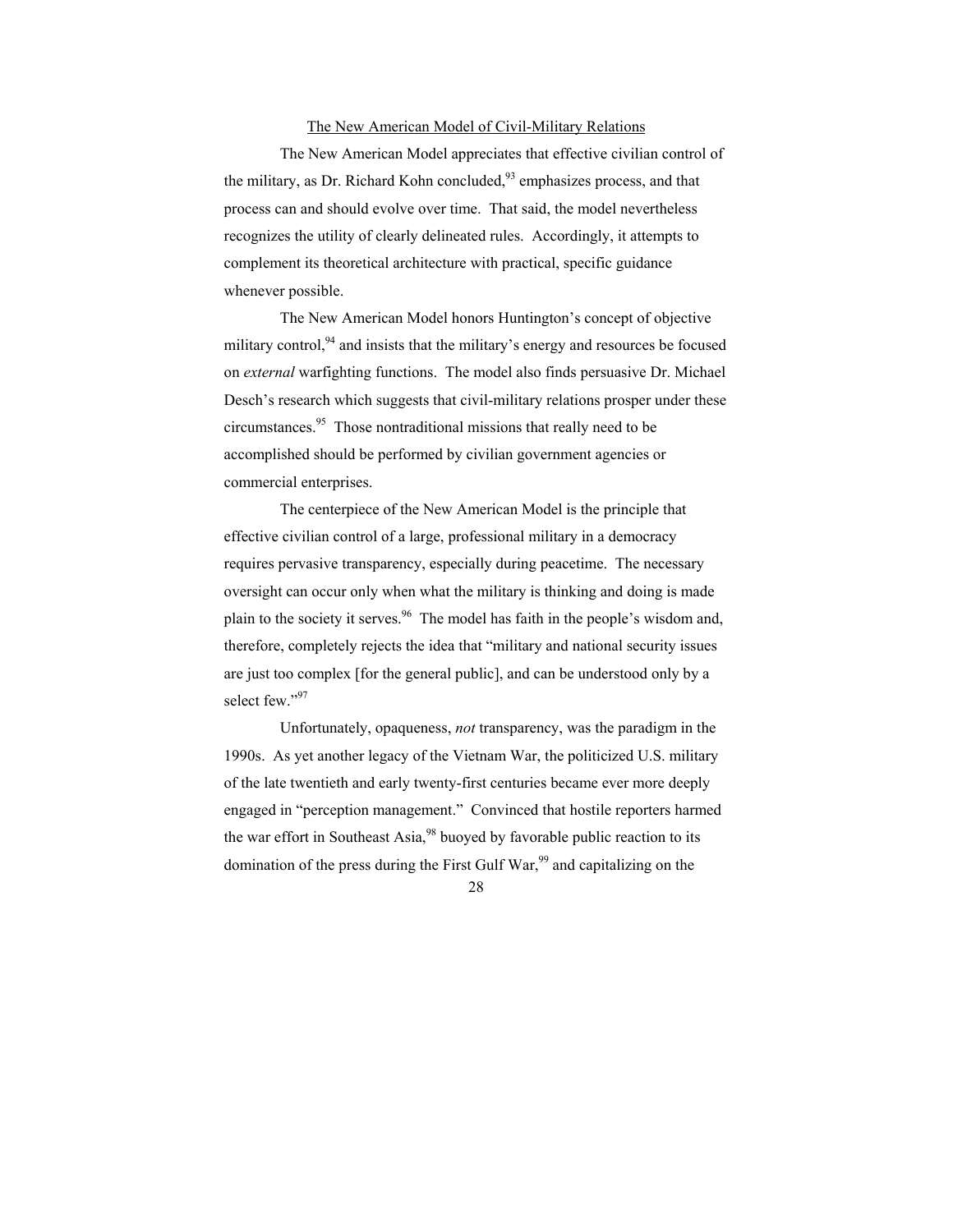## The New American Model of Civil-Military Relations

The New American Model appreciates that effective civilian control of the military, as Dr. Richard Kohn concluded,[93] emphasizes process, and that process can and should evolve over time. That said, the model nevertheless recognizes the utility of clearly delineated rules. Accordingly, it attempts to complement its theoretical architecture with practical, specific guidance whenever possible.

The New American Model honors Huntington's concept of objective military control,[94] and insists that the military's energy and resources be focused on *external* warfighting functions. The model also finds persuasive Dr. Michael Desch's research which suggests that civil-military relations prosper under these circumstances.[95] Those nontraditional missions that really need to be accomplished should be performed by civilian government agencies or commercial enterprises.

The centerpiece of the New American Model is the principle that effective civilian control of a large, professional military in a democracy requires pervasive transparency, especially during peacetime. The necessary oversight can occur only when what the military is thinking and doing is made plain to the society it serves.[96] The model has faith in the people's wisdom and, therefore, completely rejects the idea that "military and national security issues are just too complex [for the general public], and can be understood only by a select few."[97]

Unfortunately, opaqueness, *not* transparency, was the paradigm in the 1990s. As yet another legacy of the Vietnam War, the politicized U.S. military of the late twentieth and early twenty-first centuries became ever more deeply engaged in "perception management." Convinced that hostile reporters harmed the war effort in Southeast Asia,[98] buoyed by favorable public reaction to its domination of the press during the First Gulf War,[99] and capitalizing on the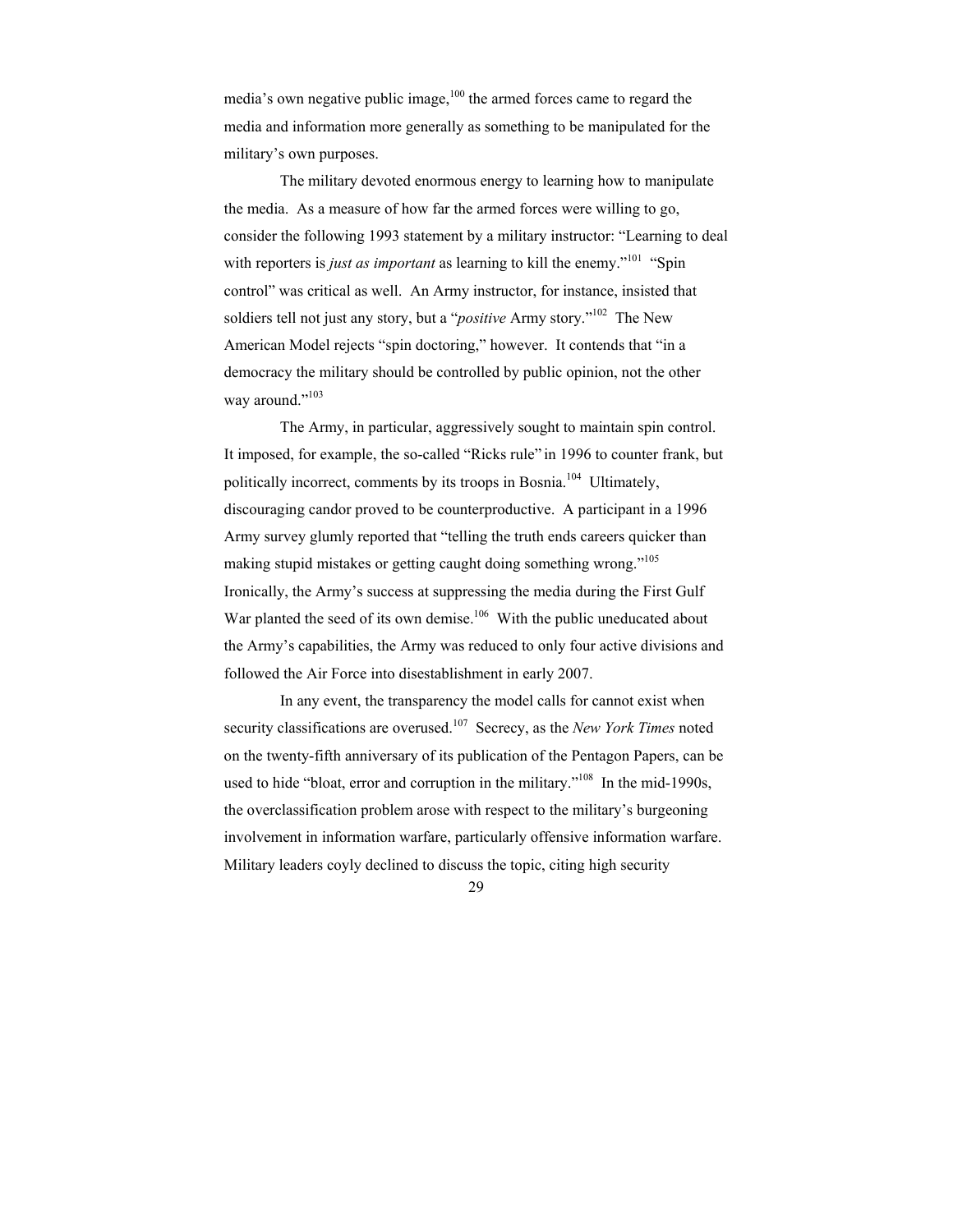media's own negative public image,[100] the armed forces came to regard the media and information more generally as something to be manipulated for the military's own purposes.

The military devoted enormous energy to learning how to manipulate the media. As a measure of how far the armed forces were willing to go, consider the following 1993 statement by a military instructor: "Learning to deal with reporters is *just as important* as learning to kill the enemy."[101] "Spin control" was critical as well. An Army instructor, for instance, insisted that soldiers tell not just any story, but a "*positive* Army story."[102] The New American Model rejects "spin doctoring," however. It contends that "in a democracy the military should be controlled by public opinion, not the other way around."[103]

The Army, in particular, aggressively sought to maintain spin control. It imposed, for example, the so-called "Ricks rule" in 1996 to counter frank, but politically incorrect, comments by its troops in Bosnia.[104] Ultimately, discouraging candor proved to be counterproductive. A participant in a 1996 Army survey glumly reported that "telling the truth ends careers quicker than making stupid mistakes or getting caught doing something wrong."[105] Ironically, the Army's success at suppressing the media during the First Gulf War planted the seed of its own demise.[106] With the public uneducated about the Army's capabilities, the Army was reduced to only four active divisions and followed the Air Force into disestablishment in early 2007.

In any event, the transparency the model calls for cannot exist when security classifications are overused.[107] Secrecy, as the *New York Times* noted on the twenty-fifth anniversary of its publication of the Pentagon Papers, can be used to hide "bloat, error and corruption in the military."[108] In the mid-1990s, the overclassification problem arose with respect to the military's burgeoning involvement in information warfare, particularly offensive information warfare. Military leaders coyly declined to discuss the topic, citing high security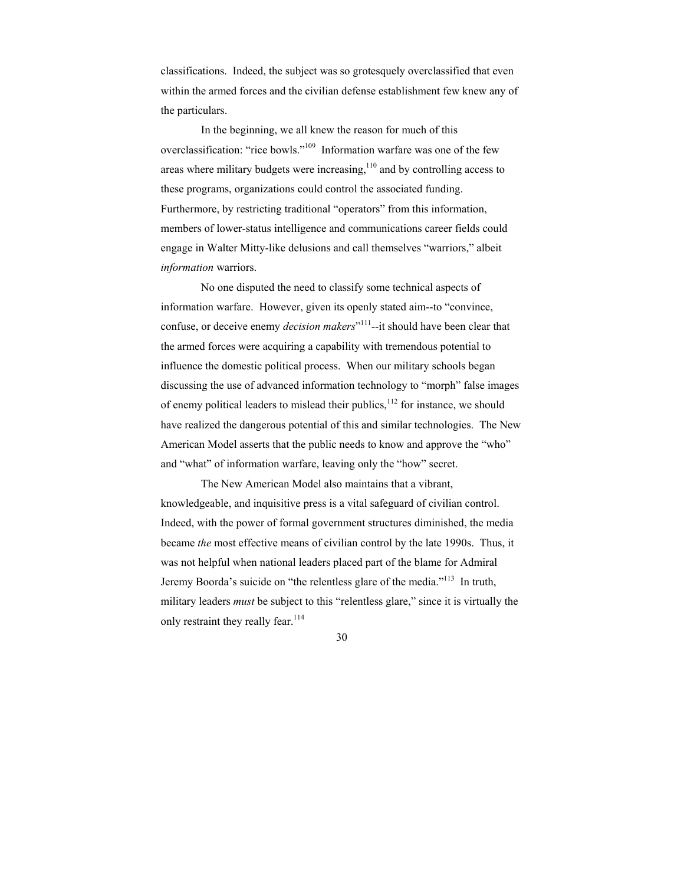classifications. Indeed, the subject was so grotesquely overclassified that even within the armed forces and the civilian defense establishment few knew any of the particulars.

In the beginning, we all knew the reason for much of this overclassification: "rice bowls."[109] Information warfare was one of the few areas where military budgets were increasing,[110] and by controlling access to these programs, organizations could control the associated funding. Furthermore, by restricting traditional "operators" from this information, members of lower-status intelligence and communications career fields could engage in Walter Mitty-like delusions and call themselves "warriors," albeit *information* warriors.

No one disputed the need to classify some technical aspects of information warfare. However, given its openly stated aim--to "convince, confuse, or deceive enemy *decision makers*"[111]--it should have been clear that the armed forces were acquiring a capability with tremendous potential to influence the domestic political process. When our military schools began discussing the use of advanced information technology to "morph" false images of enemy political leaders to mislead their publics,[112] for instance, we should have realized the dangerous potential of this and similar technologies. The New American Model asserts that the public needs to know and approve the "who" and "what" of information warfare, leaving only the "how" secret.

The New American Model also maintains that a vibrant, knowledgeable, and inquisitive press is a vital safeguard of civilian control. Indeed, with the power of formal government structures diminished, the media became *the* most effective means of civilian control by the late 1990s. Thus, it was not helpful when national leaders placed part of the blame for Admiral Jeremy Boorda's suicide on "the relentless glare of the media."[113] In truth, military leaders *must* be subject to this "relentless glare," since it is virtually the only restraint they really fear.[114]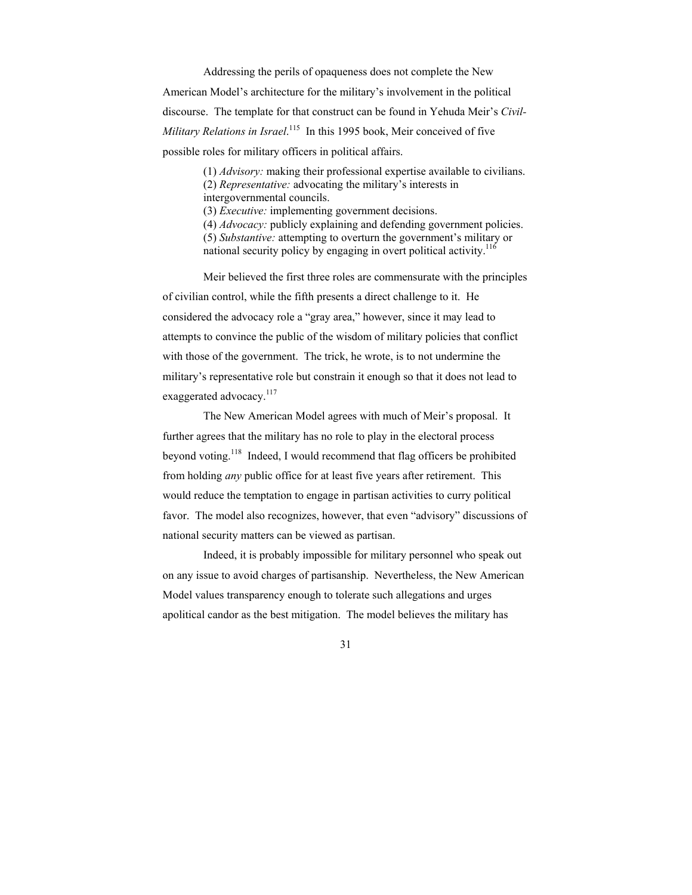Addressing the perils of opaqueness does not complete the New American Model's architecture for the military's involvement in the political discourse. The template for that construct can be found in Yehuda Meir's *Civil-Military Relations in Israel*.[115] In this 1995 book, Meir conceived of five possible roles for military officers in political affairs.

> (1) *Advisory:* making their professional expertise available to civilians.
> (2) *Representative:* advocating the military's interests in intergovernmental councils.
> (3) *Executive:* implementing government decisions.
> (4) *Advocacy:* publicly explaining and defending government policies.
> (5) *Substantive:* attempting to overturn the government's military or national security policy by engaging in overt political activity.[116]

Meir believed the first three roles are commensurate with the principles of civilian control, while the fifth presents a direct challenge to it. He considered the advocacy role a "gray area," however, since it may lead to attempts to convince the public of the wisdom of military policies that conflict with those of the government. The trick, he wrote, is to not undermine the military's representative role but constrain it enough so that it does not lead to exaggerated advocacy.[117]

The New American Model agrees with much of Meir's proposal. It further agrees that the military has no role to play in the electoral process beyond voting.[118] Indeed, I would recommend that flag officers be prohibited from holding *any* public office for at least five years after retirement. This would reduce the temptation to engage in partisan activities to curry political favor. The model also recognizes, however, that even "advisory" discussions of national security matters can be viewed as partisan.

Indeed, it is probably impossible for military personnel who speak out on any issue to avoid charges of partisanship. Nevertheless, the New American Model values transparency enough to tolerate such allegations and urges apolitical candor as the best mitigation. The model believes the military has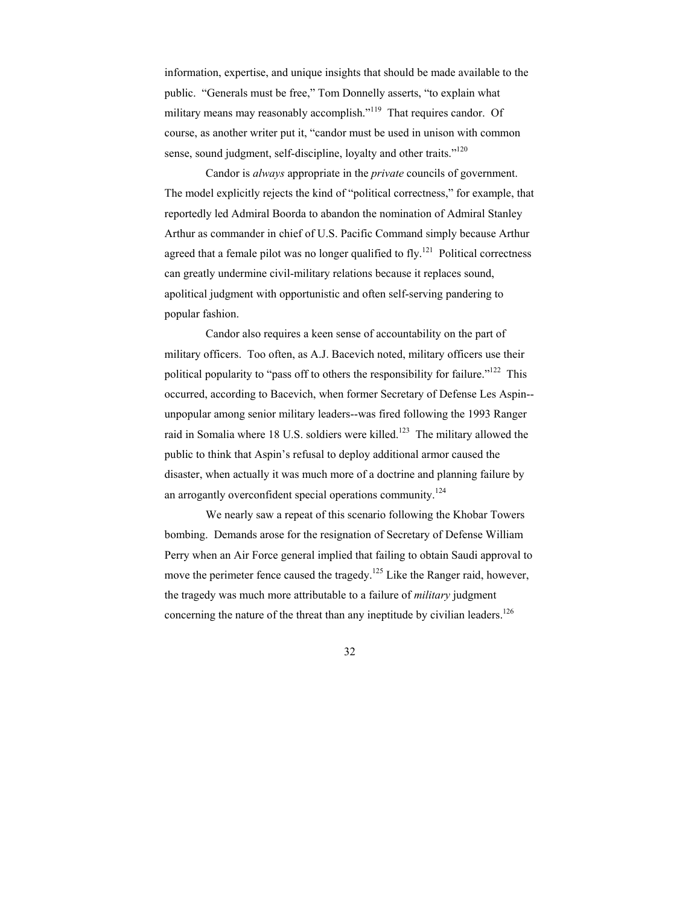information, expertise, and unique insights that should be made available to the public. "Generals must be free," Tom Donnelly asserts, "to explain what military means may reasonably accomplish."[119] That requires candor. Of course, as another writer put it, "candor must be used in unison with common sense, sound judgment, self-discipline, loyalty and other traits."[120]

Candor is *always* appropriate in the *private* councils of government. The model explicitly rejects the kind of "political correctness," for example, that reportedly led Admiral Boorda to abandon the nomination of Admiral Stanley Arthur as commander in chief of U.S. Pacific Command simply because Arthur agreed that a female pilot was no longer qualified to fly.[121] Political correctness can greatly undermine civil-military relations because it replaces sound, apolitical judgment with opportunistic and often self-serving pandering to popular fashion.

Candor also requires a keen sense of accountability on the part of military officers. Too often, as A.J. Bacevich noted, military officers use their political popularity to "pass off to others the responsibility for failure."[122] This occurred, according to Bacevich, when former Secretary of Defense Les Aspin--unpopular among senior military leaders--was fired following the 1993 Ranger raid in Somalia where 18 U.S. soldiers were killed.[123] The military allowed the public to think that Aspin's refusal to deploy additional armor caused the disaster, when actually it was much more of a doctrine and planning failure by an arrogantly overconfident special operations community.[124]

We nearly saw a repeat of this scenario following the Khobar Towers bombing. Demands arose for the resignation of Secretary of Defense William Perry when an Air Force general implied that failing to obtain Saudi approval to move the perimeter fence caused the tragedy.[125] Like the Ranger raid, however, the tragedy was much more attributable to a failure of *military* judgment concerning the nature of the threat than any ineptitude by civilian leaders.[126]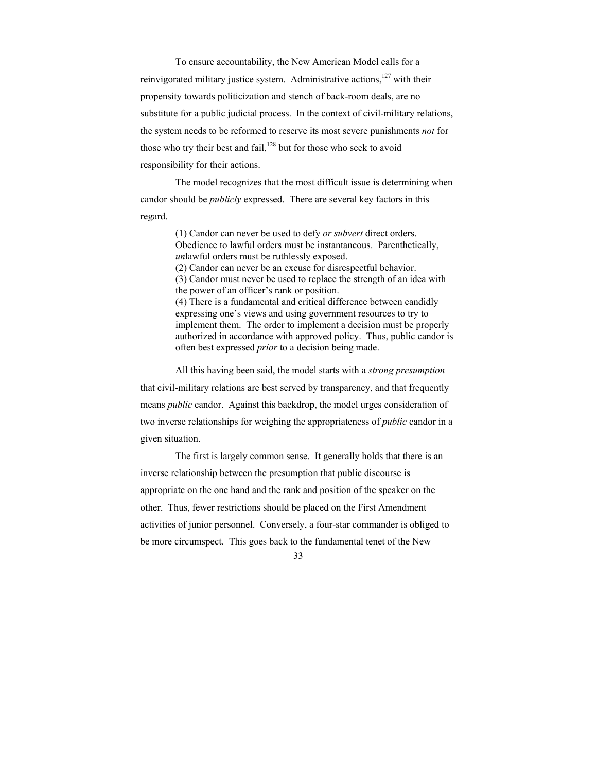To ensure accountability, the New American Model calls for a reinvigorated military justice system. Administrative actions,[127] with their propensity towards politicization and stench of back-room deals, are no substitute for a public judicial process. In the context of civil-military relations, the system needs to be reformed to reserve its most severe punishments *not* for those who try their best and fail,[128] but for those who seek to avoid responsibility for their actions.

The model recognizes that the most difficult issue is determining when candor should be *publicly* expressed. There are several key factors in this regard.

> (1) Candor can never be used to defy *or subvert* direct orders. Obedience to lawful orders must be instantaneous. Parenthetically, *un*lawful orders must be ruthlessly exposed.
> (2) Candor can never be an excuse for disrespectful behavior.
> (3) Candor must never be used to replace the strength of an idea with the power of an officer's rank or position.
> (4) There is a fundamental and critical difference between candidly expressing one's views and using government resources to try to implement them. The order to implement a decision must be properly authorized in accordance with approved policy. Thus, public candor is often best expressed *prior* to a decision being made.

All this having been said, the model starts with a *strong presumption* that civil-military relations are best served by transparency, and that frequently means *public* candor. Against this backdrop, the model urges consideration of two inverse relationships for weighing the appropriateness of *public* candor in a given situation.

The first is largely common sense. It generally holds that there is an inverse relationship between the presumption that public discourse is appropriate on the one hand and the rank and position of the speaker on the other. Thus, fewer restrictions should be placed on the First Amendment activities of junior personnel. Conversely, a four-star commander is obliged to be more circumspect. This goes back to the fundamental tenet of the New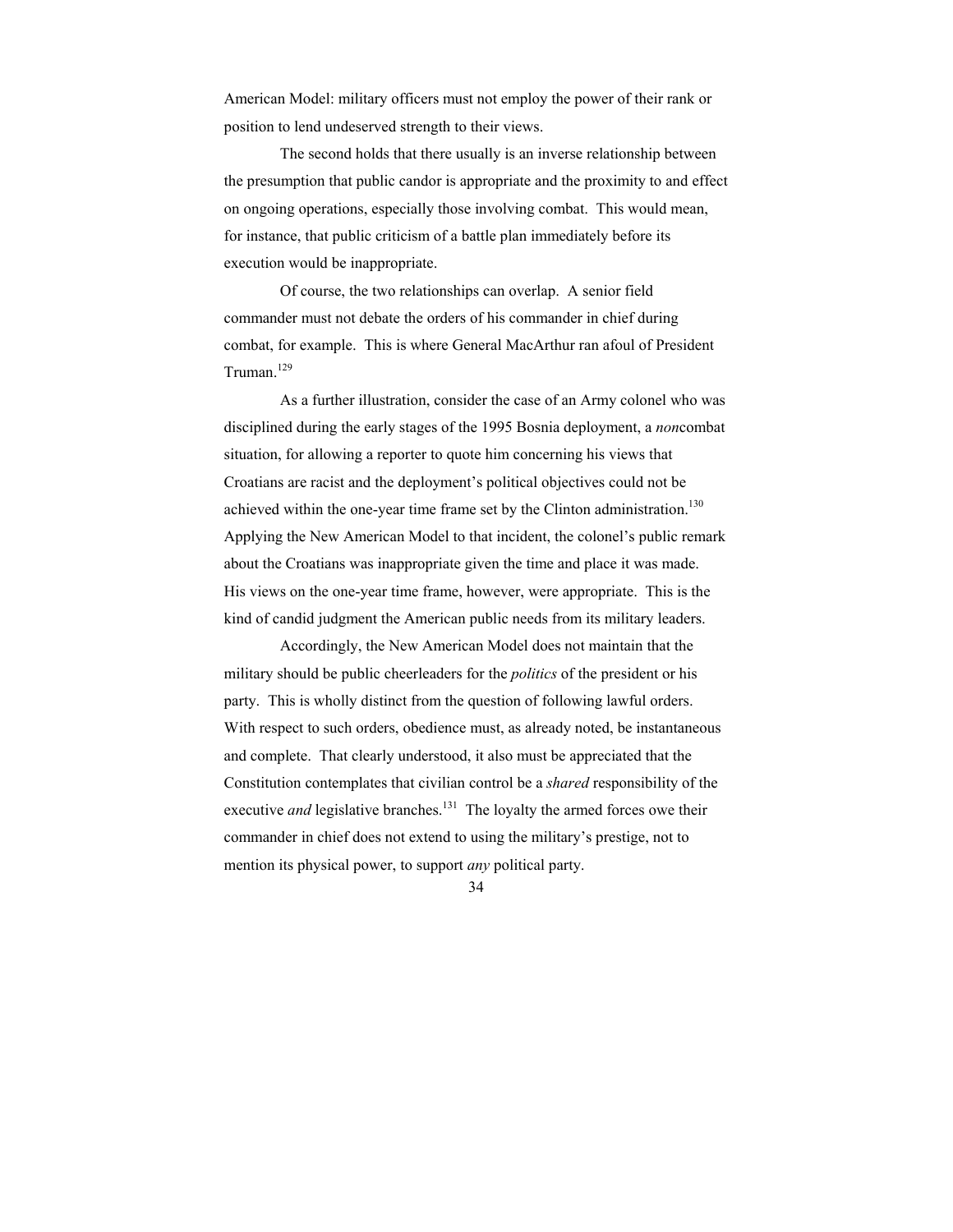American Model: military officers must not employ the power of their rank or position to lend undeserved strength to their views.

The second holds that there usually is an inverse relationship between the presumption that public candor is appropriate and the proximity to and effect on ongoing operations, especially those involving combat. This would mean, for instance, that public criticism of a battle plan immediately before its execution would be inappropriate.

Of course, the two relationships can overlap. A senior field commander must not debate the orders of his commander in chief during combat, for example. This is where General MacArthur ran afoul of President Truman.[129]

As a further illustration, consider the case of an Army colonel who was disciplined during the early stages of the 1995 Bosnia deployment, a *non*combat situation, for allowing a reporter to quote him concerning his views that Croatians are racist and the deployment's political objectives could not be achieved within the one-year time frame set by the Clinton administration.[130] Applying the New American Model to that incident, the colonel's public remark about the Croatians was inappropriate given the time and place it was made. His views on the one-year time frame, however, were appropriate. This is the kind of candid judgment the American public needs from its military leaders.

Accordingly, the New American Model does not maintain that the military should be public cheerleaders for the *politics* of the president or his party. This is wholly distinct from the question of following lawful orders. With respect to such orders, obedience must, as already noted, be instantaneous and complete. That clearly understood, it also must be appreciated that the Constitution contemplates that civilian control be a *shared* responsibility of the executive *and* legislative branches.[131] The loyalty the armed forces owe their commander in chief does not extend to using the military's prestige, not to mention its physical power, to support *any* political party.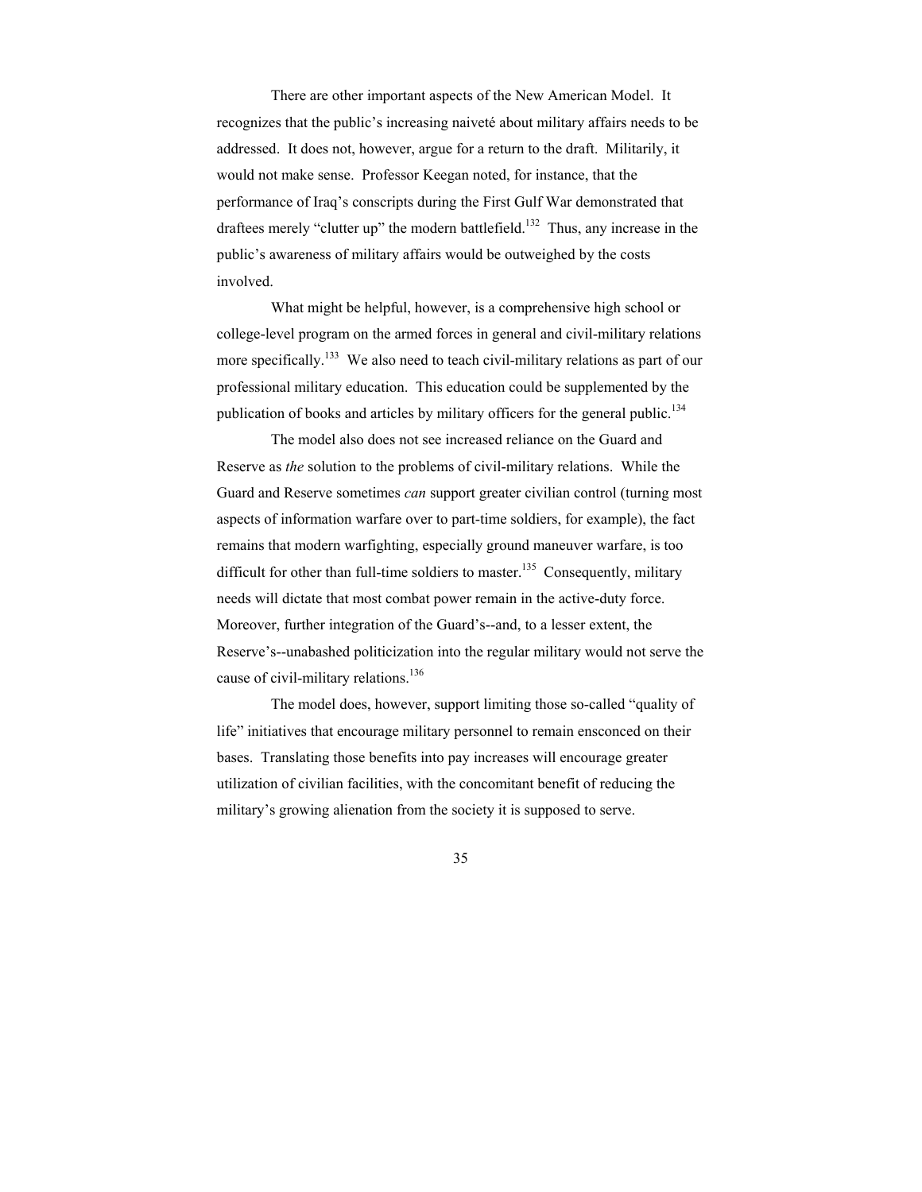There are other important aspects of the New American Model. It recognizes that the public's increasing naiveté about military affairs needs to be addressed. It does not, however, argue for a return to the draft. Militarily, it would not make sense. Professor Keegan noted, for instance, that the performance of Iraq's conscripts during the First Gulf War demonstrated that draftees merely "clutter up" the modern battlefield.[132] Thus, any increase in the public's awareness of military affairs would be outweighed by the costs involved.

What might be helpful, however, is a comprehensive high school or college-level program on the armed forces in general and civil-military relations more specifically.[133] We also need to teach civil-military relations as part of our professional military education. This education could be supplemented by the publication of books and articles by military officers for the general public.[134]

The model also does not see increased reliance on the Guard and Reserve as *the* solution to the problems of civil-military relations. While the Guard and Reserve sometimes *can* support greater civilian control (turning most aspects of information warfare over to part-time soldiers, for example), the fact remains that modern warfighting, especially ground maneuver warfare, is too difficult for other than full-time soldiers to master.[135] Consequently, military needs will dictate that most combat power remain in the active-duty force. Moreover, further integration of the Guard's--and, to a lesser extent, the Reserve's--unabashed politicization into the regular military would not serve the cause of civil-military relations.[136]

The model does, however, support limiting those so-called "quality of life" initiatives that encourage military personnel to remain ensconced on their bases. Translating those benefits into pay increases will encourage greater utilization of civilian facilities, with the concomitant benefit of reducing the military's growing alienation from the society it is supposed to serve.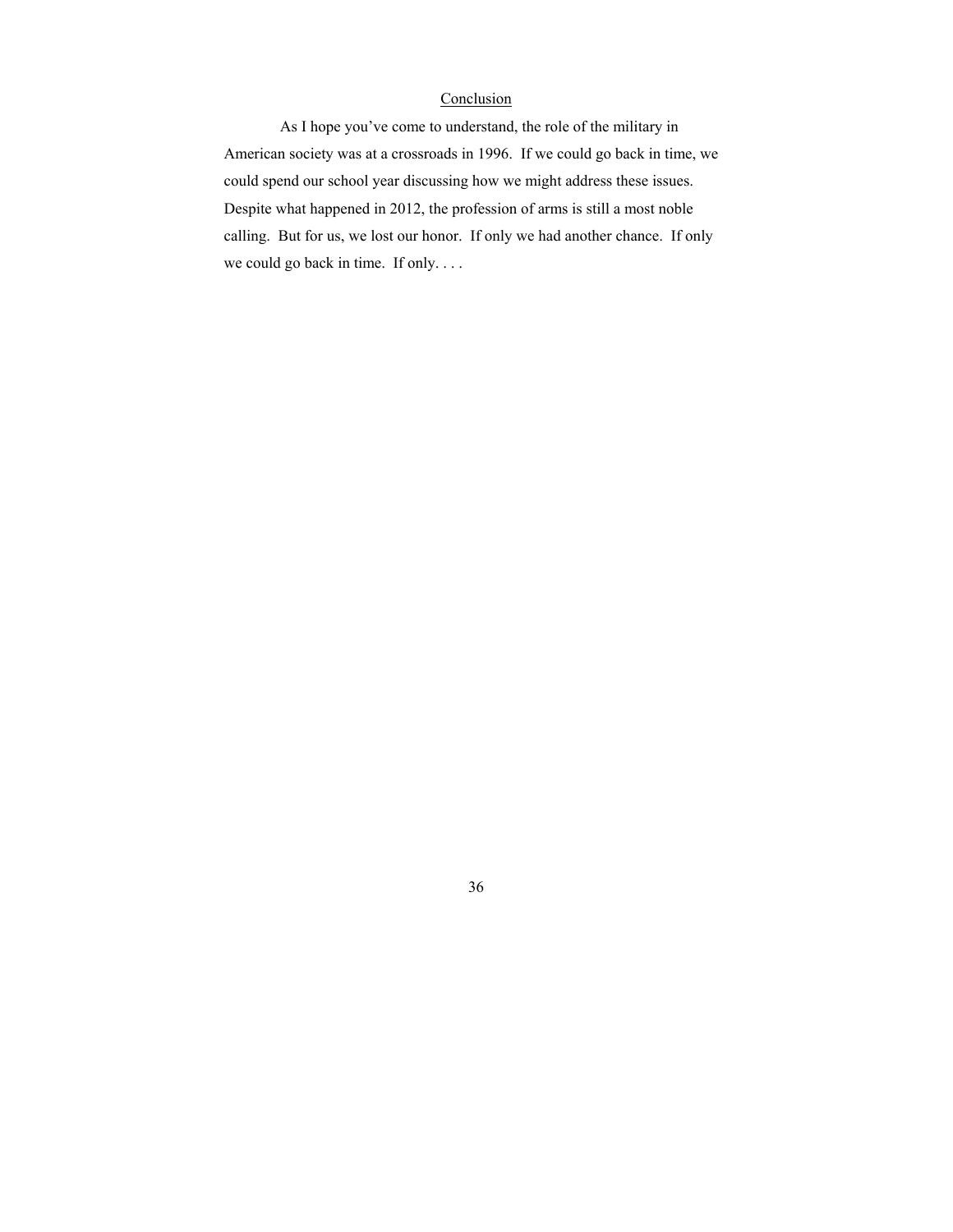## Conclusion

As I hope you've come to understand, the role of the military in American society was at a crossroads in 1996. If we could go back in time, we could spend our school year discussing how we might address these issues. Despite what happened in 2012, the profession of arms is still a most noble calling. But for us, we lost our honor. If only we had another chance. If only we could go back in time. If only. . . .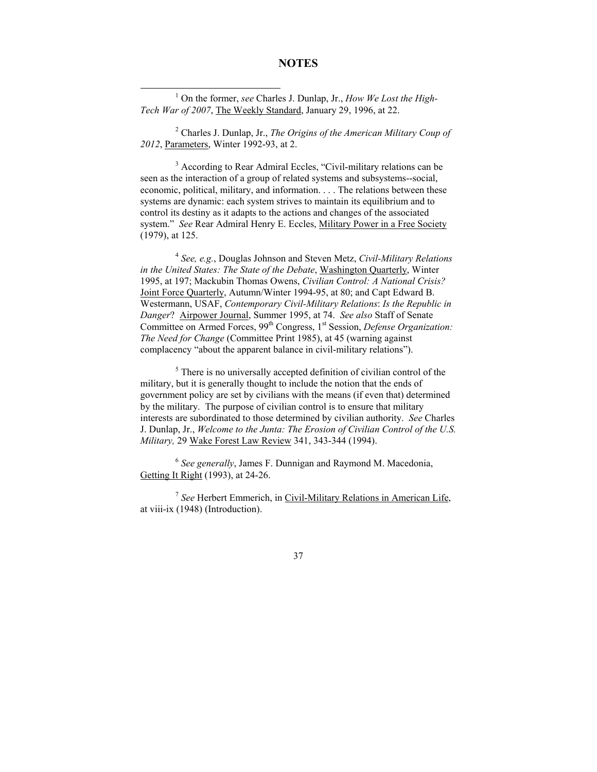# NOTES

[1] On the former, *see* Charles J. Dunlap, Jr., *How We Lost the High-Tech War of 2007*, The Weekly Standard, January 29, 1996, at 22.

[2] Charles J. Dunlap, Jr., *The Origins of the American Military Coup of 2012*, Parameters, Winter 1992-93, at 2.

[3] According to Rear Admiral Eccles, "Civil-military relations can be seen as the interaction of a group of related systems and subsystems--social, economic, political, military, and information. . . . The relations between these systems are dynamic: each system strives to maintain its equilibrium and to control its destiny as it adapts to the actions and changes of the associated system." *See* Rear Admiral Henry E. Eccles, Military Power in a Free Society (1979), at 125.

[4] *See, e.g.*, Douglas Johnson and Steven Metz, *Civil-Military Relations in the United States: The State of the Debate*, Washington Quarterly, Winter 1995, at 197; Mackubin Thomas Owens, *Civilian Control: A National Crisis?* Joint Force Quarterly, Autumn/Winter 1994-95, at 80; and Capt Edward B. Westermann, USAF, *Contemporary Civil-Military Relations*: *Is the Republic in Danger*? Airpower Journal, Summer 1995, at 74. *See also* Staff of Senate Committee on Armed Forces, 99th Congress, 1st Session, *Defense Organization: The Need for Change* (Committee Print 1985), at 45 (warning against complacency "about the apparent balance in civil-military relations").

[5] There is no universally accepted definition of civilian control of the military, but it is generally thought to include the notion that the ends of government policy are set by civilians with the means (if even that) determined by the military. The purpose of civilian control is to ensure that military interests are subordinated to those determined by civilian authority. *See* Charles J. Dunlap, Jr., *Welcome to the Junta: The Erosion of Civilian Control of the U.S. Military,* 29 Wake Forest Law Review 341, 343-344 (1994).

[6] *See generally*, James F. Dunnigan and Raymond M. Macedonia, Getting It Right (1993), at 24-26.

[7] *See* Herbert Emmerich, in Civil-Military Relations in American Life, at viii-ix (1948) (Introduction).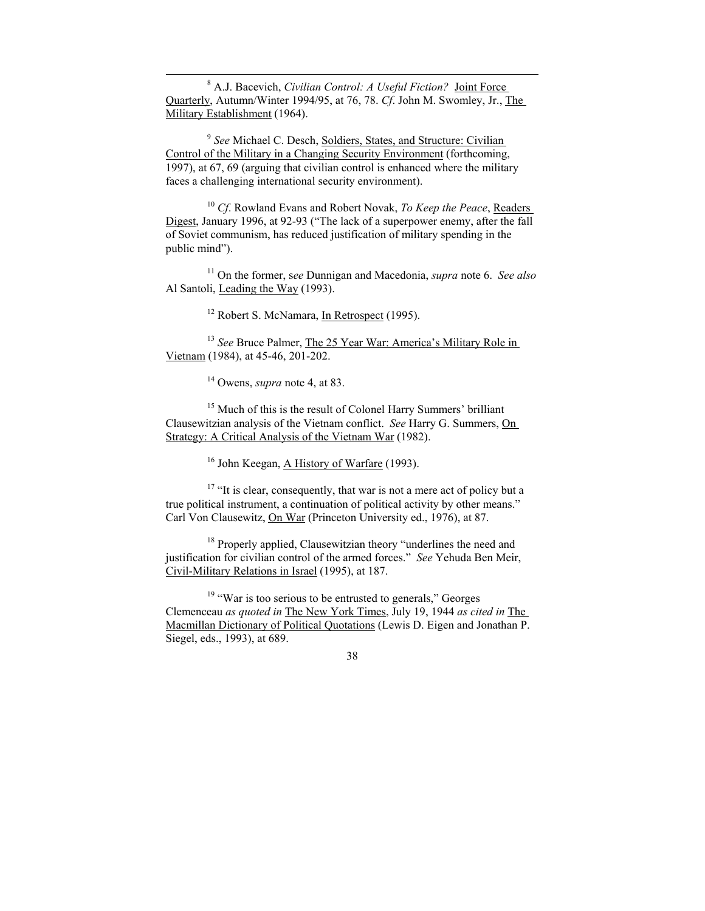[8] A.J. Bacevich, *Civilian Control: A Useful Fiction?* Joint Force Quarterly, Autumn/Winter 1994/95, at 76, 78. *Cf*. John M. Swomley, Jr., The Military Establishment (1964).

[9] *See* Michael C. Desch, Soldiers, States, and Structure: Civilian Control of the Military in a Changing Security Environment (forthcoming, 1997), at 67, 69 (arguing that civilian control is enhanced where the military faces a challenging international security environment).

[10] *Cf*. Rowland Evans and Robert Novak, *To Keep the Peace*, Readers Digest, January 1996, at 92-93 ("The lack of a superpower enemy, after the fall of Soviet communism, has reduced justification of military spending in the public mind").

[11] On the former, s*ee* Dunnigan and Macedonia, *supra* note 6. *See also* Al Santoli, Leading the Way (1993).

[12] Robert S. McNamara, In Retrospect (1995).

[13] *See* Bruce Palmer, The 25 Year War: America's Military Role in Vietnam (1984), at 45-46, 201-202.

[14] Owens, *supra* note 4, at 83.

[15] Much of this is the result of Colonel Harry Summers' brilliant Clausewitzian analysis of the Vietnam conflict. *See* Harry G. Summers, On Strategy: A Critical Analysis of the Vietnam War (1982).

[16] John Keegan, A History of Warfare (1993).

[17] "It is clear, consequently, that war is not a mere act of policy but a true political instrument, a continuation of political activity by other means." Carl Von Clausewitz, On War (Princeton University ed., 1976), at 87.

[18] Properly applied, Clausewitzian theory "underlines the need and justification for civilian control of the armed forces." *See* Yehuda Ben Meir, Civil-Military Relations in Israel (1995), at 187.

[19] "War is too serious to be entrusted to generals," Georges Clemenceau *as quoted in* The New York Times, July 19, 1944 *as cited in* The Macmillan Dictionary of Political Quotations (Lewis D. Eigen and Jonathan P. Siegel, eds., 1993), at 689.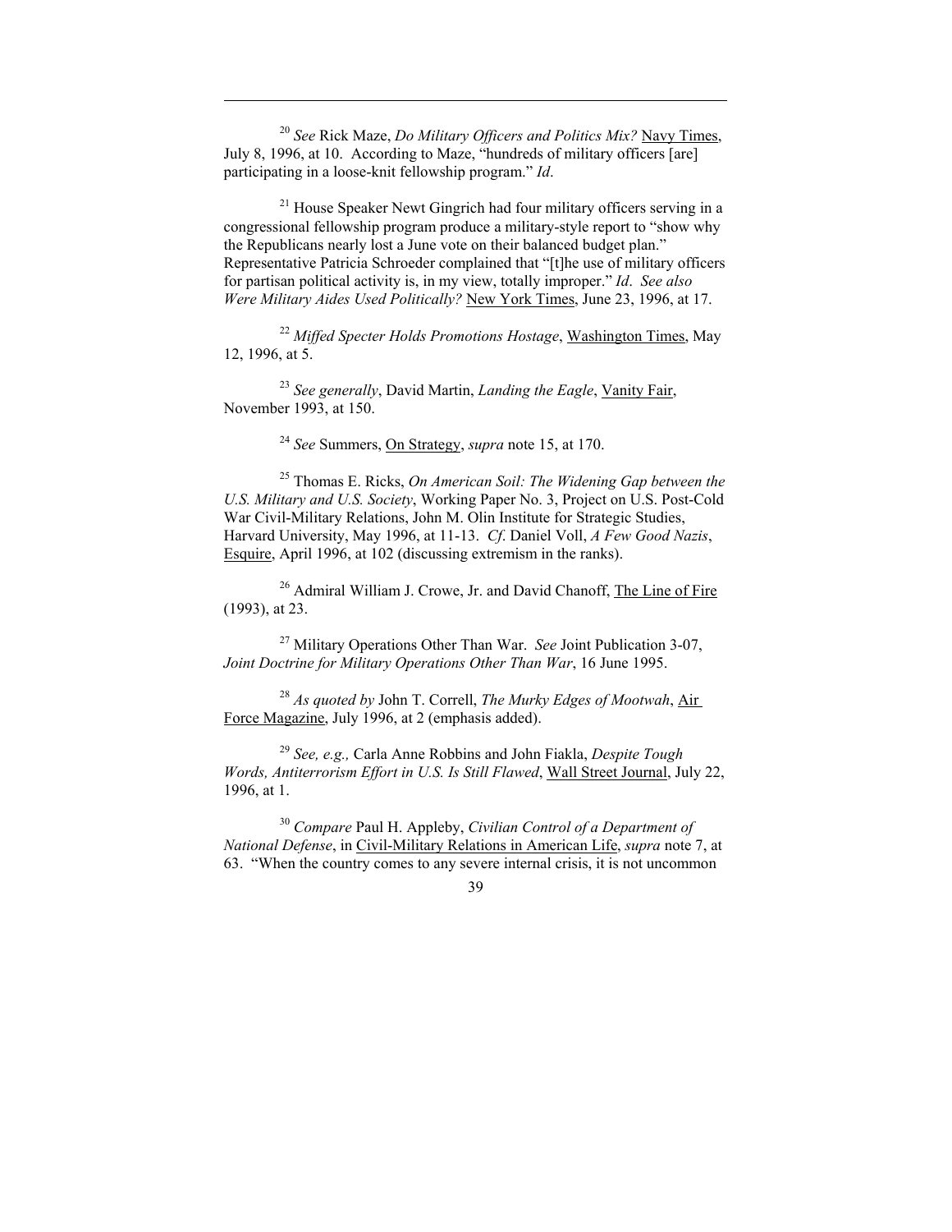[20] *See* Rick Maze, *Do Military Officers and Politics Mix?* Navy Times, July 8, 1996, at 10. According to Maze, "hundreds of military officers [are] participating in a loose-knit fellowship program." *Id*.

[21] House Speaker Newt Gingrich had four military officers serving in a congressional fellowship program produce a military-style report to "show why the Republicans nearly lost a June vote on their balanced budget plan." Representative Patricia Schroeder complained that "[t]he use of military officers for partisan political activity is, in my view, totally improper." *Id*. *See also Were Military Aides Used Politically?* New York Times, June 23, 1996, at 17.

[22] *Miffed Specter Holds Promotions Hostage*, Washington Times, May 12, 1996, at 5.

[23] *See generally*, David Martin, *Landing the Eagle*, Vanity Fair, November 1993, at 150.

[24] *See* Summers, On Strategy, *supra* note 15, at 170.

[25] Thomas E. Ricks, *On American Soil: The Widening Gap between the U.S. Military and U.S. Society*, Working Paper No. 3, Project on U.S. Post-Cold War Civil-Military Relations, John M. Olin Institute for Strategic Studies, Harvard University, May 1996, at 11-13. *Cf*. Daniel Voll, *A Few Good Nazis*, Esquire, April 1996, at 102 (discussing extremism in the ranks).

[26] Admiral William J. Crowe, Jr. and David Chanoff, The Line of Fire (1993), at 23.

[27] Military Operations Other Than War. *See* Joint Publication 3-07, *Joint Doctrine for Military Operations Other Than War*, 16 June 1995.

[28] *As quoted by* John T. Correll, *The Murky Edges of Mootwah*, Air Force Magazine, July 1996, at 2 (emphasis added).

[29] *See, e.g.,* Carla Anne Robbins and John Fiakla, *Despite Tough Words, Antiterrorism Effort in U.S. Is Still Flawed*, Wall Street Journal, July 22, 1996, at 1.

[30] *Compare* Paul H. Appleby, *Civilian Control of a Department of National Defense*, in Civil-Military Relations in American Life, *supra* note 7, at 63. "When the country comes to any severe internal crisis, it is not uncommon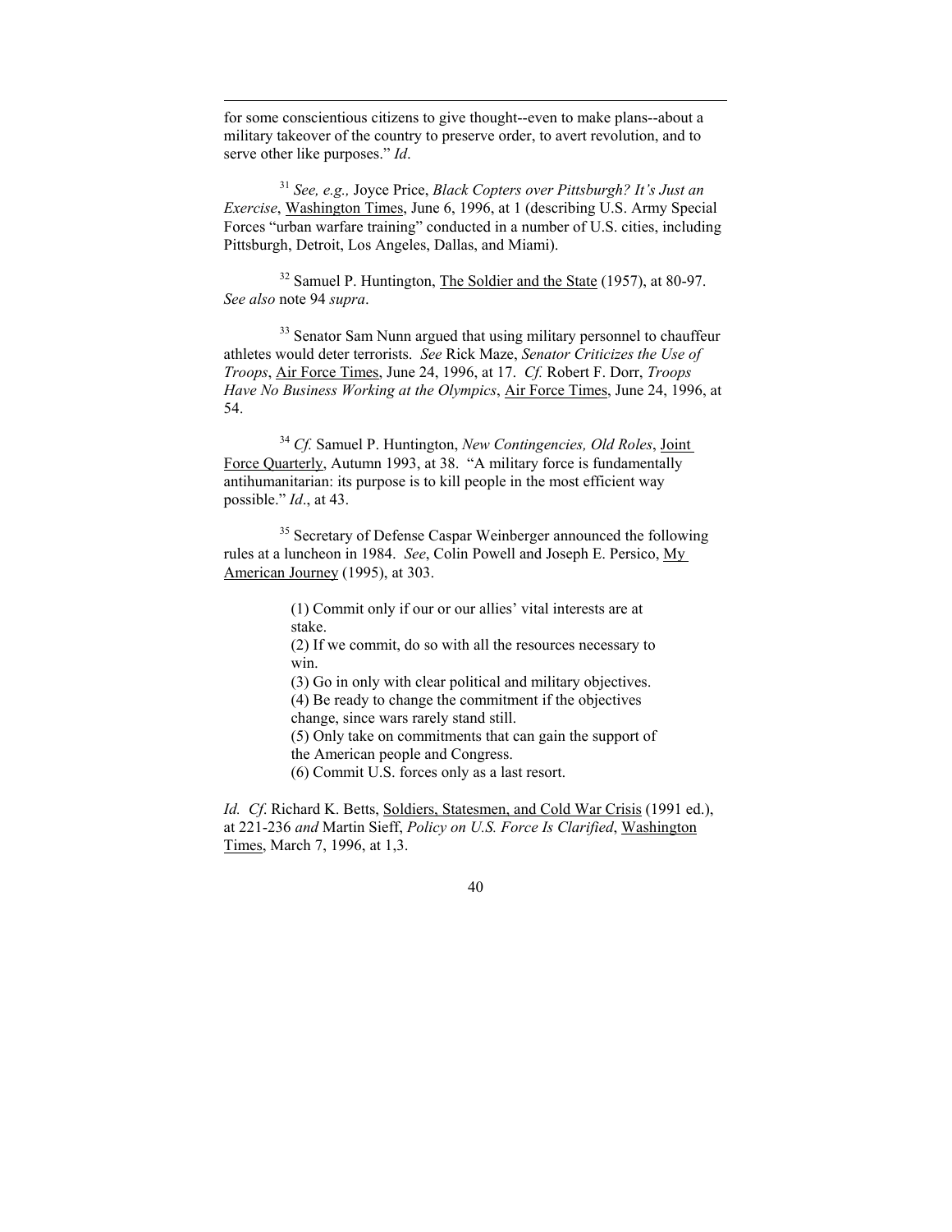for some conscientious citizens to give thought--even to make plans--about a military takeover of the country to preserve order, to avert revolution, and to serve other like purposes." *Id*.

[31] *See, e.g.,* Joyce Price, *Black Copters over Pittsburgh? It's Just an Exercise*, Washington Times, June 6, 1996, at 1 (describing U.S. Army Special Forces "urban warfare training" conducted in a number of U.S. cities, including Pittsburgh, Detroit, Los Angeles, Dallas, and Miami).

[32] Samuel P. Huntington, The Soldier and the State (1957), at 80-97. *See also* note 94 *supra*.

[33] Senator Sam Nunn argued that using military personnel to chauffeur athletes would deter terrorists. *See* Rick Maze, *Senator Criticizes the Use of Troops*, Air Force Times, June 24, 1996, at 17. *Cf.* Robert F. Dorr, *Troops Have No Business Working at the Olympics*, Air Force Times, June 24, 1996, at 54.

[34] *Cf.* Samuel P. Huntington, *New Contingencies, Old Roles*, Joint Force Quarterly, Autumn 1993, at 38. "A military force is fundamentally antihumanitarian: its purpose is to kill people in the most efficient way possible." *Id*., at 43.

[35] Secretary of Defense Caspar Weinberger announced the following rules at a luncheon in 1984. *See*, Colin Powell and Joseph E. Persico, My American Journey (1995), at 303.

> (1) Commit only if our or our allies' vital interests are at stake.
> (2) If we commit, do so with all the resources necessary to win.
> (3) Go in only with clear political and military objectives.
> (4) Be ready to change the commitment if the objectives change, since wars rarely stand still.
> (5) Only take on commitments that can gain the support of the American people and Congress.
> (6) Commit U.S. forces only as a last resort.

*Id. Cf*. Richard K. Betts, Soldiers, Statesmen, and Cold War Crisis (1991 ed.), at 221-236 *and* Martin Sieff, *Policy on U.S. Force Is Clarified*, Washington Times, March 7, 1996, at 1,3.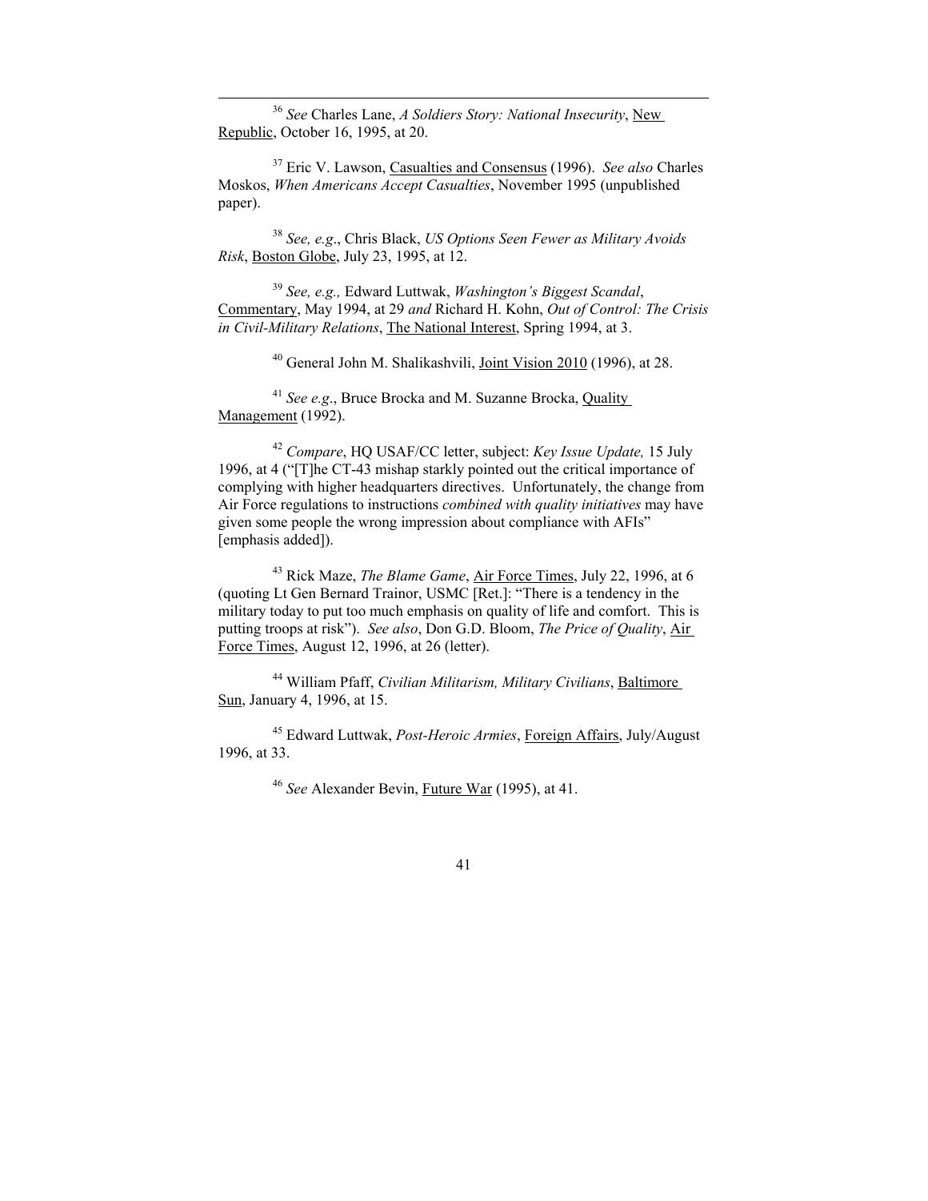[36] *See* Charles Lane, *A Soldiers Story: National Insecurity*, New Republic, October 16, 1995, at 20.

[37] Eric V. Lawson, Casualties and Consensus (1996). *See also* Charles Moskos, *When Americans Accept Casualties*, November 1995 (unpublished paper).

[38] *See, e.g*., Chris Black, *US Options Seen Fewer as Military Avoids Risk*, Boston Globe, July 23, 1995, at 12.

[39] *See, e.g.,* Edward Luttwak, *Washington's Biggest Scandal*, Commentary, May 1994, at 29 *and* Richard H. Kohn, *Out of Control: The Crisis in Civil-Military Relations*, The National Interest, Spring 1994, at 3.

[40] General John M. Shalikashvili, Joint Vision 2010 (1996), at 28.

[41] *See e.g*., Bruce Brocka and M. Suzanne Brocka, Quality Management (1992).

[42] *Compare*, HQ USAF/CC letter, subject: *Key Issue Update,* 15 July 1996, at 4 ("[T]he CT-43 mishap starkly pointed out the critical importance of complying with higher headquarters directives. Unfortunately, the change from Air Force regulations to instructions *combined with quality initiatives* may have given some people the wrong impression about compliance with AFIs" [emphasis added]).

[43] Rick Maze, *The Blame Game*, Air Force Times, July 22, 1996, at 6 (quoting Lt Gen Bernard Trainor, USMC [Ret.]: "There is a tendency in the military today to put too much emphasis on quality of life and comfort. This is putting troops at risk"). *See also*, Don G.D. Bloom, *The Price of Quality*, Air Force Times, August 12, 1996, at 26 (letter).

[44] William Pfaff, *Civilian Militarism, Military Civilians*, Baltimore Sun, January 4, 1996, at 15.

[45] Edward Luttwak, *Post-Heroic Armies*, Foreign Affairs, July/August 1996, at 33.

[46] *See* Alexander Bevin, Future War (1995), at 41.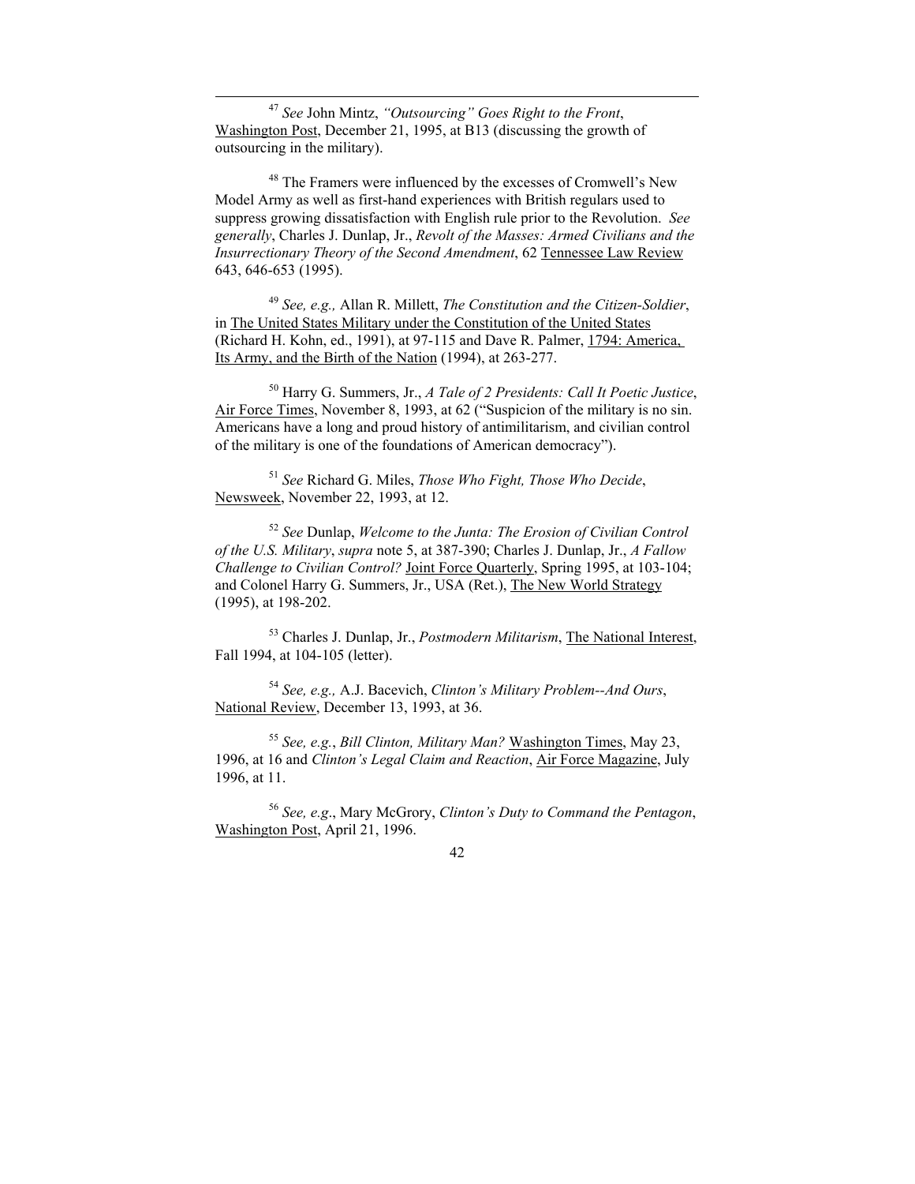[47] *See* John Mintz, *"Outsourcing" Goes Right to the Front*, Washington Post, December 21, 1995, at B13 (discussing the growth of outsourcing in the military).

[48] The Framers were influenced by the excesses of Cromwell's New Model Army as well as first-hand experiences with British regulars used to suppress growing dissatisfaction with English rule prior to the Revolution. *See generally*, Charles J. Dunlap, Jr., *Revolt of the Masses: Armed Civilians and the Insurrectionary Theory of the Second Amendment*, 62 Tennessee Law Review 643, 646-653 (1995).

[49] *See, e.g.,* Allan R. Millett, *The Constitution and the Citizen-Soldier*, in The United States Military under the Constitution of the United States (Richard H. Kohn, ed., 1991), at 97-115 and Dave R. Palmer, 1794: America, Its Army, and the Birth of the Nation (1994), at 263-277.

[50] Harry G. Summers, Jr., *A Tale of 2 Presidents: Call It Poetic Justice*, Air Force Times, November 8, 1993, at 62 ("Suspicion of the military is no sin. Americans have a long and proud history of antimilitarism, and civilian control of the military is one of the foundations of American democracy").

[51] *See* Richard G. Miles, *Those Who Fight, Those Who Decide*, Newsweek, November 22, 1993, at 12.

[52] *See* Dunlap, *Welcome to the Junta: The Erosion of Civilian Control of the U.S. Military*, *supra* note 5, at 387-390; Charles J. Dunlap, Jr., *A Fallow Challenge to Civilian Control?* Joint Force Quarterly, Spring 1995, at 103-104; and Colonel Harry G. Summers, Jr., USA (Ret.), The New World Strategy (1995), at 198-202.

[53] Charles J. Dunlap, Jr., *Postmodern Militarism*, The National Interest, Fall 1994, at 104-105 (letter).

[54] *See, e.g.,* A.J. Bacevich, *Clinton's Military Problem--And Ours*, National Review, December 13, 1993, at 36.

[55] *See, e.g.*, *Bill Clinton, Military Man?* Washington Times, May 23, 1996, at 16 and *Clinton's Legal Claim and Reaction*, Air Force Magazine, July 1996, at 11.

[56] *See, e.g*., Mary McGrory, *Clinton's Duty to Command the Pentagon*, Washington Post, April 21, 1996.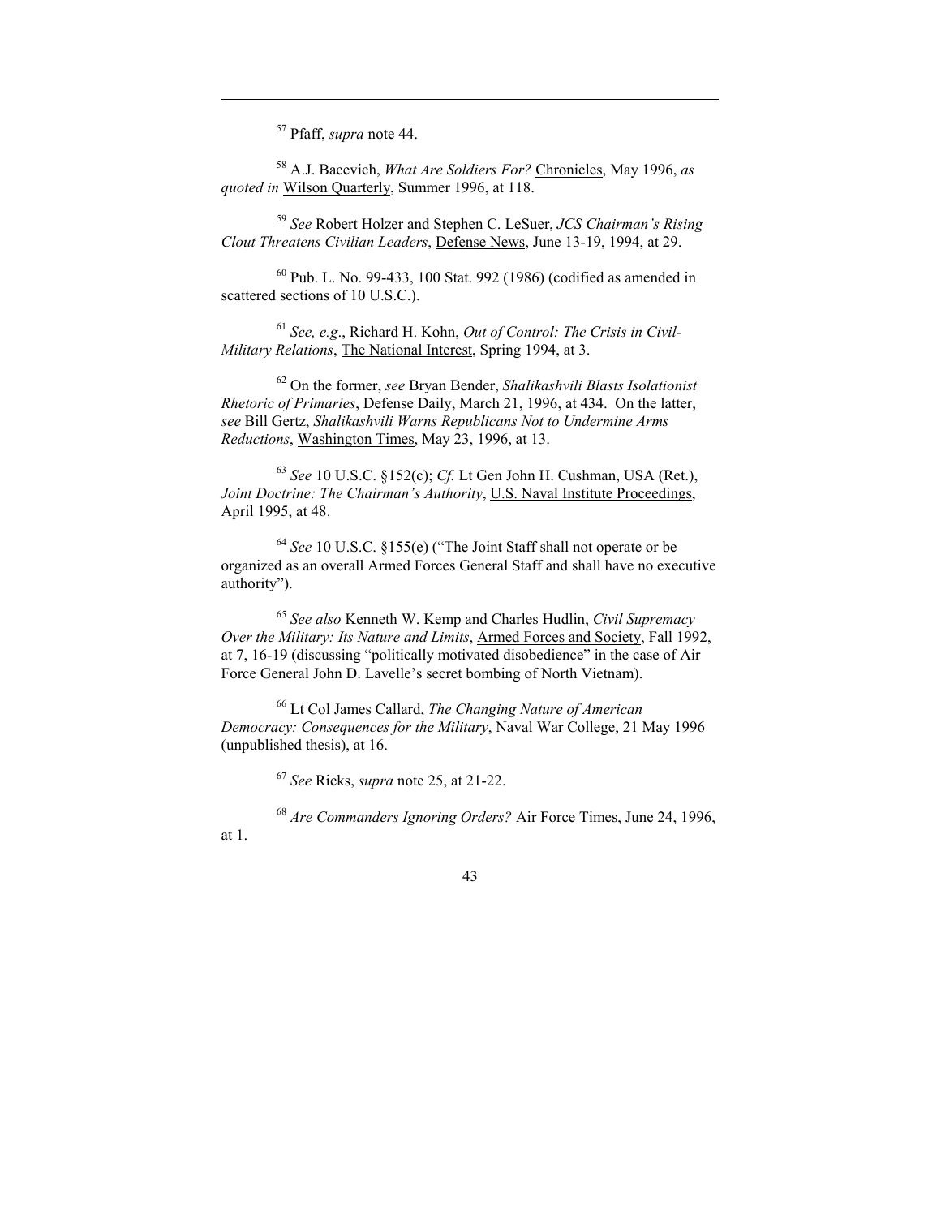[57] Pfaff, *supra* note 44.

[58] A.J. Bacevich, *What Are Soldiers For?* Chronicles, May 1996, *as quoted in* Wilson Quarterly, Summer 1996, at 118.

[59] *See* Robert Holzer and Stephen C. LeSuer, *JCS Chairman's Rising Clout Threatens Civilian Leaders*, Defense News, June 13-19, 1994, at 29.

[60] Pub. L. No. 99-433, 100 Stat. 992 (1986) (codified as amended in scattered sections of 10 U.S.C.).

[61] *See, e.g*., Richard H. Kohn, *Out of Control: The Crisis in Civil-Military Relations*, The National Interest, Spring 1994, at 3.

[62] On the former, *see* Bryan Bender, *Shalikashvili Blasts Isolationist Rhetoric of Primaries*, Defense Daily, March 21, 1996, at 434. On the latter, *see* Bill Gertz, *Shalikashvili Warns Republicans Not to Undermine Arms Reductions*, Washington Times, May 23, 1996, at 13.

[63] *See* 10 U.S.C. §152(c); *Cf.* Lt Gen John H. Cushman, USA (Ret.), *Joint Doctrine: The Chairman's Authority*, U.S. Naval Institute Proceedings, April 1995, at 48.

[64] *See* 10 U.S.C. §155(e) ("The Joint Staff shall not operate or be organized as an overall Armed Forces General Staff and shall have no executive authority").

[65] *See also* Kenneth W. Kemp and Charles Hudlin, *Civil Supremacy Over the Military: Its Nature and Limits*, Armed Forces and Society, Fall 1992, at 7, 16-19 (discussing "politically motivated disobedience" in the case of Air Force General John D. Lavelle's secret bombing of North Vietnam).

[66] Lt Col James Callard, *The Changing Nature of American Democracy: Consequences for the Military*, Naval War College, 21 May 1996 (unpublished thesis), at 16.

[67] *See* Ricks, *supra* note 25, at 21-22.

[68] *Are Commanders Ignoring Orders?* Air Force Times, June 24, 1996, at 1.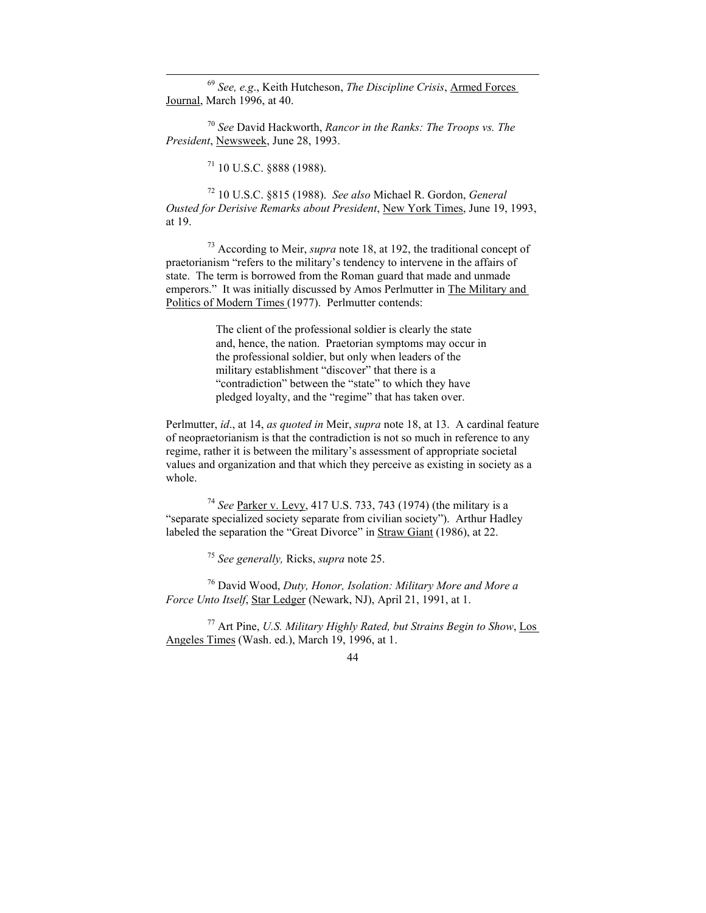[69] *See, e.g*., Keith Hutcheson, *The Discipline Crisis*, Armed Forces Journal, March 1996, at 40.

[70] *See* David Hackworth, *Rancor in the Ranks: The Troops vs. The President*, Newsweek, June 28, 1993.

[71] 10 U.S.C. §888 (1988).

[72] 10 U.S.C. §815 (1988). *See also* Michael R. Gordon, *General Ousted for Derisive Remarks about President*, New York Times, June 19, 1993, at 19.

[73] According to Meir, *supra* note 18, at 192, the traditional concept of praetorianism "refers to the military's tendency to intervene in the affairs of state. The term is borrowed from the Roman guard that made and unmade emperors." It was initially discussed by Amos Perlmutter in The Military and Politics of Modern Times (1977). Perlmutter contends:

> The client of the professional soldier is clearly the state and, hence, the nation. Praetorian symptoms may occur in the professional soldier, but only when leaders of the military establishment "discover" that there is a "contradiction" between the "state" to which they have pledged loyalty, and the "regime" that has taken over.

Perlmutter, *id*., at 14, *as quoted in* Meir, *supra* note 18, at 13. A cardinal feature of neopraetorianism is that the contradiction is not so much in reference to any regime, rather it is between the military's assessment of appropriate societal values and organization and that which they perceive as existing in society as a whole.

[74] *See* Parker v. Levy, 417 U.S. 733, 743 (1974) (the military is a "separate specialized society separate from civilian society"). Arthur Hadley labeled the separation the "Great Divorce" in Straw Giant (1986), at 22.

[75] *See generally,* Ricks, *supra* note 25.

[76] David Wood, *Duty, Honor, Isolation: Military More and More a Force Unto Itself*, Star Ledger (Newark, NJ), April 21, 1991, at 1.

[77] Art Pine, *U.S. Military Highly Rated, but Strains Begin to Show*, Los Angeles Times (Wash. ed.), March 19, 1996, at 1.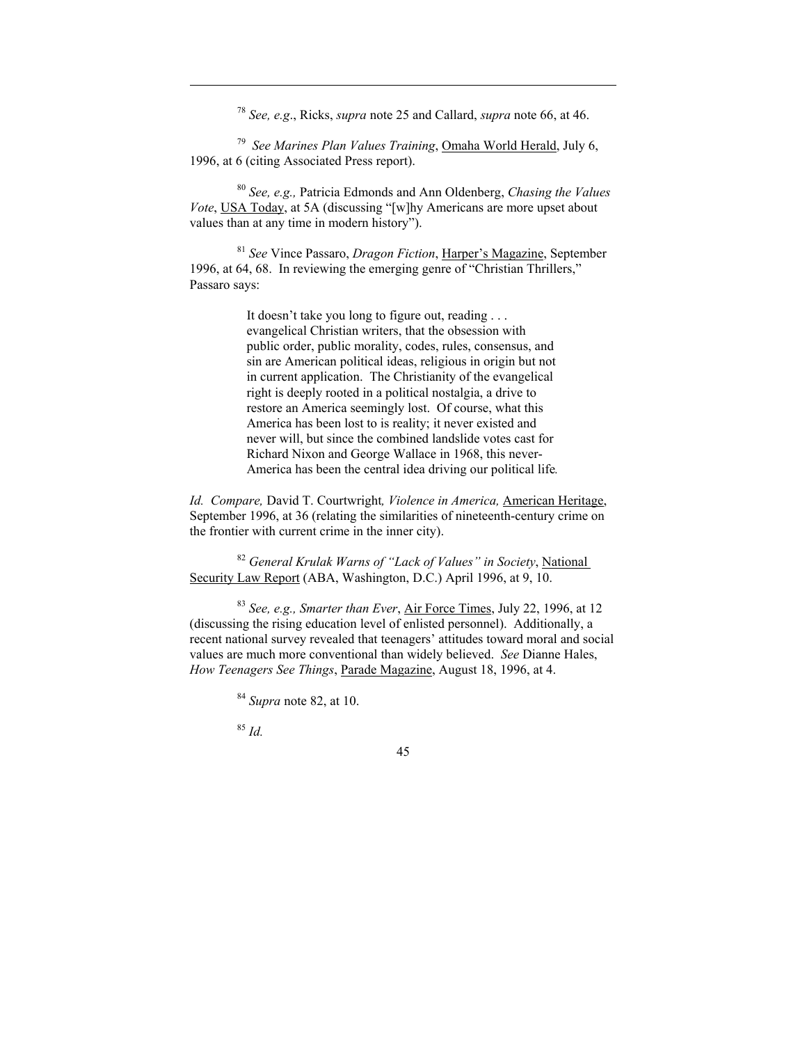[78] *See, e.g*., Ricks, *supra* note 25 and Callard, *supra* note 66, at 46.

[79] *See Marines Plan Values Training*, Omaha World Herald, July 6, 1996, at 6 (citing Associated Press report).

[80] *See, e.g.,* Patricia Edmonds and Ann Oldenberg, *Chasing the Values Vote*, USA Today, at 5A (discussing "[w]hy Americans are more upset about values than at any time in modern history").

[81] *See* Vince Passaro, *Dragon Fiction*, Harper's Magazine, September 1996, at 64, 68. In reviewing the emerging genre of "Christian Thrillers," Passaro says:

> It doesn't take you long to figure out, reading . . . evangelical Christian writers, that the obsession with public order, public morality, codes, rules, consensus, and sin are American political ideas, religious in origin but not in current application. The Christianity of the evangelical right is deeply rooted in a political nostalgia, a drive to restore an America seemingly lost. Of course, what this America has been lost to is reality; it never existed and never will, but since the combined landslide votes cast for Richard Nixon and George Wallace in 1968, this never-America has been the central idea driving our political life*.*

*Id. Compare,* David T. Courtwright*, Violence in America,* American Heritage, September 1996, at 36 (relating the similarities of nineteenth-century crime on the frontier with current crime in the inner city).

[82] *General Krulak Warns of "Lack of Values" in Society*, National Security Law Report (ABA, Washington, D.C.) April 1996, at 9, 10.

[83] *See, e.g., Smarter than Ever*, Air Force Times, July 22, 1996, at 12 (discussing the rising education level of enlisted personnel). Additionally, a recent national survey revealed that teenagers' attitudes toward moral and social values are much more conventional than widely believed. *See* Dianne Hales, *How Teenagers See Things*, Parade Magazine, August 18, 1996, at 4.

[84] *Supra* note 82, at 10.

[85] *Id.*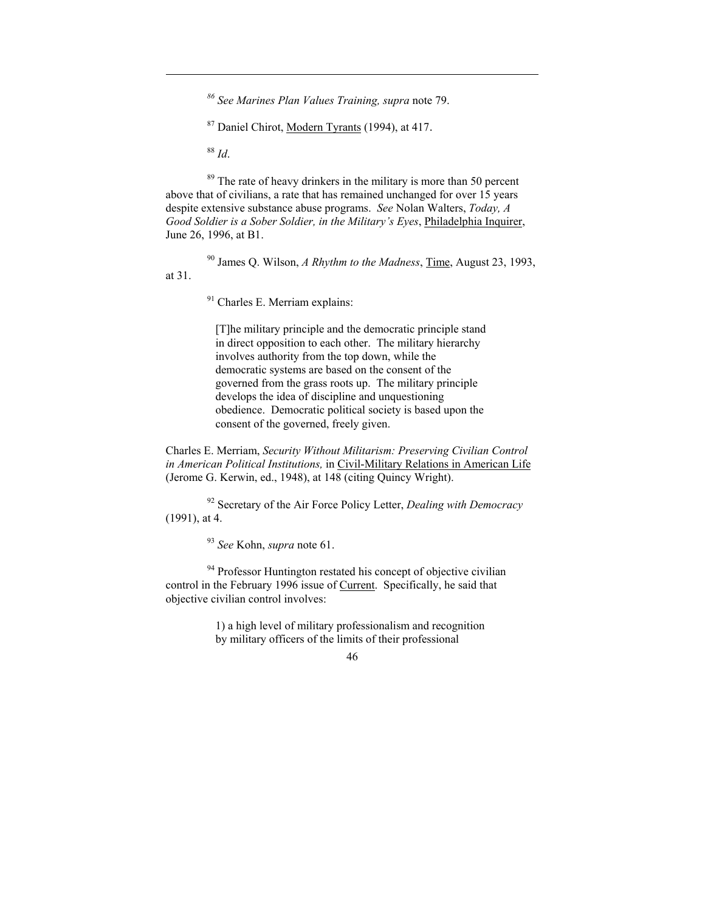---

[86] *See Marines Plan Values Training, supra* note 79.

[87] Daniel Chirot, Modern Tyrants (1994), at 417.

[88] *Id*.

[89] The rate of heavy drinkers in the military is more than 50 percent above that of civilians, a rate that has remained unchanged for over 15 years despite extensive substance abuse programs. *See* Nolan Walters, *Today, A Good Soldier is a Sober Soldier, in the Military's Eyes*, Philadelphia Inquirer, June 26, 1996, at B1.

[90] James Q. Wilson, *A Rhythm to the Madness*, Time, August 23, 1993, at 31.

[91] Charles E. Merriam explains:

> [T]he military principle and the democratic principle stand in direct opposition to each other. The military hierarchy involves authority from the top down, while the democratic systems are based on the consent of the governed from the grass roots up. The military principle develops the idea of discipline and unquestioning obedience. Democratic political society is based upon the consent of the governed, freely given.

Charles E. Merriam, *Security Without Militarism: Preserving Civilian Control in American Political Institutions,* in Civil-Military Relations in American Life (Jerome G. Kerwin, ed., 1948), at 148 (citing Quincy Wright).

[92] Secretary of the Air Force Policy Letter, *Dealing with Democracy* (1991), at 4.

[93] *See* Kohn, *supra* note 61.

[94] Professor Huntington restated his concept of objective civilian control in the February 1996 issue of Current. Specifically, he said that objective civilian control involves:

> 1) a high level of military professionalism and recognition by military officers of the limits of their professional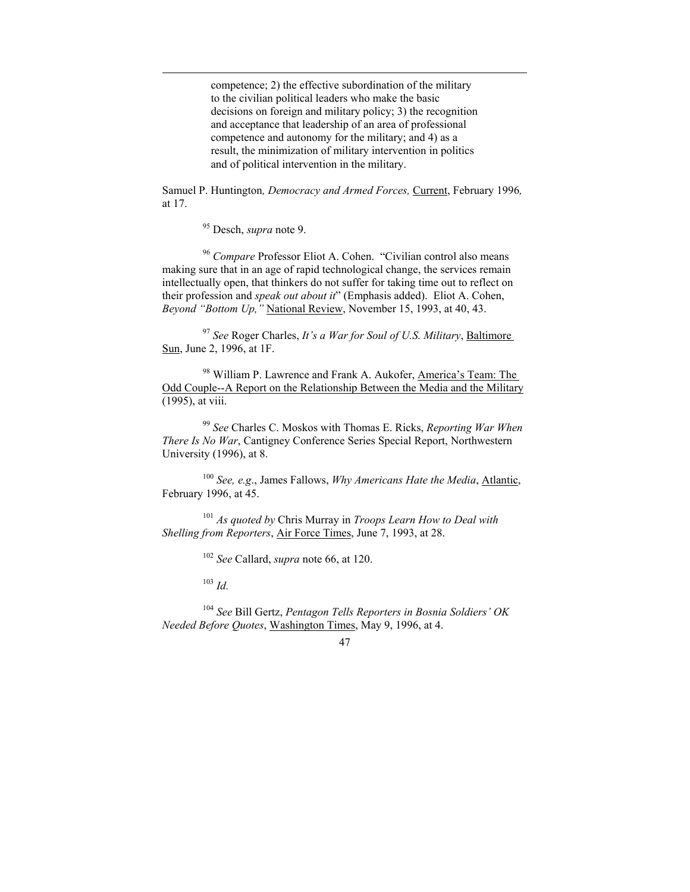> competence; 2) the effective subordination of the military to the civilian political leaders who make the basic decisions on foreign and military policy; 3) the recognition and acceptance that leadership of an area of professional competence and autonomy for the military; and 4) as a result, the minimization of military intervention in politics and of political intervention in the military.

Samuel P. Huntington*, Democracy and Armed Forces,* Current, February 1996*,* at 17.

[95] Desch, *supra* note 9.

[96] *Compare* Professor Eliot A. Cohen. "Civilian control also means making sure that in an age of rapid technological change, the services remain intellectually open, that thinkers do not suffer for taking time out to reflect on their profession and *speak out about it*" (Emphasis added). Eliot A. Cohen, *Beyond "Bottom Up,"* National Review, November 15, 1993, at 40, 43.

[97] *See* Roger Charles, *It's a War for Soul of U.S. Military*, Baltimore Sun, June 2, 1996, at 1F.

[98] William P. Lawrence and Frank A. Aukofer, America's Team: The Odd Couple--A Report on the Relationship Between the Media and the Military (1995), at viii.

[99] *See* Charles C. Moskos with Thomas E. Ricks, *Reporting War When There Is No War*, Cantigney Conference Series Special Report, Northwestern University (1996), at 8.

[100] *See, e.g*., James Fallows, *Why Americans Hate the Media*, Atlantic, February 1996, at 45.

[101] *As quoted by* Chris Murray in *Troops Learn How to Deal with Shelling from Reporters*, Air Force Times, June 7, 1993, at 28.

[102] *See* Callard, *supra* note 66, at 120.

[103] *Id.*

[104] *See* Bill Gertz, *Pentagon Tells Reporters in Bosnia Soldiers' OK Needed Before Quotes*, Washington Times, May 9, 1996, at 4.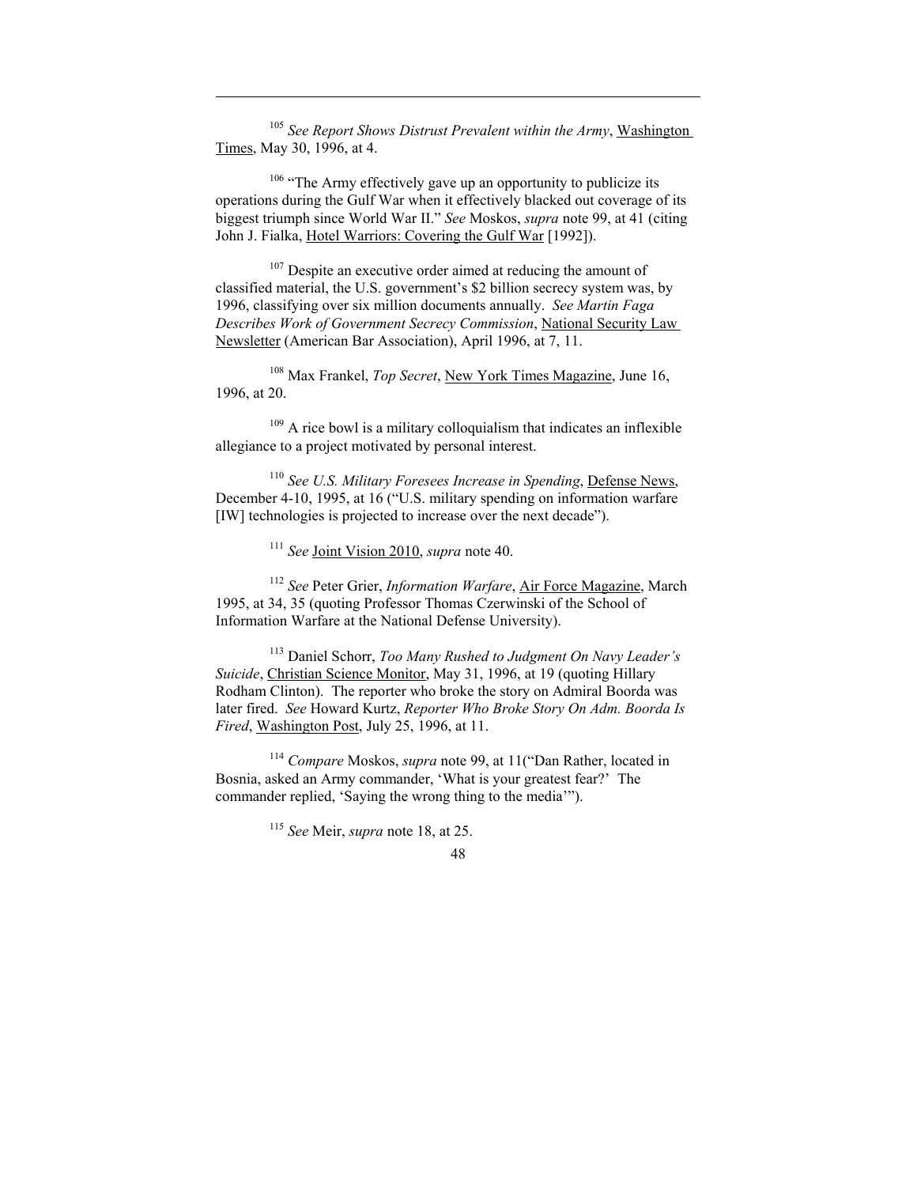[105] *See Report Shows Distrust Prevalent within the Army*, Washington Times, May 30, 1996, at 4.

[106] "The Army effectively gave up an opportunity to publicize its operations during the Gulf War when it effectively blacked out coverage of its biggest triumph since World War II." *See* Moskos, *supra* note 99, at 41 (citing John J. Fialka, Hotel Warriors: Covering the Gulf War [1992]).

[107] Despite an executive order aimed at reducing the amount of classified material, the U.S. government's $2 billion secrecy system was, by 1996, classifying over six million documents annually. *See Martin Faga Describes Work of Government Secrecy Commission*, National Security Law Newsletter (American Bar Association), April 1996, at 7, 11.

[108] Max Frankel, *Top Secret*, New York Times Magazine, June 16, 1996, at 20.

[109] A rice bowl is a military colloquialism that indicates an inflexible allegiance to a project motivated by personal interest.

[110] *See U.S. Military Foresees Increase in Spending*, Defense News, December 4-10, 1995, at 16 ("U.S. military spending on information warfare [IW] technologies is projected to increase over the next decade").

[111] *See* Joint Vision 2010, *supra* note 40.

[112] *See* Peter Grier, *Information Warfare*, Air Force Magazine, March 1995, at 34, 35 (quoting Professor Thomas Czerwinski of the School of Information Warfare at the National Defense University).

[113] Daniel Schorr, *Too Many Rushed to Judgment On Navy Leader's Suicide*, Christian Science Monitor, May 31, 1996, at 19 (quoting Hillary Rodham Clinton). The reporter who broke the story on Admiral Boorda was later fired. *See* Howard Kurtz, *Reporter Who Broke Story On Adm. Boorda Is Fired*, Washington Post, July 25, 1996, at 11.

[114] *Compare* Moskos, *supra* note 99, at 11("Dan Rather, located in Bosnia, asked an Army commander, 'What is your greatest fear?' The commander replied, 'Saying the wrong thing to the media'").

[115] *See* Meir, *supra* note 18, at 25.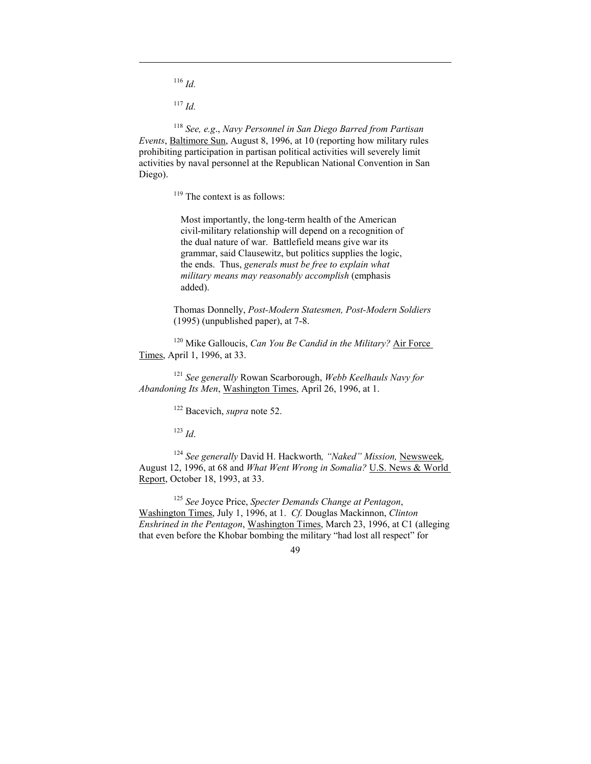[116] *Id.*

[117] *Id.*

[118] *See, e.g*., *Navy Personnel in San Diego Barred from Partisan Events*, Baltimore Sun, August 8, 1996, at 10 (reporting how military rules prohibiting participation in partisan political activities will severely limit activities by naval personnel at the Republican National Convention in San Diego).

[119] The context is as follows:

> Most importantly, the long-term health of the American civil-military relationship will depend on a recognition of the dual nature of war. Battlefield means give war its grammar, said Clausewitz, but politics supplies the logic, the ends. Thus, *generals must be free to explain what military means may reasonably accomplish* (emphasis added).

Thomas Donnelly, *Post-Modern Statesmen, Post-Modern Soldiers* (1995) (unpublished paper), at 7-8.

[120] Mike Galloucis, *Can You Be Candid in the Military?* Air Force Times, April 1, 1996, at 33.

[121] *See generally* Rowan Scarborough, *Webb Keelhauls Navy for Abandoning Its Men*, Washington Times, April 26, 1996, at 1.

[122] Bacevich, *supra* note 52.

[123] *Id*.

[124] *See generally* David H. Hackworth*, "Naked" Mission,* Newsweek*,* August 12, 1996, at 68 and *What Went Wrong in Somalia?* U.S. News & World Report, October 18, 1993, at 33.

[125] *See* Joyce Price, *Specter Demands Change at Pentagon*, Washington Times, July 1, 1996, at 1. *Cf.* Douglas Mackinnon, *Clinton Enshrined in the Pentagon*, Washington Times, March 23, 1996, at C1 (alleging that even before the Khobar bombing the military "had lost all respect" for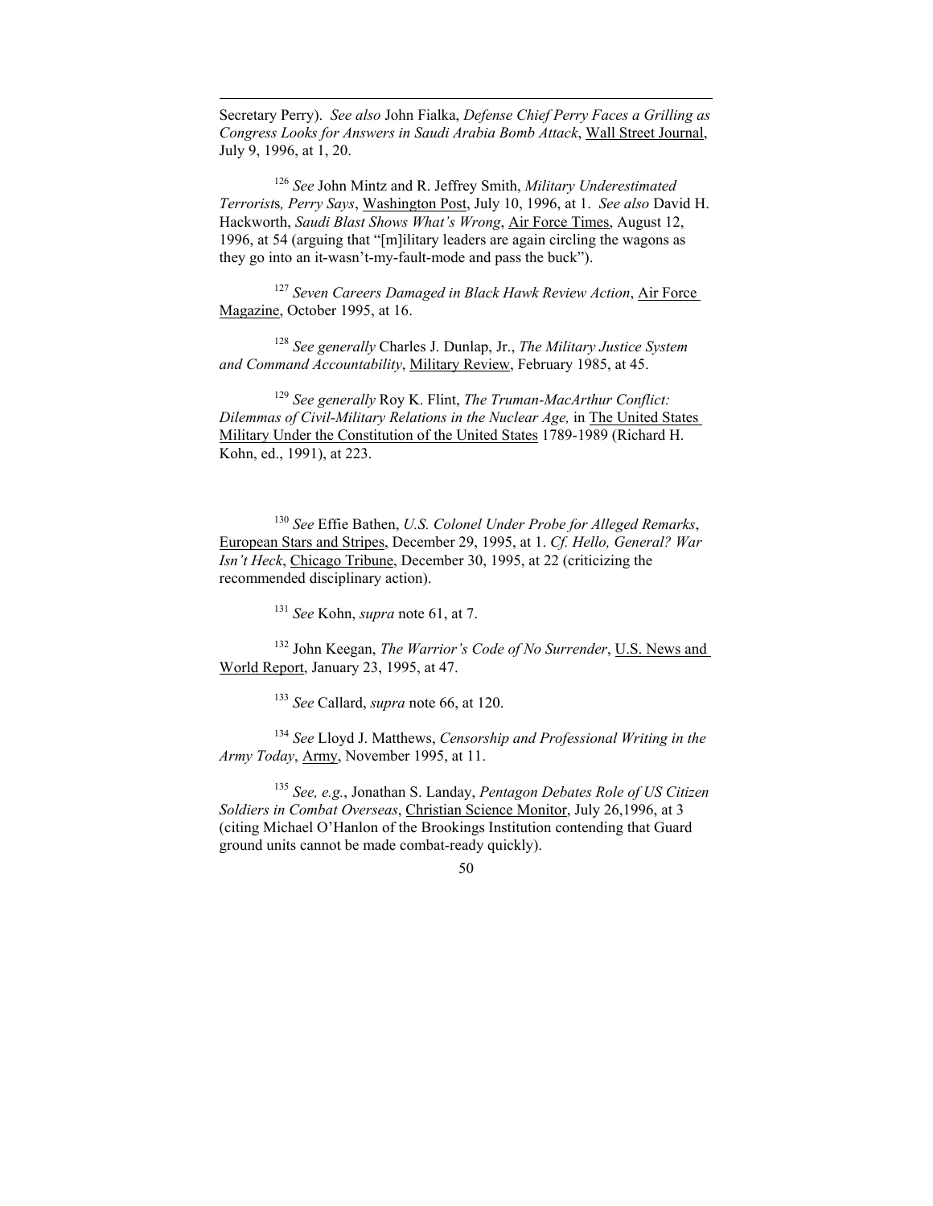Secretary Perry). *See also* John Fialka, *Defense Chief Perry Faces a Grilling as Congress Looks for Answers in Saudi Arabia Bomb Attack*, Wall Street Journal, July 9, 1996, at 1, 20.

[126] *See* John Mintz and R. Jeffrey Smith, *Military Underestimated Terrorists, Perry Says*, Washington Post, July 10, 1996, at 1. *See also* David H. Hackworth, *Saudi Blast Shows What's Wrong*, Air Force Times, August 12, 1996, at 54 (arguing that "[m]ilitary leaders are again circling the wagons as they go into an it-wasn't-my-fault-mode and pass the buck").

[127] *Seven Careers Damaged in Black Hawk Review Action*, Air Force Magazine, October 1995, at 16.

[128] *See generally* Charles J. Dunlap, Jr., *The Military Justice System and Command Accountability*, Military Review, February 1985, at 45.

[129] *See generally* Roy K. Flint, *The Truman-MacArthur Conflict: Dilemmas of Civil-Military Relations in the Nuclear Age,* in The United States Military Under the Constitution of the United States 1789-1989 (Richard H. Kohn, ed., 1991), at 223.

[130] *See* Effie Bathen, *U.S. Colonel Under Probe for Alleged Remarks*, European Stars and Stripes, December 29, 1995, at 1. *Cf. Hello, General? War Isn't Heck*, Chicago Tribune, December 30, 1995, at 22 (criticizing the recommended disciplinary action).

[131] *See* Kohn, *supra* note 61, at 7.

[132] John Keegan, *The Warrior's Code of No Surrender*, U.S. News and World Report, January 23, 1995, at 47.

[133] *See* Callard, *supra* note 66, at 120.

[134] *See* Lloyd J. Matthews, *Censorship and Professional Writing in the Army Today*, Army, November 1995, at 11.

[135] *See, e.g.*, Jonathan S. Landay, *Pentagon Debates Role of US Citizen Soldiers in Combat Overseas*, Christian Science Monitor, July 26,1996, at 3 (citing Michael O'Hanlon of the Brookings Institution contending that Guard ground units cannot be made combat-ready quickly).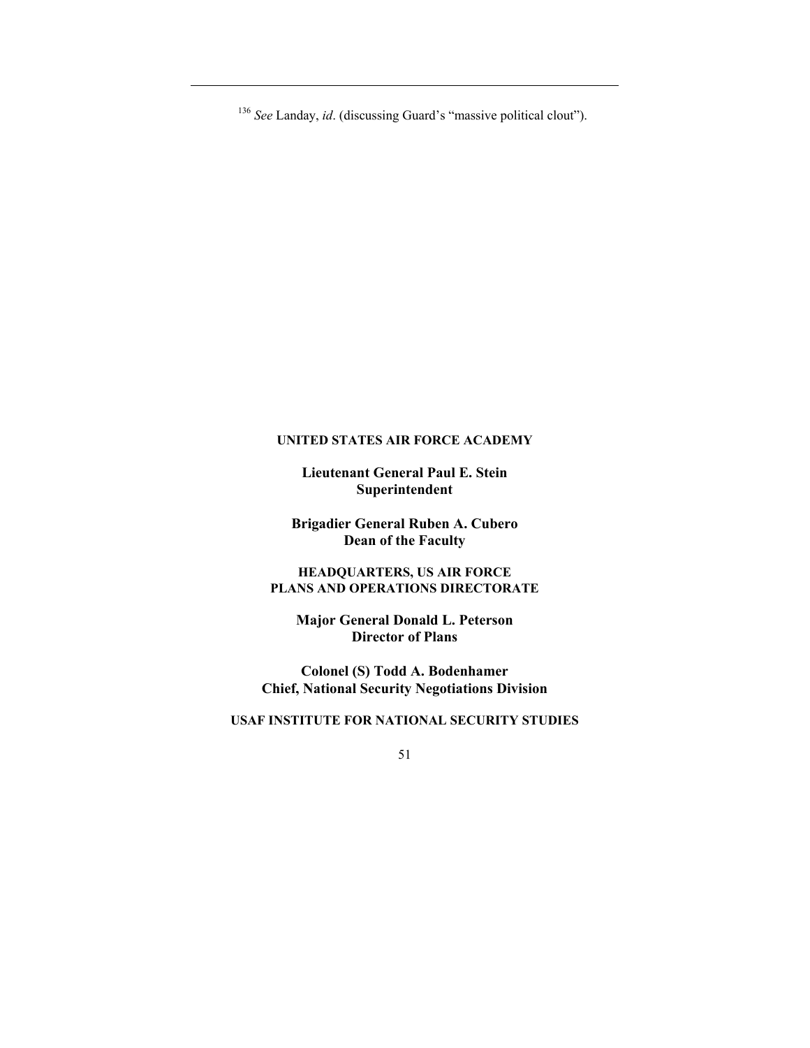[136] *See* Landay, *id*. (discussing Guard's "massive political clout").

**UNITED STATES AIR FORCE ACADEMY**

**Lieutenant General Paul E. Stein**
**Superintendent**

**Brigadier General Ruben A. Cubero**
**Dean of the Faculty**

**HEADQUARTERS, US AIR FORCE**
**PLANS AND OPERATIONS DIRECTORATE**

**Major General Donald L. Peterson**
**Director of Plans**

**Colonel (S) Todd A. Bodenhamer**
**Chief, National Security Negotiations Division**

**USAF INSTITUTE FOR NATIONAL SECURITY STUDIES**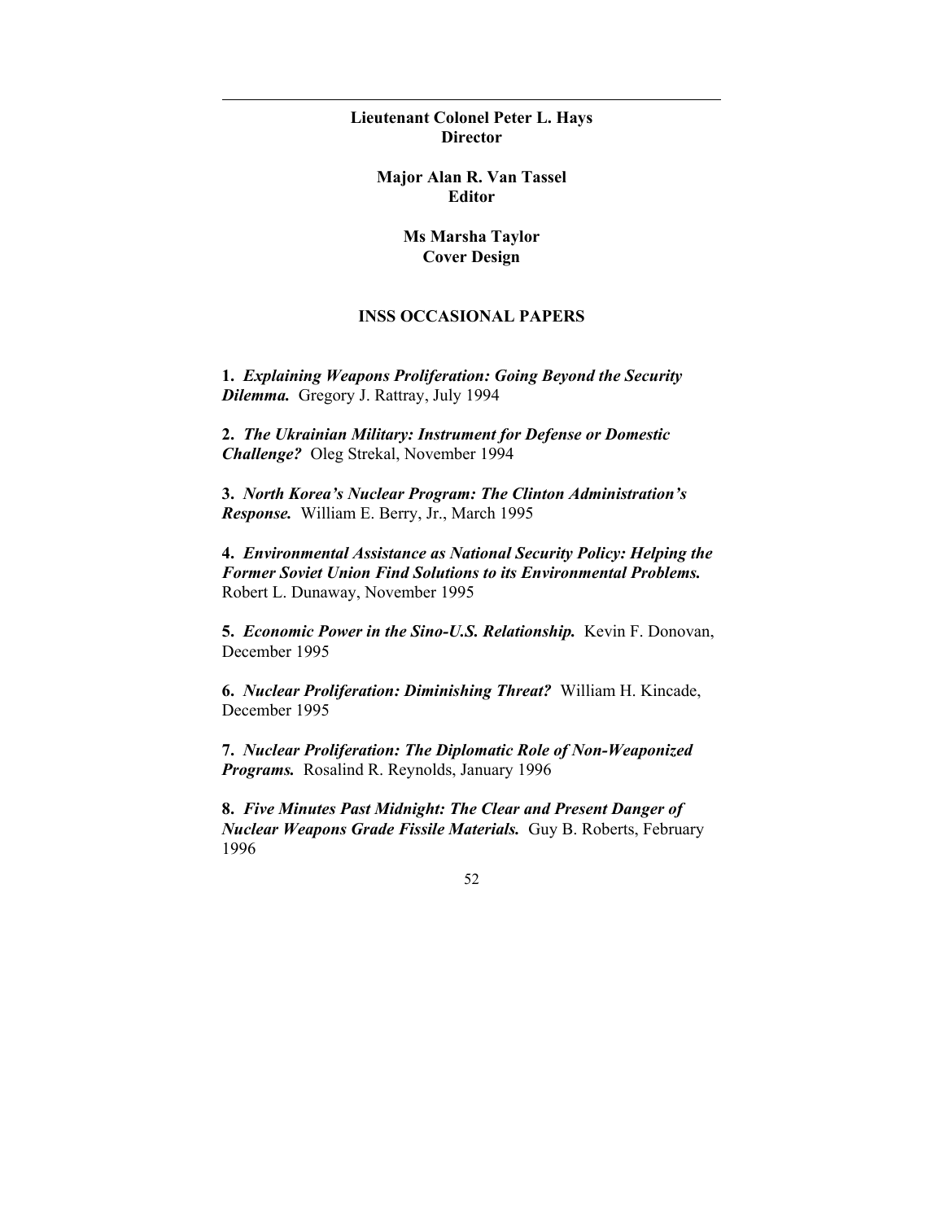**Lieutenant Colonel Peter L. Hays**
**Director**

**Major Alan R. Van Tassel**
**Editor**

**Ms Marsha Taylor**
**Cover Design**

## INSS OCCASIONAL PAPERS

**1.** ***Explaining Weapons Proliferation: Going Beyond the Security Dilemma.*** Gregory J. Rattray, July 1994

**2.** ***The Ukrainian Military: Instrument for Defense or Domestic Challenge?*** Oleg Strekal, November 1994

**3.** ***North Korea's Nuclear Program: The Clinton Administration's Response.*** William E. Berry, Jr., March 1995

**4.** ***Environmental Assistance as National Security Policy: Helping the Former Soviet Union Find Solutions to its Environmental Problems.*** Robert L. Dunaway, November 1995

**5.** ***Economic Power in the Sino-U.S. Relationship.*** Kevin F. Donovan, December 1995

**6.** ***Nuclear Proliferation: Diminishing Threat?*** William H. Kincade, December 1995

**7.** ***Nuclear Proliferation: The Diplomatic Role of Non-Weaponized Programs.*** Rosalind R. Reynolds, January 1996

**8.** ***Five Minutes Past Midnight: The Clear and Present Danger of Nuclear Weapons Grade Fissile Materials.*** Guy B. Roberts, February 1996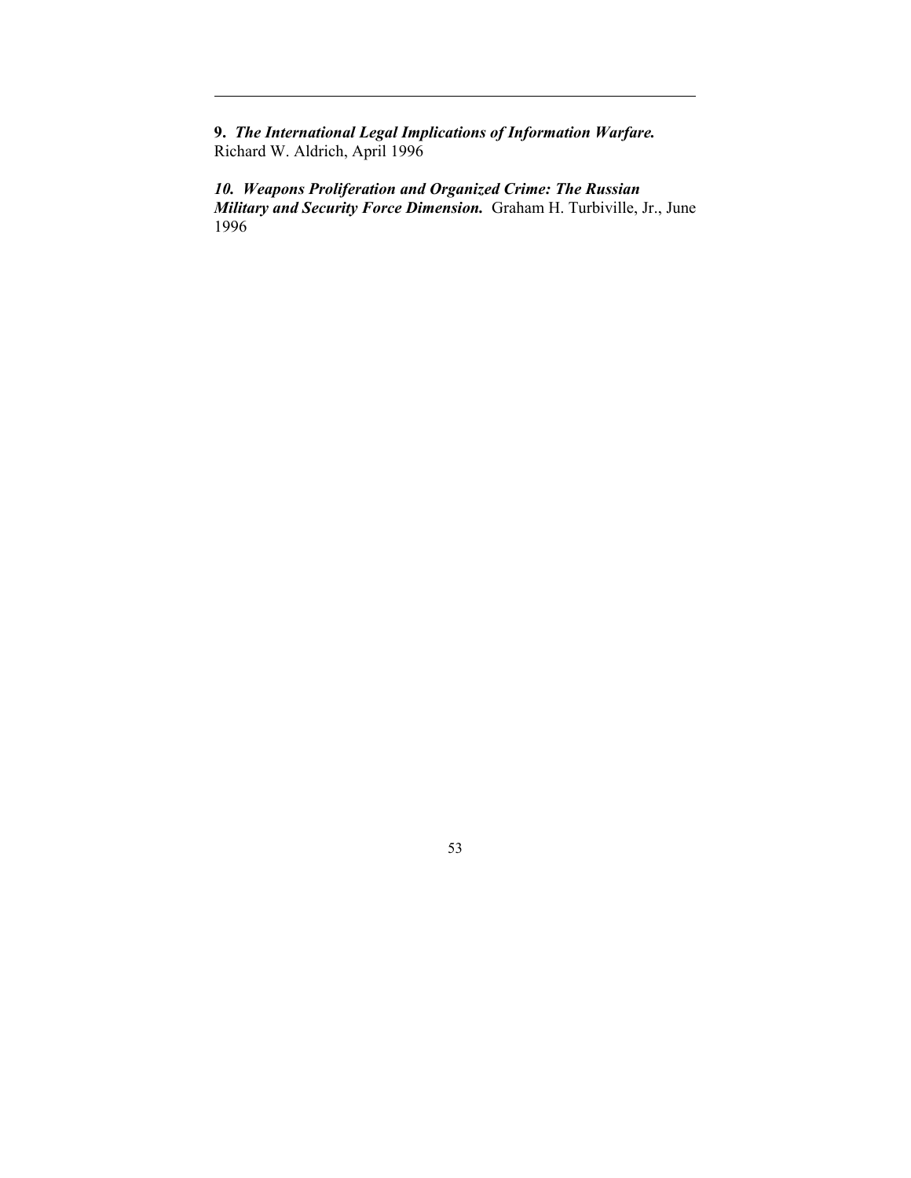**9.** ***The International Legal Implications of Information Warfare.*** Richard W. Aldrich, April 1996

***10. Weapons Proliferation and Organized Crime: The Russian Military and Security Force Dimension.*** Graham H. Turbiville, Jr., June 1996